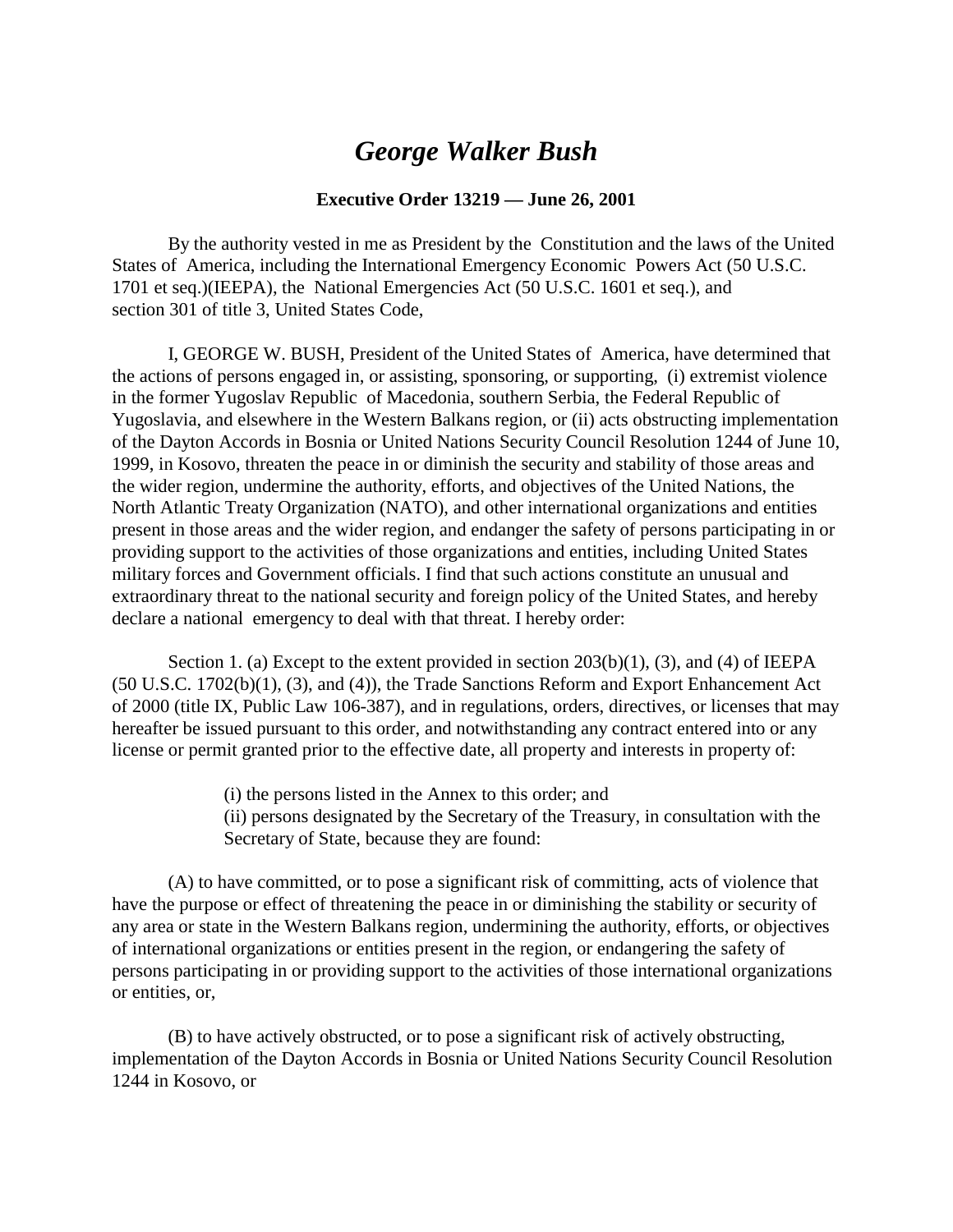# *George Walker Bush*

**Executive Order 13219 — June 26, 2001**

By the authority vested in me as President by the Constitution and the laws of the United States of America, including the International Emergency Economic Powers Act (50 U.S.C. 1701 et seq.)(IEEPA), the National Emergencies Act (50 U.S.C. 1601 et seq.), and section 301 of title 3, United States Code,

I, GEORGE W. BUSH, President of the United States of America, have determined that the actions of persons engaged in, or assisting, sponsoring, or supporting, (i) extremist violence in the former Yugoslav Republic of Macedonia, southern Serbia, the Federal Republic of Yugoslavia, and elsewhere in the Western Balkans region, or (ii) acts obstructing implementation of the Dayton Accords in Bosnia or United Nations Security Council Resolution 1244 of June 10, 1999, in Kosovo, threaten the peace in or diminish the security and stability of those areas and the wider region, undermine the authority, efforts, and objectives of the United Nations, the North Atlantic Treaty Organization (NATO), and other international organizations and entities present in those areas and the wider region, and endanger the safety of persons participating in or providing support to the activities of those organizations and entities, including United States military forces and Government officials. I find that such actions constitute an unusual and extraordinary threat to the national security and foreign policy of the United States, and hereby declare a national emergency to deal with that threat. I hereby order:

Section 1. (a) Except to the extent provided in section 203(b)(1), (3), and (4) of IEEPA (50 U.S.C. 1702(b)(1), (3), and (4)), the Trade Sanctions Reform and Export Enhancement Act of 2000 (title IX, Public Law 106-387), and in regulations, orders, directives, or licenses that may hereafter be issued pursuant to this order, and notwithstanding any contract entered into or any license or permit granted prior to the effective date, all property and interests in property of:

(i) the persons listed in the Annex to this order; and
(ii) persons designated by the Secretary of the Treasury, in consultation with the Secretary of State, because they are found:

(A) to have committed, or to pose a significant risk of committing, acts of violence that have the purpose or effect of threatening the peace in or diminishing the stability or security of any area or state in the Western Balkans region, undermining the authority, efforts, or objectives of international organizations or entities present in the region, or endangering the safety of persons participating in or providing support to the activities of those international organizations or entities, or,

(B) to have actively obstructed, or to pose a significant risk of actively obstructing, implementation of the Dayton Accords in Bosnia or United Nations Security Council Resolution 1244 in Kosovo, or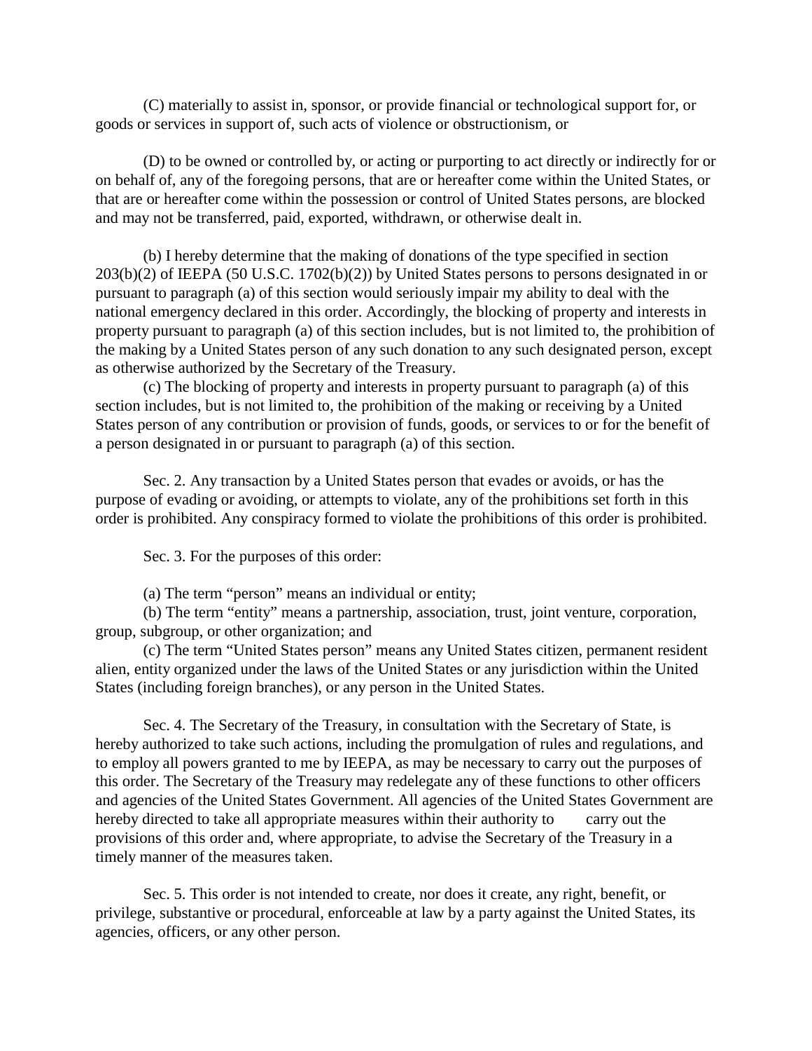(C) materially to assist in, sponsor, or provide financial or technological support for, or goods or services in support of, such acts of violence or obstructionism, or

(D) to be owned or controlled by, or acting or purporting to act directly or indirectly for or on behalf of, any of the foregoing persons, that are or hereafter come within the United States, or that are or hereafter come within the possession or control of United States persons, are blocked and may not be transferred, paid, exported, withdrawn, or otherwise dealt in.

(b) I hereby determine that the making of donations of the type specified in section 203(b)(2) of IEEPA (50 U.S.C. 1702(b)(2)) by United States persons to persons designated in or pursuant to paragraph (a) of this section would seriously impair my ability to deal with the national emergency declared in this order. Accordingly, the blocking of property and interests in property pursuant to paragraph (a) of this section includes, but is not limited to, the prohibition of the making by a United States person of any such donation to any such designated person, except as otherwise authorized by the Secretary of the Treasury.

(c) The blocking of property and interests in property pursuant to paragraph (a) of this section includes, but is not limited to, the prohibition of the making or receiving by a United States person of any contribution or provision of funds, goods, or services to or for the benefit of a person designated in or pursuant to paragraph (a) of this section.

Sec. 2. Any transaction by a United States person that evades or avoids, or has the purpose of evading or avoiding, or attempts to violate, any of the prohibitions set forth in this order is prohibited. Any conspiracy formed to violate the prohibitions of this order is prohibited.

Sec. 3. For the purposes of this order:

(a) The term "person" means an individual or entity;

(b) The term "entity" means a partnership, association, trust, joint venture, corporation, group, subgroup, or other organization; and

(c) The term "United States person" means any United States citizen, permanent resident alien, entity organized under the laws of the United States or any jurisdiction within the United States (including foreign branches), or any person in the United States.

Sec. 4. The Secretary of the Treasury, in consultation with the Secretary of State, is hereby authorized to take such actions, including the promulgation of rules and regulations, and to employ all powers granted to me by IEEPA, as may be necessary to carry out the purposes of this order. The Secretary of the Treasury may redelegate any of these functions to other officers and agencies of the United States Government. All agencies of the United States Government are hereby directed to take all appropriate measures within their authority to carry out the provisions of this order and, where appropriate, to advise the Secretary of the Treasury in a timely manner of the measures taken.

Sec. 5. This order is not intended to create, nor does it create, any right, benefit, or privilege, substantive or procedural, enforceable at law by a party against the United States, its agencies, officers, or any other person.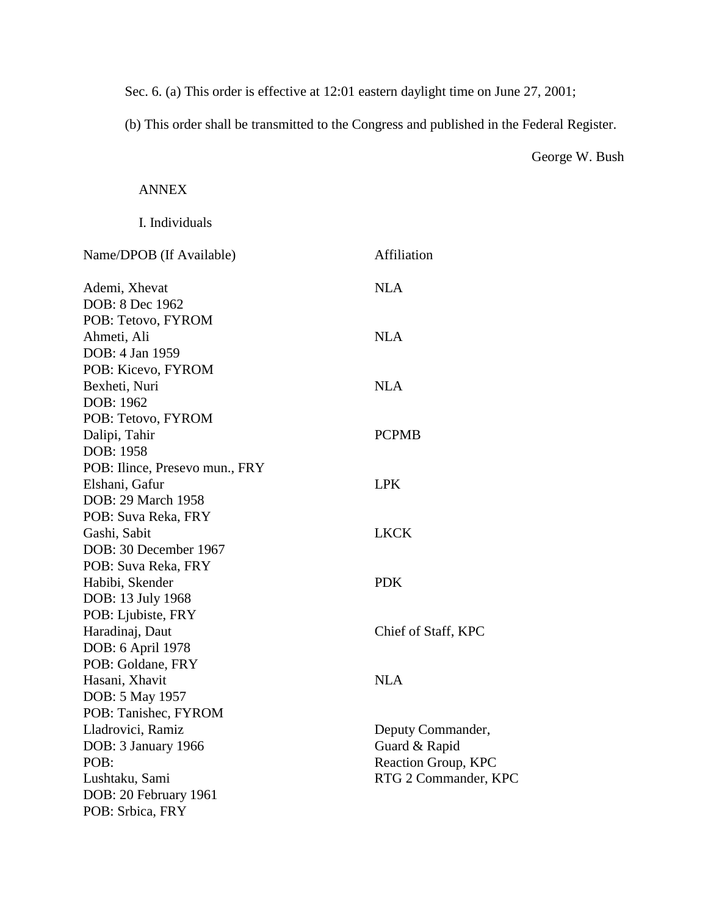Sec. 6. (a) This order is effective at 12:01 eastern daylight time on June 27, 2001;

(b) This order shall be transmitted to the Congress and published in the Federal Register.

George W. Bush

ANNEX

I. Individuals

| Name/DPOB (If Available) | Affiliation |
|---|---|
| Ademi, Xhevat<br>DOB: 8 Dec 1962<br>POB: Tetovo, FYROM | NLA |
| Ahmeti, Ali<br>DOB: 4 Jan 1959<br>POB: Kicevo, FYROM | NLA |
| Bexheti, Nuri<br>DOB: 1962<br>POB: Tetovo, FYROM | NLA |
| Dalipi, Tahir<br>DOB: 1958<br>POB: Ilince, Presevo mun., FRY | PCPMB |
| Elshani, Gafur<br>DOB: 29 March 1958<br>POB: Suva Reka, FRY | LPK |
| Gashi, Sabit<br>DOB: 30 December 1967<br>POB: Suva Reka, FRY | LKCK |
| Habibi, Skender<br>DOB: 13 July 1968<br>POB: Ljubiste, FRY | PDK |
| Haradinaj, Daut<br>DOB: 6 April 1978<br>POB: Goldane, FRY | Chief of Staff, KPC |
| Hasani, Xhavit<br>DOB: 5 May 1957<br>POB: Tanishec, FYROM | NLA |
| Lladrovici, Ramiz<br>DOB: 3 January 1966<br>POB: | Deputy Commander, Guard & Rapid Reaction Group, KPC |
| Lushtaku, Sami<br>DOB: 20 February 1961<br>POB: Srbica, FRY | RTG 2 Commander, KPC |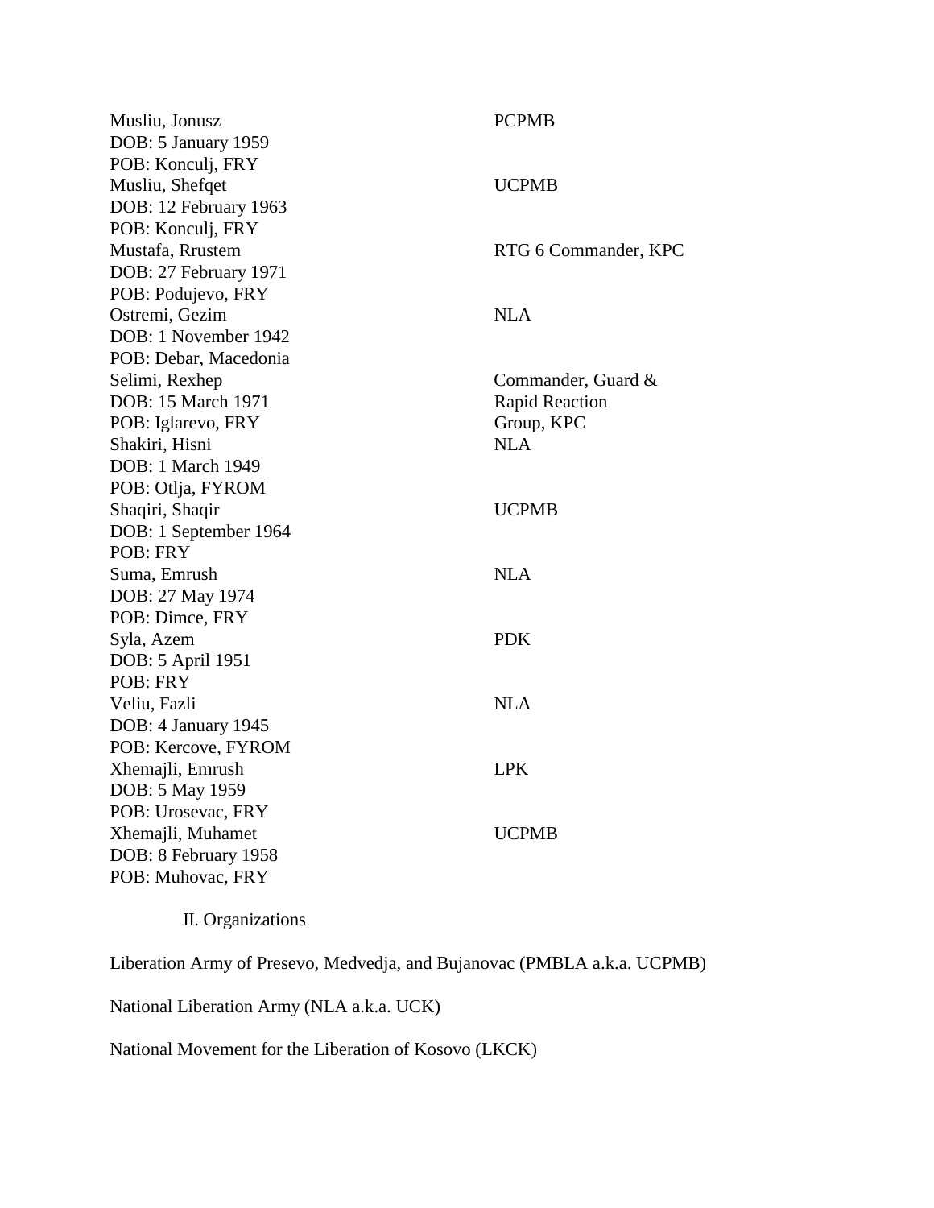| | |
|---|---|
| Musliu, Jonusz<br>DOB: 5 January 1959<br>POB: Konculj, FRY | PCPMB |
| Musliu, Shefqet<br>DOB: 12 February 1963<br>POB: Konculj, FRY | UCPMB |
| Mustafa, Rrustem<br>DOB: 27 February 1971<br>POB: Podujevo, FRY | RTG 6 Commander, KPC |
| Ostremi, Gezim<br>DOB: 1 November 1942<br>POB: Debar, Macedonia | NLA |
| Selimi, Rexhep<br>DOB: 15 March 1971<br>POB: Iglarevo, FRY | Commander, Guard & Rapid Reaction Group, KPC |
| Shakiri, Hisni<br>DOB: 1 March 1949<br>POB: Otlja, FYROM | NLA |
| Shaqiri, Shaqir<br>DOB: 1 September 1964<br>POB: FRY | UCPMB |
| Suma, Emrush<br>DOB: 27 May 1974<br>POB: Dimce, FRY | NLA |
| Syla, Azem<br>DOB: 5 April 1951<br>POB: FRY | PDK |
| Veliu, Fazli<br>DOB: 4 January 1945<br>POB: Kercove, FYROM | NLA |
| Xhemajli, Emrush<br>DOB: 5 May 1959<br>POB: Urosevac, FRY | LPK |
| Xhemajli, Muhamet<br>DOB: 8 February 1958<br>POB: Muhovac, FRY | UCPMB |

## II. Organizations

Liberation Army of Presevo, Medvedja, and Bujanovac (PMBLA a.k.a. UCPMB)

National Liberation Army (NLA a.k.a. UCK)

National Movement for the Liberation of Kosovo (LKCK)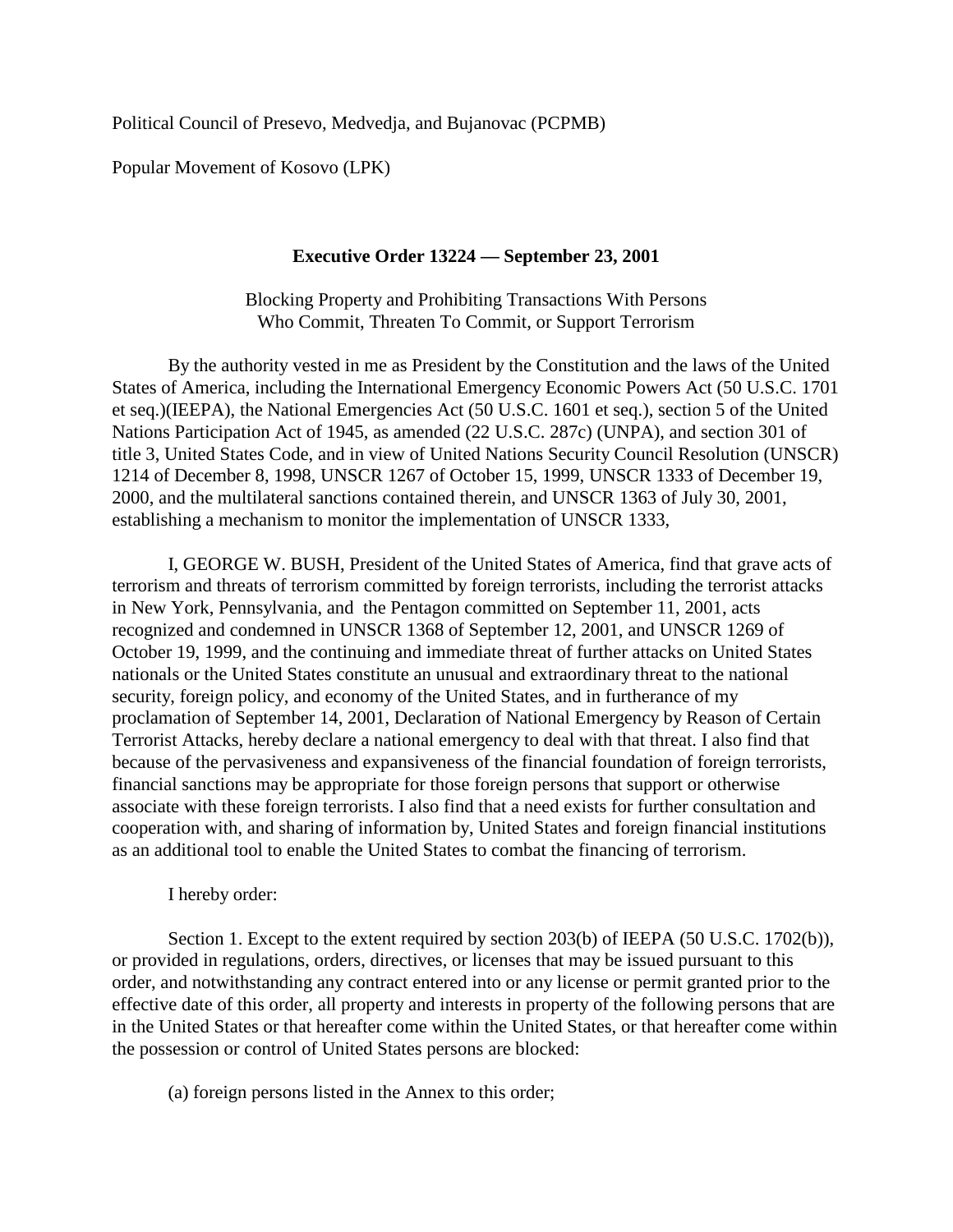Political Council of Presevo, Medvedja, and Bujanovac (PCPMB)

Popular Movement of Kosovo (LPK)

## Executive Order 13224 — September 23, 2001

Blocking Property and Prohibiting Transactions With Persons Who Commit, Threaten To Commit, or Support Terrorism

By the authority vested in me as President by the Constitution and the laws of the United States of America, including the International Emergency Economic Powers Act (50 U.S.C. 1701 et seq.)(IEEPA), the National Emergencies Act (50 U.S.C. 1601 et seq.), section 5 of the United Nations Participation Act of 1945, as amended (22 U.S.C. 287c) (UNPA), and section 301 of title 3, United States Code, and in view of United Nations Security Council Resolution (UNSCR) 1214 of December 8, 1998, UNSCR 1267 of October 15, 1999, UNSCR 1333 of December 19, 2000, and the multilateral sanctions contained therein, and UNSCR 1363 of July 30, 2001, establishing a mechanism to monitor the implementation of UNSCR 1333,

I, GEORGE W. BUSH, President of the United States of America, find that grave acts of terrorism and threats of terrorism committed by foreign terrorists, including the terrorist attacks in New York, Pennsylvania, and the Pentagon committed on September 11, 2001, acts recognized and condemned in UNSCR 1368 of September 12, 2001, and UNSCR 1269 of October 19, 1999, and the continuing and immediate threat of further attacks on United States nationals or the United States constitute an unusual and extraordinary threat to the national security, foreign policy, and economy of the United States, and in furtherance of my proclamation of September 14, 2001, Declaration of National Emergency by Reason of Certain Terrorist Attacks, hereby declare a national emergency to deal with that threat. I also find that because of the pervasiveness and expansiveness of the financial foundation of foreign terrorists, financial sanctions may be appropriate for those foreign persons that support or otherwise associate with these foreign terrorists. I also find that a need exists for further consultation and cooperation with, and sharing of information by, United States and foreign financial institutions as an additional tool to enable the United States to combat the financing of terrorism.

I hereby order:

Section 1. Except to the extent required by section 203(b) of IEEPA (50 U.S.C. 1702(b)), or provided in regulations, orders, directives, or licenses that may be issued pursuant to this order, and notwithstanding any contract entered into or any license or permit granted prior to the effective date of this order, all property and interests in property of the following persons that are in the United States or that hereafter come within the United States, or that hereafter come within the possession or control of United States persons are blocked:

(a) foreign persons listed in the Annex to this order;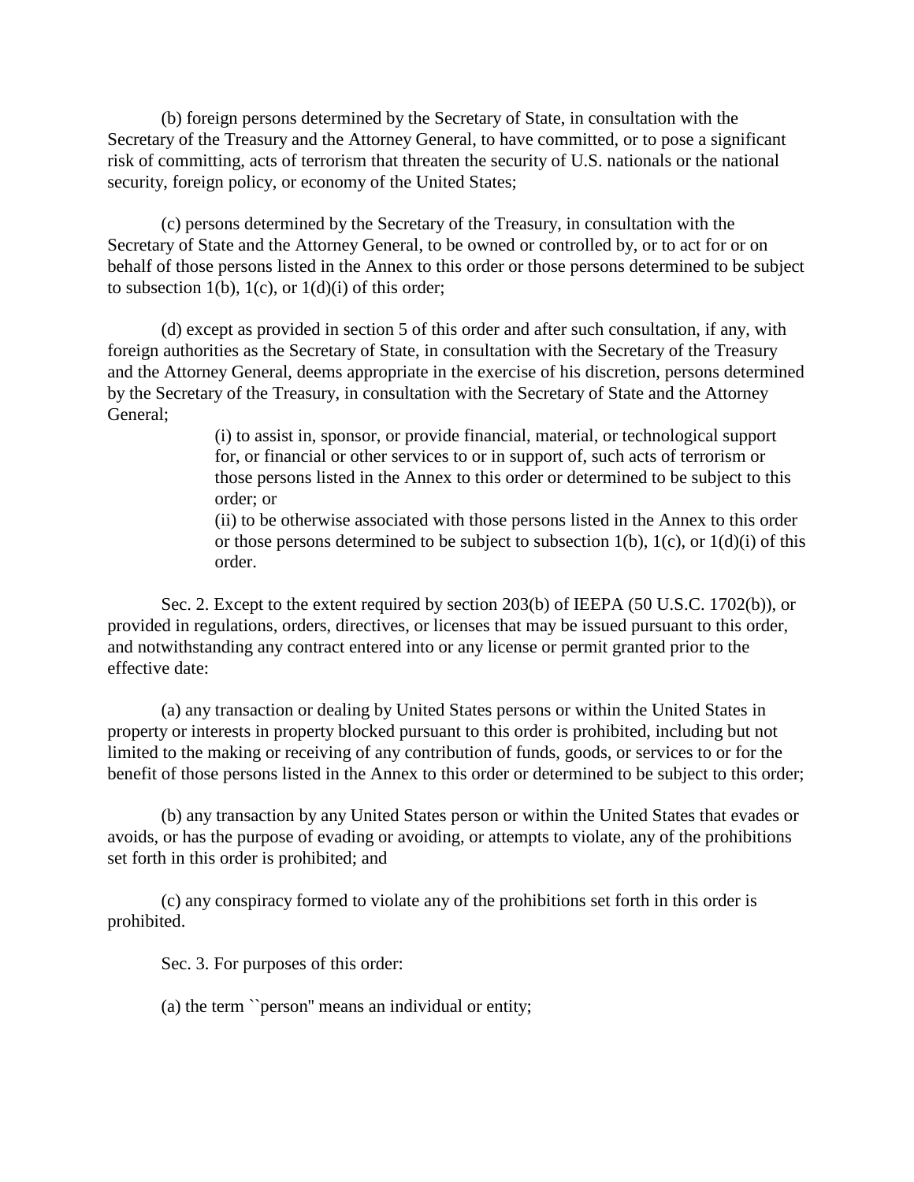(b) foreign persons determined by the Secretary of State, in consultation with the Secretary of the Treasury and the Attorney General, to have committed, or to pose a significant risk of committing, acts of terrorism that threaten the security of U.S. nationals or the national security, foreign policy, or economy of the United States;

(c) persons determined by the Secretary of the Treasury, in consultation with the Secretary of State and the Attorney General, to be owned or controlled by, or to act for or on behalf of those persons listed in the Annex to this order or those persons determined to be subject to subsection 1(b), 1(c), or 1(d)(i) of this order;

(d) except as provided in section 5 of this order and after such consultation, if any, with foreign authorities as the Secretary of State, in consultation with the Secretary of the Treasury and the Attorney General, deems appropriate in the exercise of his discretion, persons determined by the Secretary of the Treasury, in consultation with the Secretary of State and the Attorney General;

> (i) to assist in, sponsor, or provide financial, material, or technological support for, or financial or other services to or in support of, such acts of terrorism or those persons listed in the Annex to this order or determined to be subject to this order; or
>
> (ii) to be otherwise associated with those persons listed in the Annex to this order or those persons determined to be subject to subsection 1(b), 1(c), or 1(d)(i) of this order.

Sec. 2. Except to the extent required by section 203(b) of IEEPA (50 U.S.C. 1702(b)), or provided in regulations, orders, directives, or licenses that may be issued pursuant to this order, and notwithstanding any contract entered into or any license or permit granted prior to the effective date:

(a) any transaction or dealing by United States persons or within the United States in property or interests in property blocked pursuant to this order is prohibited, including but not limited to the making or receiving of any contribution of funds, goods, or services to or for the benefit of those persons listed in the Annex to this order or determined to be subject to this order;

(b) any transaction by any United States person or within the United States that evades or avoids, or has the purpose of evading or avoiding, or attempts to violate, any of the prohibitions set forth in this order is prohibited; and

(c) any conspiracy formed to violate any of the prohibitions set forth in this order is prohibited.

Sec. 3. For purposes of this order:

(a) the term ``person'' means an individual or entity;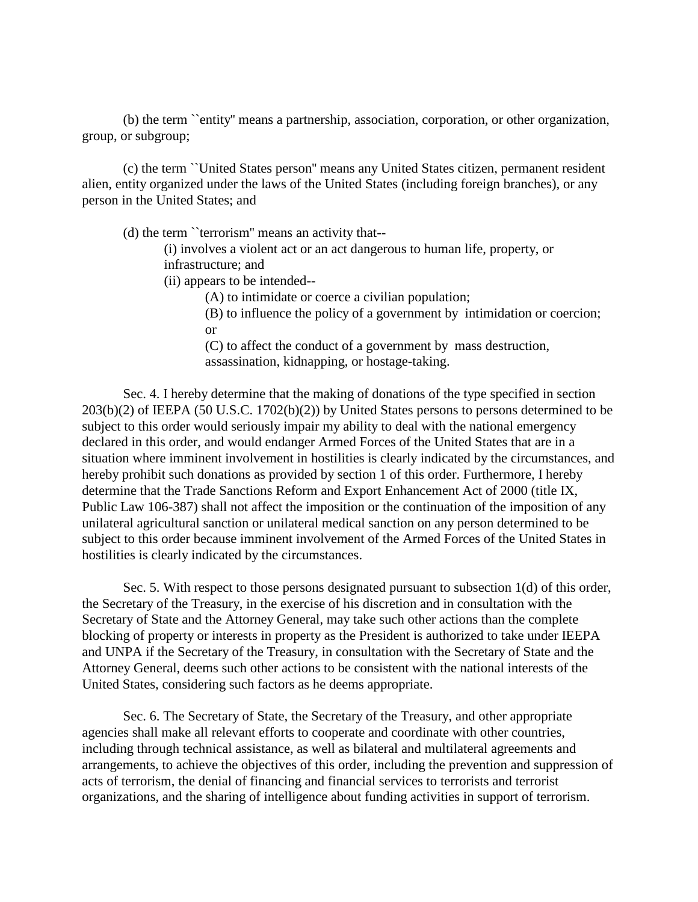(b) the term ``entity'' means a partnership, association, corporation, or other organization, group, or subgroup;

(c) the term ``United States person'' means any United States citizen, permanent resident alien, entity organized under the laws of the United States (including foreign branches), or any person in the United States; and

(d) the term ``terrorism'' means an activity that--

(i) involves a violent act or an act dangerous to human life, property, or infrastructure; and

(ii) appears to be intended--

(A) to intimidate or coerce a civilian population;

(B) to influence the policy of a government by intimidation or coercion; or

(C) to affect the conduct of a government by mass destruction, assassination, kidnapping, or hostage-taking.

Sec. 4. I hereby determine that the making of donations of the type specified in section 203(b)(2) of IEEPA (50 U.S.C. 1702(b)(2)) by United States persons to persons determined to be subject to this order would seriously impair my ability to deal with the national emergency declared in this order, and would endanger Armed Forces of the United States that are in a situation where imminent involvement in hostilities is clearly indicated by the circumstances, and hereby prohibit such donations as provided by section 1 of this order. Furthermore, I hereby determine that the Trade Sanctions Reform and Export Enhancement Act of 2000 (title IX, Public Law 106-387) shall not affect the imposition or the continuation of the imposition of any unilateral agricultural sanction or unilateral medical sanction on any person determined to be subject to this order because imminent involvement of the Armed Forces of the United States in hostilities is clearly indicated by the circumstances.

Sec. 5. With respect to those persons designated pursuant to subsection 1(d) of this order, the Secretary of the Treasury, in the exercise of his discretion and in consultation with the Secretary of State and the Attorney General, may take such other actions than the complete blocking of property or interests in property as the President is authorized to take under IEEPA and UNPA if the Secretary of the Treasury, in consultation with the Secretary of State and the Attorney General, deems such other actions to be consistent with the national interests of the United States, considering such factors as he deems appropriate.

Sec. 6. The Secretary of State, the Secretary of the Treasury, and other appropriate agencies shall make all relevant efforts to cooperate and coordinate with other countries, including through technical assistance, as well as bilateral and multilateral agreements and arrangements, to achieve the objectives of this order, including the prevention and suppression of acts of terrorism, the denial of financing and financial services to terrorists and terrorist organizations, and the sharing of intelligence about funding activities in support of terrorism.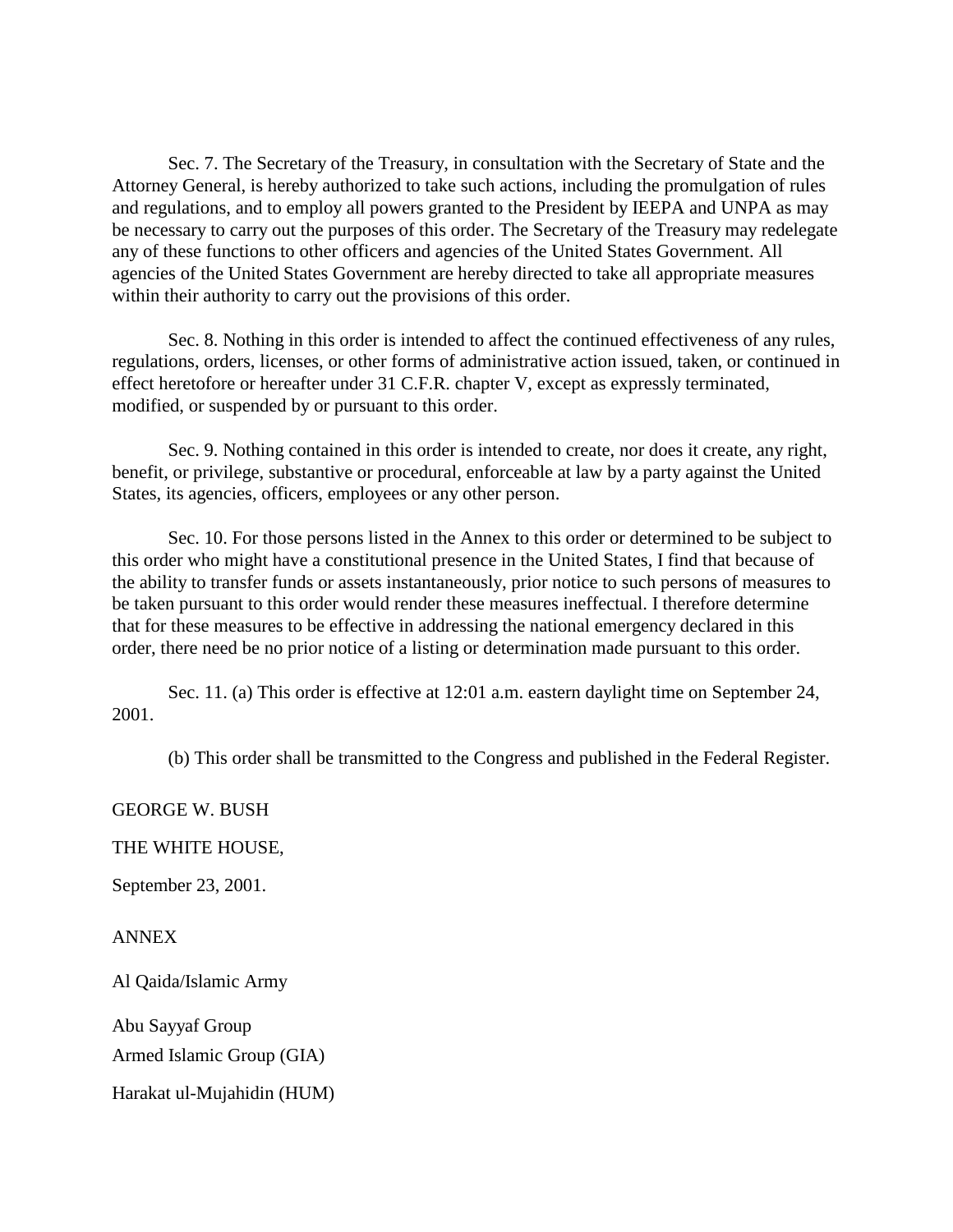Sec. 7. The Secretary of the Treasury, in consultation with the Secretary of State and the Attorney General, is hereby authorized to take such actions, including the promulgation of rules and regulations, and to employ all powers granted to the President by IEEPA and UNPA as may be necessary to carry out the purposes of this order. The Secretary of the Treasury may redelegate any of these functions to other officers and agencies of the United States Government. All agencies of the United States Government are hereby directed to take all appropriate measures within their authority to carry out the provisions of this order.

Sec. 8. Nothing in this order is intended to affect the continued effectiveness of any rules, regulations, orders, licenses, or other forms of administrative action issued, taken, or continued in effect heretofore or hereafter under 31 C.F.R. chapter V, except as expressly terminated, modified, or suspended by or pursuant to this order.

Sec. 9. Nothing contained in this order is intended to create, nor does it create, any right, benefit, or privilege, substantive or procedural, enforceable at law by a party against the United States, its agencies, officers, employees or any other person.

Sec. 10. For those persons listed in the Annex to this order or determined to be subject to this order who might have a constitutional presence in the United States, I find that because of the ability to transfer funds or assets instantaneously, prior notice to such persons of measures to be taken pursuant to this order would render these measures ineffectual. I therefore determine that for these measures to be effective in addressing the national emergency declared in this order, there need be no prior notice of a listing or determination made pursuant to this order.

Sec. 11. (a) This order is effective at 12:01 a.m. eastern daylight time on September 24, 2001.

(b) This order shall be transmitted to the Congress and published in the Federal Register.

GEORGE W. BUSH

THE WHITE HOUSE,

September 23, 2001.

ANNEX

Al Qaida/Islamic Army

Abu Sayyaf Group

Armed Islamic Group (GIA)

Harakat ul-Mujahidin (HUM)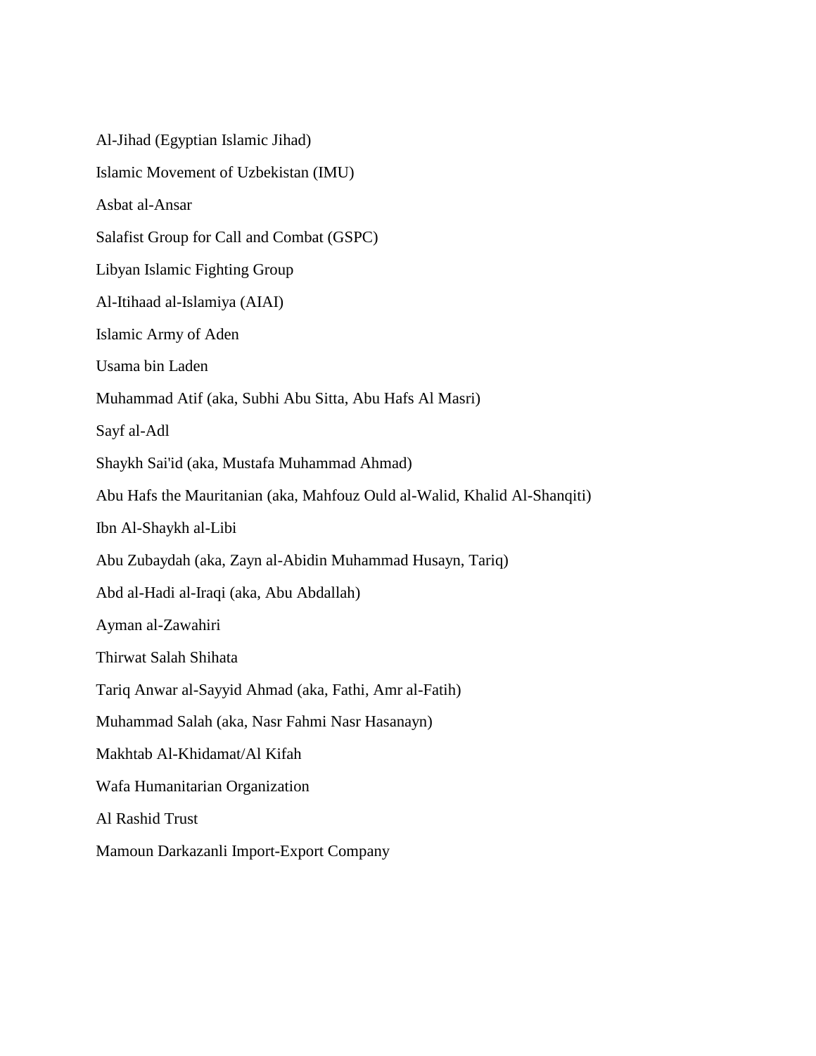Al-Jihad (Egyptian Islamic Jihad)

Islamic Movement of Uzbekistan (IMU)

Asbat al-Ansar

Salafist Group for Call and Combat (GSPC)

Libyan Islamic Fighting Group

Al-Itihaad al-Islamiya (AIAI)

Islamic Army of Aden

Usama bin Laden

Muhammad Atif (aka, Subhi Abu Sitta, Abu Hafs Al Masri)

Sayf al-Adl

Shaykh Sai'id (aka, Mustafa Muhammad Ahmad)

Abu Hafs the Mauritanian (aka, Mahfouz Ould al-Walid, Khalid Al-Shanqiti)

Ibn Al-Shaykh al-Libi

Abu Zubaydah (aka, Zayn al-Abidin Muhammad Husayn, Tariq)

Abd al-Hadi al-Iraqi (aka, Abu Abdallah)

Ayman al-Zawahiri

Thirwat Salah Shihata

Tariq Anwar al-Sayyid Ahmad (aka, Fathi, Amr al-Fatih)

Muhammad Salah (aka, Nasr Fahmi Nasr Hasanayn)

Makhtab Al-Khidamat/Al Kifah

Wafa Humanitarian Organization

Al Rashid Trust

Mamoun Darkazanli Import-Export Company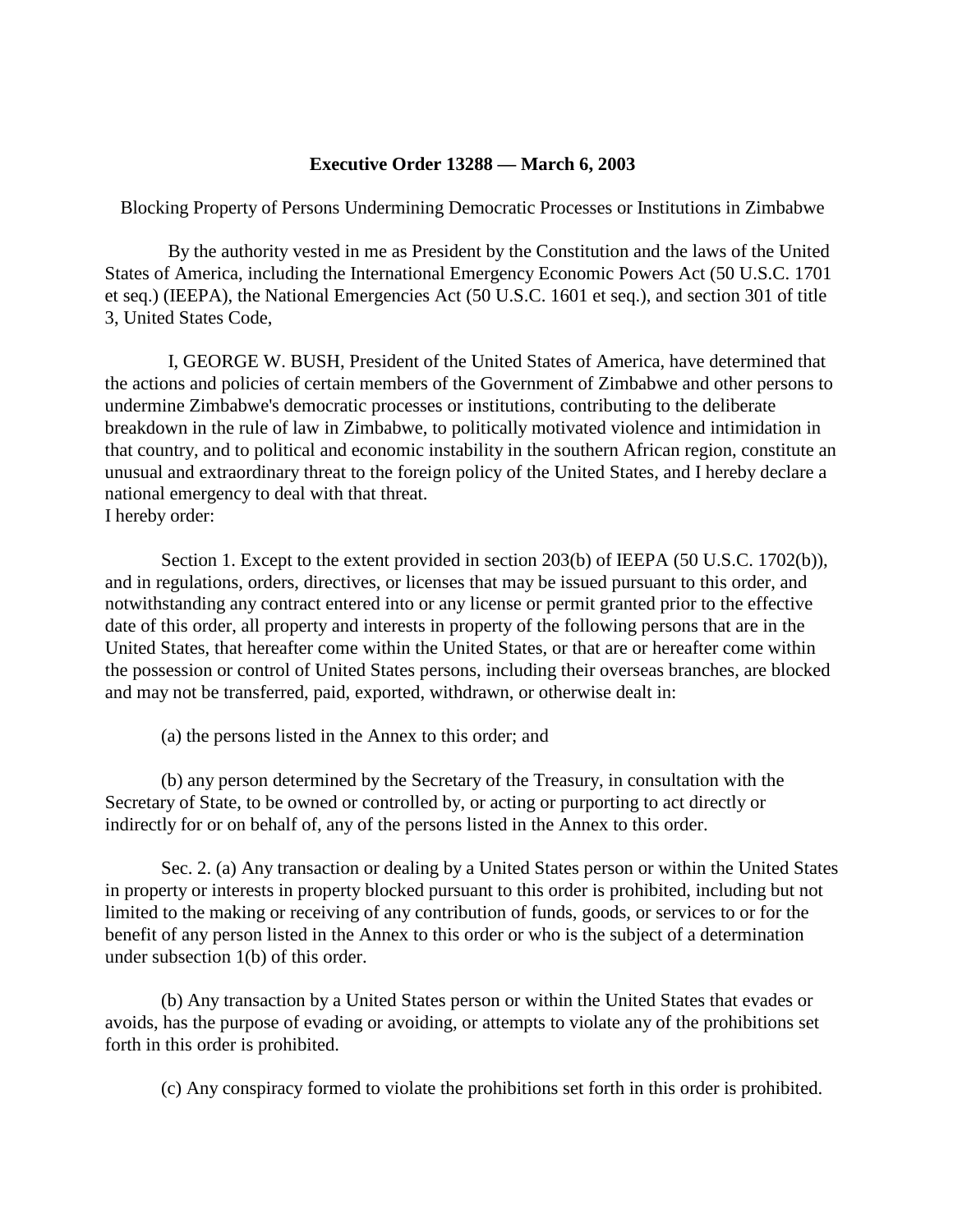**Executive Order 13288 — March 6, 2003**

Blocking Property of Persons Undermining Democratic Processes or Institutions in Zimbabwe

By the authority vested in me as President by the Constitution and the laws of the United States of America, including the International Emergency Economic Powers Act (50 U.S.C. 1701 et seq.) (IEEPA), the National Emergencies Act (50 U.S.C. 1601 et seq.), and section 301 of title 3, United States Code,

I, GEORGE W. BUSH, President of the United States of America, have determined that the actions and policies of certain members of the Government of Zimbabwe and other persons to undermine Zimbabwe's democratic processes or institutions, contributing to the deliberate breakdown in the rule of law in Zimbabwe, to politically motivated violence and intimidation in that country, and to political and economic instability in the southern African region, constitute an unusual and extraordinary threat to the foreign policy of the United States, and I hereby declare a national emergency to deal with that threat.
I hereby order:

Section 1. Except to the extent provided in section 203(b) of IEEPA (50 U.S.C. 1702(b)), and in regulations, orders, directives, or licenses that may be issued pursuant to this order, and notwithstanding any contract entered into or any license or permit granted prior to the effective date of this order, all property and interests in property of the following persons that are in the United States, that hereafter come within the United States, or that are or hereafter come within the possession or control of United States persons, including their overseas branches, are blocked and may not be transferred, paid, exported, withdrawn, or otherwise dealt in:

(a) the persons listed in the Annex to this order; and

(b) any person determined by the Secretary of the Treasury, in consultation with the Secretary of State, to be owned or controlled by, or acting or purporting to act directly or indirectly for or on behalf of, any of the persons listed in the Annex to this order.

Sec. 2. (a) Any transaction or dealing by a United States person or within the United States in property or interests in property blocked pursuant to this order is prohibited, including but not limited to the making or receiving of any contribution of funds, goods, or services to or for the benefit of any person listed in the Annex to this order or who is the subject of a determination under subsection 1(b) of this order.

(b) Any transaction by a United States person or within the United States that evades or avoids, has the purpose of evading or avoiding, or attempts to violate any of the prohibitions set forth in this order is prohibited.

(c) Any conspiracy formed to violate the prohibitions set forth in this order is prohibited.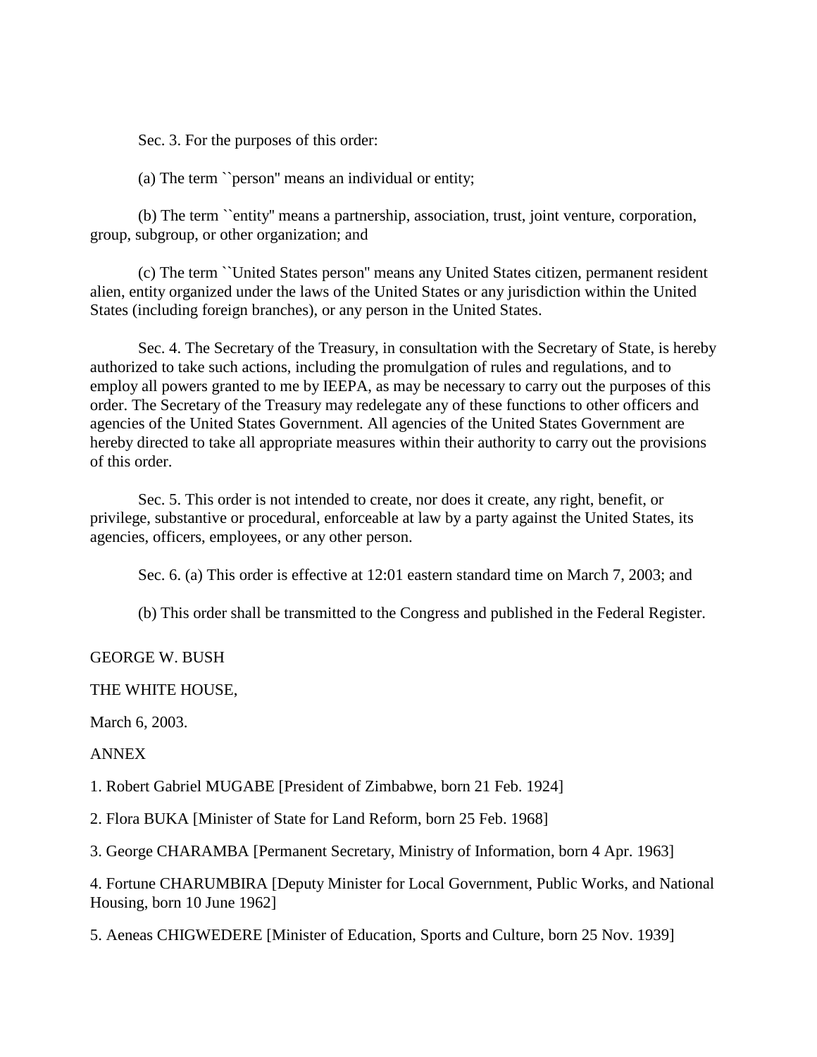Sec. 3. For the purposes of this order:

(a) The term ``person'' means an individual or entity;

(b) The term ``entity'' means a partnership, association, trust, joint venture, corporation, group, subgroup, or other organization; and

(c) The term ``United States person'' means any United States citizen, permanent resident alien, entity organized under the laws of the United States or any jurisdiction within the United States (including foreign branches), or any person in the United States.

Sec. 4. The Secretary of the Treasury, in consultation with the Secretary of State, is hereby authorized to take such actions, including the promulgation of rules and regulations, and to employ all powers granted to me by IEEPA, as may be necessary to carry out the purposes of this order. The Secretary of the Treasury may redelegate any of these functions to other officers and agencies of the United States Government. All agencies of the United States Government are hereby directed to take all appropriate measures within their authority to carry out the provisions of this order.

Sec. 5. This order is not intended to create, nor does it create, any right, benefit, or privilege, substantive or procedural, enforceable at law by a party against the United States, its agencies, officers, employees, or any other person.

Sec. 6. (a) This order is effective at 12:01 eastern standard time on March 7, 2003; and

(b) This order shall be transmitted to the Congress and published in the Federal Register.

GEORGE W. BUSH

THE WHITE HOUSE,

March 6, 2003.

ANNEX

1. Robert Gabriel MUGABE [President of Zimbabwe, born 21 Feb. 1924]

2. Flora BUKA [Minister of State for Land Reform, born 25 Feb. 1968]

3. George CHARAMBA [Permanent Secretary, Ministry of Information, born 4 Apr. 1963]

4. Fortune CHARUMBIRA [Deputy Minister for Local Government, Public Works, and National Housing, born 10 June 1962]

5. Aeneas CHIGWEDERE [Minister of Education, Sports and Culture, born 25 Nov. 1939]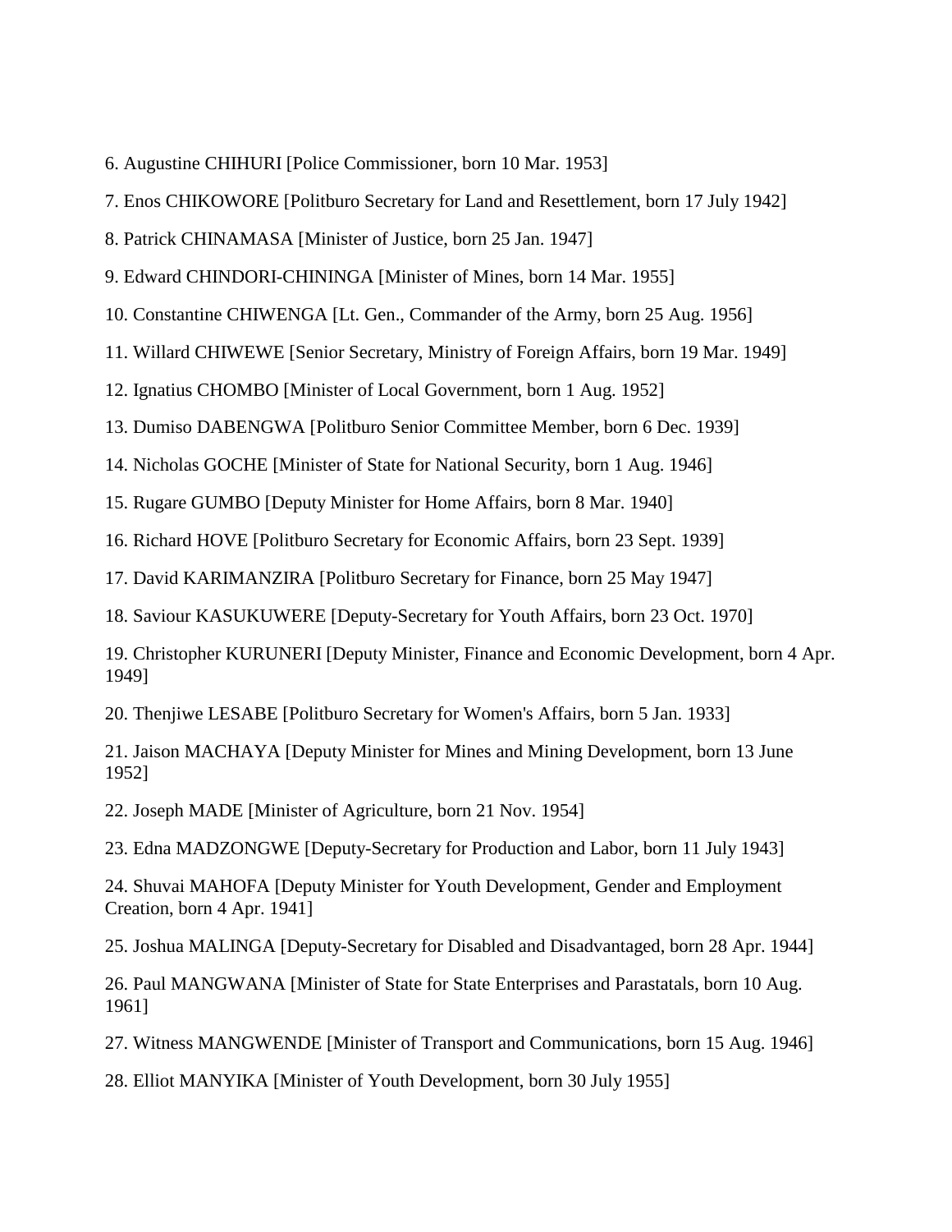6. Augustine CHIHURI [Police Commissioner, born 10 Mar. 1953]

7. Enos CHIKOWORE [Politburo Secretary for Land and Resettlement, born 17 July 1942]

8. Patrick CHINAMASA [Minister of Justice, born 25 Jan. 1947]

9. Edward CHINDORI-CHININGA [Minister of Mines, born 14 Mar. 1955]

10. Constantine CHIWENGA [Lt. Gen., Commander of the Army, born 25 Aug. 1956]

11. Willard CHIWEWE [Senior Secretary, Ministry of Foreign Affairs, born 19 Mar. 1949]

12. Ignatius CHOMBO [Minister of Local Government, born 1 Aug. 1952]

13. Dumiso DABENGWA [Politburo Senior Committee Member, born 6 Dec. 1939]

14. Nicholas GOCHE [Minister of State for National Security, born 1 Aug. 1946]

15. Rugare GUMBO [Deputy Minister for Home Affairs, born 8 Mar. 1940]

16. Richard HOVE [Politburo Secretary for Economic Affairs, born 23 Sept. 1939]

17. David KARIMANZIRA [Politburo Secretary for Finance, born 25 May 1947]

18. Saviour KASUKUWERE [Deputy-Secretary for Youth Affairs, born 23 Oct. 1970]

19. Christopher KURUNERI [Deputy Minister, Finance and Economic Development, born 4 Apr. 1949]

20. Thenjiwe LESABE [Politburo Secretary for Women's Affairs, born 5 Jan. 1933]

21. Jaison MACHAYA [Deputy Minister for Mines and Mining Development, born 13 June 1952]

22. Joseph MADE [Minister of Agriculture, born 21 Nov. 1954]

23. Edna MADZONGWE [Deputy-Secretary for Production and Labor, born 11 July 1943]

24. Shuvai MAHOFA [Deputy Minister for Youth Development, Gender and Employment Creation, born 4 Apr. 1941]

25. Joshua MALINGA [Deputy-Secretary for Disabled and Disadvantaged, born 28 Apr. 1944]

26. Paul MANGWANA [Minister of State for State Enterprises and Parastatals, born 10 Aug. 1961]

27. Witness MANGWENDE [Minister of Transport and Communications, born 15 Aug. 1946]

28. Elliot MANYIKA [Minister of Youth Development, born 30 July 1955]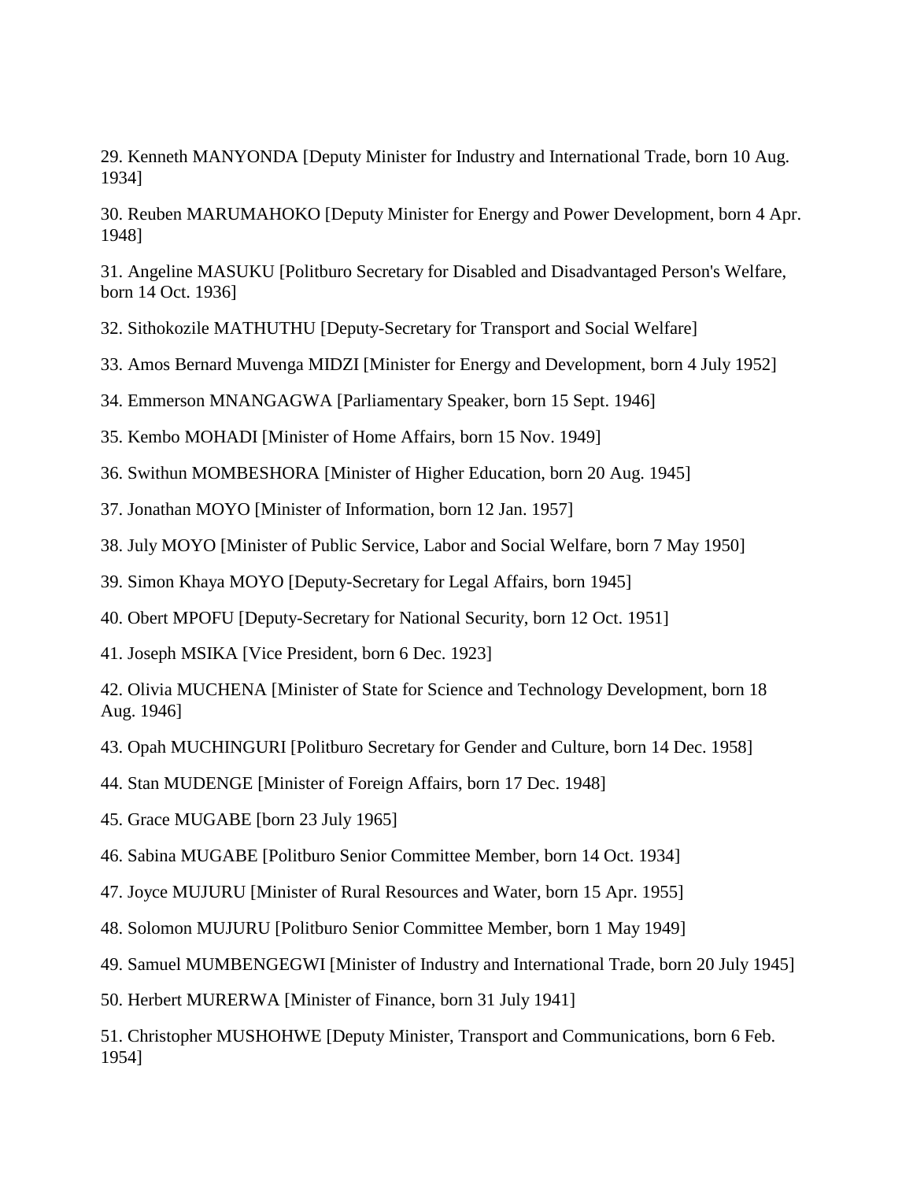29. Kenneth MANYONDA [Deputy Minister for Industry and International Trade, born 10 Aug. 1934]

30. Reuben MARUMAHOKO [Deputy Minister for Energy and Power Development, born 4 Apr. 1948]

31. Angeline MASUKU [Politburo Secretary for Disabled and Disadvantaged Person's Welfare, born 14 Oct. 1936]

32. Sithokozile MATHUTHU [Deputy-Secretary for Transport and Social Welfare]

33. Amos Bernard Muvenga MIDZI [Minister for Energy and Development, born 4 July 1952]

34. Emmerson MNANGAGWA [Parliamentary Speaker, born 15 Sept. 1946]

35. Kembo MOHADI [Minister of Home Affairs, born 15 Nov. 1949]

36. Swithun MOMBESHORA [Minister of Higher Education, born 20 Aug. 1945]

37. Jonathan MOYO [Minister of Information, born 12 Jan. 1957]

38. July MOYO [Minister of Public Service, Labor and Social Welfare, born 7 May 1950]

39. Simon Khaya MOYO [Deputy-Secretary for Legal Affairs, born 1945]

40. Obert MPOFU [Deputy-Secretary for National Security, born 12 Oct. 1951]

41. Joseph MSIKA [Vice President, born 6 Dec. 1923]

42. Olivia MUCHENA [Minister of State for Science and Technology Development, born 18 Aug. 1946]

43. Opah MUCHINGURI [Politburo Secretary for Gender and Culture, born 14 Dec. 1958]

44. Stan MUDENGE [Minister of Foreign Affairs, born 17 Dec. 1948]

45. Grace MUGABE [born 23 July 1965]

46. Sabina MUGABE [Politburo Senior Committee Member, born 14 Oct. 1934]

47. Joyce MUJURU [Minister of Rural Resources and Water, born 15 Apr. 1955]

48. Solomon MUJURU [Politburo Senior Committee Member, born 1 May 1949]

49. Samuel MUMBENGEGWI [Minister of Industry and International Trade, born 20 July 1945]

50. Herbert MURERWA [Minister of Finance, born 31 July 1941]

51. Christopher MUSHOHWE [Deputy Minister, Transport and Communications, born 6 Feb. 1954]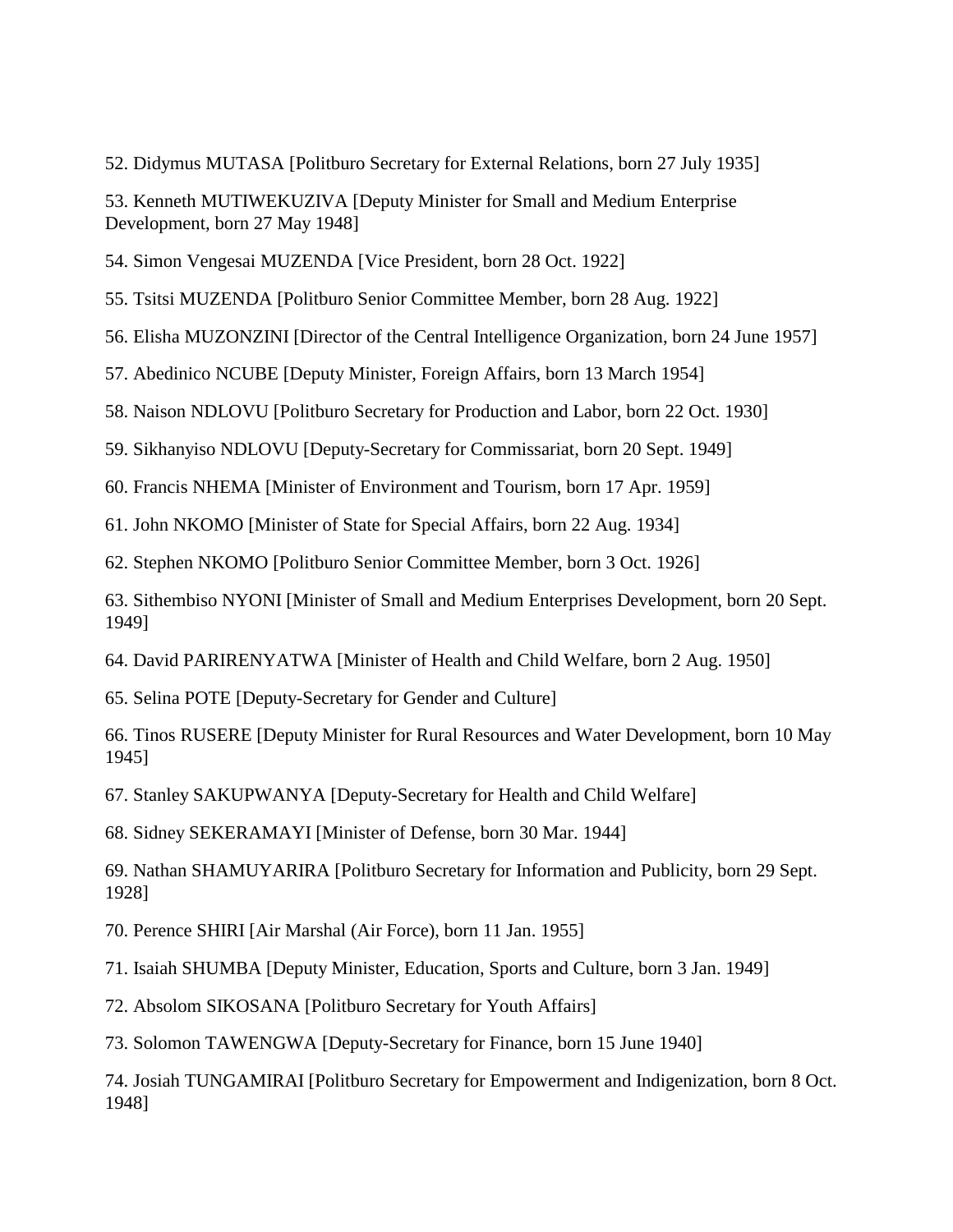52. Didymus MUTASA [Politburo Secretary for External Relations, born 27 July 1935]

53. Kenneth MUTIWEKUZIVA [Deputy Minister for Small and Medium Enterprise Development, born 27 May 1948]

54. Simon Vengesai MUZENDA [Vice President, born 28 Oct. 1922]

55. Tsitsi MUZENDA [Politburo Senior Committee Member, born 28 Aug. 1922]

56. Elisha MUZONZINI [Director of the Central Intelligence Organization, born 24 June 1957]

57. Abedinico NCUBE [Deputy Minister, Foreign Affairs, born 13 March 1954]

58. Naison NDLOVU [Politburo Secretary for Production and Labor, born 22 Oct. 1930]

59. Sikhanyiso NDLOVU [Deputy-Secretary for Commissariat, born 20 Sept. 1949]

60. Francis NHEMA [Minister of Environment and Tourism, born 17 Apr. 1959]

61. John NKOMO [Minister of State for Special Affairs, born 22 Aug. 1934]

62. Stephen NKOMO [Politburo Senior Committee Member, born 3 Oct. 1926]

63. Sithembiso NYONI [Minister of Small and Medium Enterprises Development, born 20 Sept. 1949]

64. David PARIRENYATWA [Minister of Health and Child Welfare, born 2 Aug. 1950]

65. Selina POTE [Deputy-Secretary for Gender and Culture]

66. Tinos RUSERE [Deputy Minister for Rural Resources and Water Development, born 10 May 1945]

67. Stanley SAKUPWANYA [Deputy-Secretary for Health and Child Welfare]

68. Sidney SEKERAMAYI [Minister of Defense, born 30 Mar. 1944]

69. Nathan SHAMUYARIRA [Politburo Secretary for Information and Publicity, born 29 Sept. 1928]

70. Perence SHIRI [Air Marshal (Air Force), born 11 Jan. 1955]

71. Isaiah SHUMBA [Deputy Minister, Education, Sports and Culture, born 3 Jan. 1949]

72. Absolom SIKOSANA [Politburo Secretary for Youth Affairs]

73. Solomon TAWENGWA [Deputy-Secretary for Finance, born 15 June 1940]

74. Josiah TUNGAMIRAI [Politburo Secretary for Empowerment and Indigenization, born 8 Oct. 1948]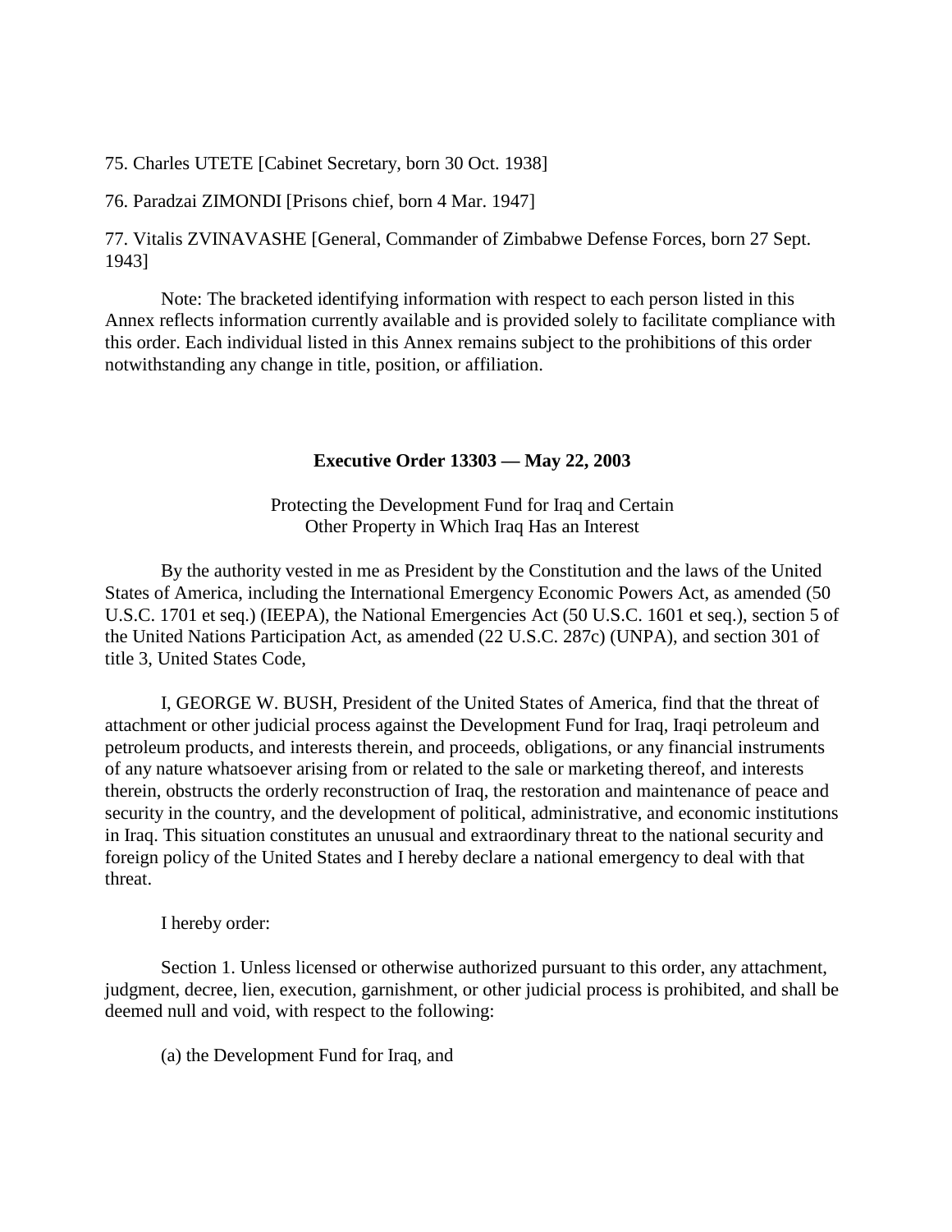75. Charles UTETE [Cabinet Secretary, born 30 Oct. 1938]

76. Paradzai ZIMONDI [Prisons chief, born 4 Mar. 1947]

77. Vitalis ZVINAVASHE [General, Commander of Zimbabwe Defense Forces, born 27 Sept. 1943]

Note: The bracketed identifying information with respect to each person listed in this Annex reflects information currently available and is provided solely to facilitate compliance with this order. Each individual listed in this Annex remains subject to the prohibitions of this order notwithstanding any change in title, position, or affiliation.

## Executive Order 13303 — May 22, 2003

Protecting the Development Fund for Iraq and Certain
Other Property in Which Iraq Has an Interest

By the authority vested in me as President by the Constitution and the laws of the United States of America, including the International Emergency Economic Powers Act, as amended (50 U.S.C. 1701 et seq.) (IEEPA), the National Emergencies Act (50 U.S.C. 1601 et seq.), section 5 of the United Nations Participation Act, as amended (22 U.S.C. 287c) (UNPA), and section 301 of title 3, United States Code,

I, GEORGE W. BUSH, President of the United States of America, find that the threat of attachment or other judicial process against the Development Fund for Iraq, Iraqi petroleum and petroleum products, and interests therein, and proceeds, obligations, or any financial instruments of any nature whatsoever arising from or related to the sale or marketing thereof, and interests therein, obstructs the orderly reconstruction of Iraq, the restoration and maintenance of peace and security in the country, and the development of political, administrative, and economic institutions in Iraq. This situation constitutes an unusual and extraordinary threat to the national security and foreign policy of the United States and I hereby declare a national emergency to deal with that threat.

I hereby order:

Section 1. Unless licensed or otherwise authorized pursuant to this order, any attachment, judgment, decree, lien, execution, garnishment, or other judicial process is prohibited, and shall be deemed null and void, with respect to the following:

(a) the Development Fund for Iraq, and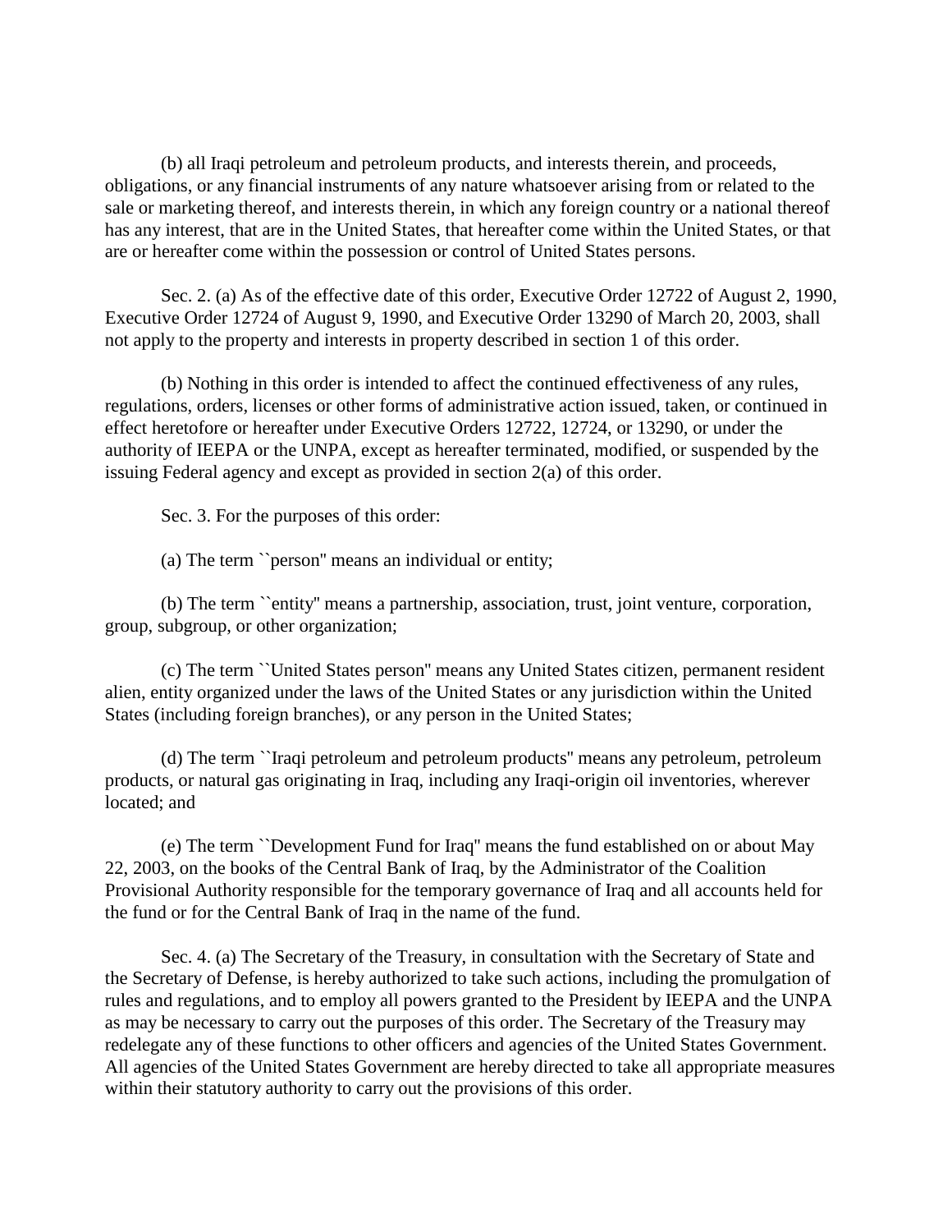(b) all Iraqi petroleum and petroleum products, and interests therein, and proceeds, obligations, or any financial instruments of any nature whatsoever arising from or related to the sale or marketing thereof, and interests therein, in which any foreign country or a national thereof has any interest, that are in the United States, that hereafter come within the United States, or that are or hereafter come within the possession or control of United States persons.

Sec. 2. (a) As of the effective date of this order, Executive Order 12722 of August 2, 1990, Executive Order 12724 of August 9, 1990, and Executive Order 13290 of March 20, 2003, shall not apply to the property and interests in property described in section 1 of this order.

(b) Nothing in this order is intended to affect the continued effectiveness of any rules, regulations, orders, licenses or other forms of administrative action issued, taken, or continued in effect heretofore or hereafter under Executive Orders 12722, 12724, or 13290, or under the authority of IEEPA or the UNPA, except as hereafter terminated, modified, or suspended by the issuing Federal agency and except as provided in section 2(a) of this order.

Sec. 3. For the purposes of this order:

(a) The term ``person'' means an individual or entity;

(b) The term ``entity'' means a partnership, association, trust, joint venture, corporation, group, subgroup, or other organization;

(c) The term ``United States person'' means any United States citizen, permanent resident alien, entity organized under the laws of the United States or any jurisdiction within the United States (including foreign branches), or any person in the United States;

(d) The term ``Iraqi petroleum and petroleum products'' means any petroleum, petroleum products, or natural gas originating in Iraq, including any Iraqi-origin oil inventories, wherever located; and

(e) The term ``Development Fund for Iraq'' means the fund established on or about May 22, 2003, on the books of the Central Bank of Iraq, by the Administrator of the Coalition Provisional Authority responsible for the temporary governance of Iraq and all accounts held for the fund or for the Central Bank of Iraq in the name of the fund.

Sec. 4. (a) The Secretary of the Treasury, in consultation with the Secretary of State and the Secretary of Defense, is hereby authorized to take such actions, including the promulgation of rules and regulations, and to employ all powers granted to the President by IEEPA and the UNPA as may be necessary to carry out the purposes of this order. The Secretary of the Treasury may redelegate any of these functions to other officers and agencies of the United States Government. All agencies of the United States Government are hereby directed to take all appropriate measures within their statutory authority to carry out the provisions of this order.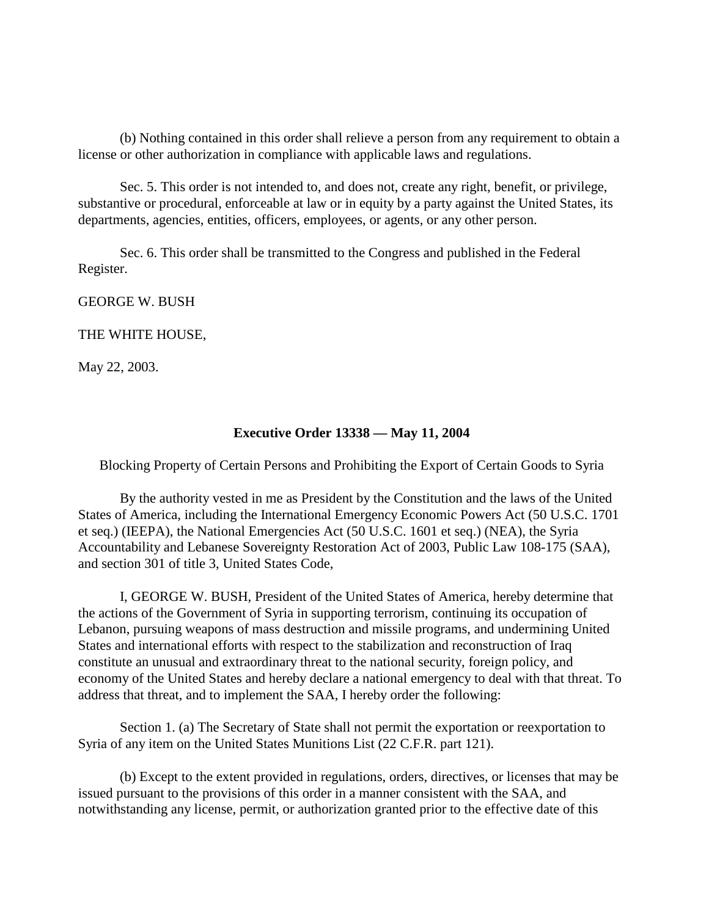(b) Nothing contained in this order shall relieve a person from any requirement to obtain a license or other authorization in compliance with applicable laws and regulations.

Sec. 5. This order is not intended to, and does not, create any right, benefit, or privilege, substantive or procedural, enforceable at law or in equity by a party against the United States, its departments, agencies, entities, officers, employees, or agents, or any other person.

Sec. 6. This order shall be transmitted to the Congress and published in the Federal Register.

GEORGE W. BUSH

THE WHITE HOUSE,

May 22, 2003.

### Executive Order 13338 — May 11, 2004

Blocking Property of Certain Persons and Prohibiting the Export of Certain Goods to Syria

By the authority vested in me as President by the Constitution and the laws of the United States of America, including the International Emergency Economic Powers Act (50 U.S.C. 1701 et seq.) (IEEPA), the National Emergencies Act (50 U.S.C. 1601 et seq.) (NEA), the Syria Accountability and Lebanese Sovereignty Restoration Act of 2003, Public Law 108-175 (SAA), and section 301 of title 3, United States Code,

I, GEORGE W. BUSH, President of the United States of America, hereby determine that the actions of the Government of Syria in supporting terrorism, continuing its occupation of Lebanon, pursuing weapons of mass destruction and missile programs, and undermining United States and international efforts with respect to the stabilization and reconstruction of Iraq constitute an unusual and extraordinary threat to the national security, foreign policy, and economy of the United States and hereby declare a national emergency to deal with that threat. To address that threat, and to implement the SAA, I hereby order the following:

Section 1. (a) The Secretary of State shall not permit the exportation or reexportation to Syria of any item on the United States Munitions List (22 C.F.R. part 121).

(b) Except to the extent provided in regulations, orders, directives, or licenses that may be issued pursuant to the provisions of this order in a manner consistent with the SAA, and notwithstanding any license, permit, or authorization granted prior to the effective date of this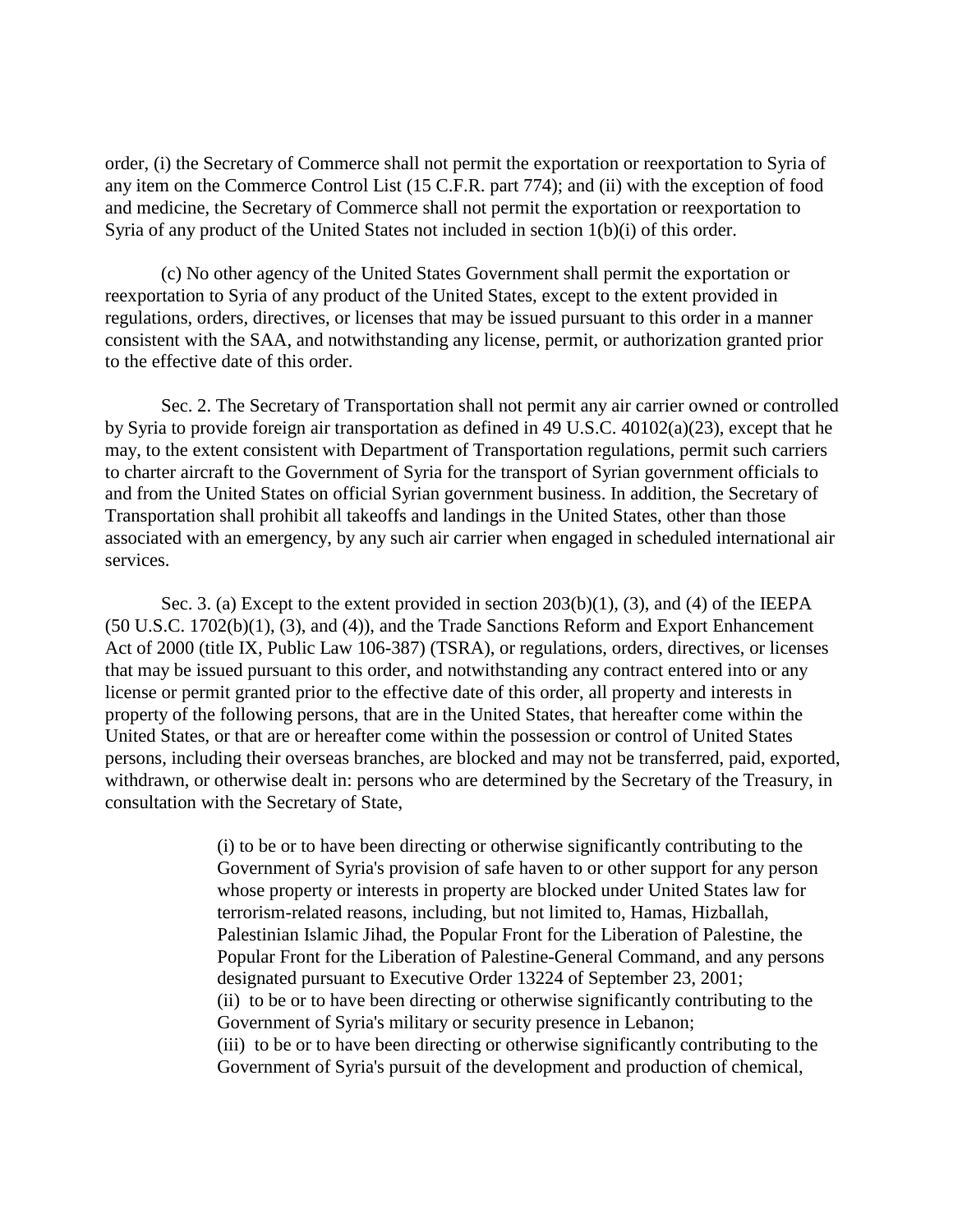order, (i) the Secretary of Commerce shall not permit the exportation or reexportation to Syria of any item on the Commerce Control List (15 C.F.R. part 774); and (ii) with the exception of food and medicine, the Secretary of Commerce shall not permit the exportation or reexportation to Syria of any product of the United States not included in section 1(b)(i) of this order.

(c) No other agency of the United States Government shall permit the exportation or reexportation to Syria of any product of the United States, except to the extent provided in regulations, orders, directives, or licenses that may be issued pursuant to this order in a manner consistent with the SAA, and notwithstanding any license, permit, or authorization granted prior to the effective date of this order.

Sec. 2. The Secretary of Transportation shall not permit any air carrier owned or controlled by Syria to provide foreign air transportation as defined in 49 U.S.C. 40102(a)(23), except that he may, to the extent consistent with Department of Transportation regulations, permit such carriers to charter aircraft to the Government of Syria for the transport of Syrian government officials to and from the United States on official Syrian government business. In addition, the Secretary of Transportation shall prohibit all takeoffs and landings in the United States, other than those associated with an emergency, by any such air carrier when engaged in scheduled international air services.

Sec. 3. (a) Except to the extent provided in section 203(b)(1), (3), and (4) of the IEEPA (50 U.S.C. 1702(b)(1), (3), and (4)), and the Trade Sanctions Reform and Export Enhancement Act of 2000 (title IX, Public Law 106-387) (TSRA), or regulations, orders, directives, or licenses that may be issued pursuant to this order, and notwithstanding any contract entered into or any license or permit granted prior to the effective date of this order, all property and interests in property of the following persons, that are in the United States, that hereafter come within the United States, or that are or hereafter come within the possession or control of United States persons, including their overseas branches, are blocked and may not be transferred, paid, exported, withdrawn, or otherwise dealt in: persons who are determined by the Secretary of the Treasury, in consultation with the Secretary of State,

> (i) to be or to have been directing or otherwise significantly contributing to the Government of Syria's provision of safe haven to or other support for any person whose property or interests in property are blocked under United States law for terrorism-related reasons, including, but not limited to, Hamas, Hizballah, Palestinian Islamic Jihad, the Popular Front for the Liberation of Palestine, the Popular Front for the Liberation of Palestine-General Command, and any persons designated pursuant to Executive Order 13224 of September 23, 2001;
> (ii) to be or to have been directing or otherwise significantly contributing to the Government of Syria's military or security presence in Lebanon;
> (iii) to be or to have been directing or otherwise significantly contributing to the Government of Syria's pursuit of the development and production of chemical,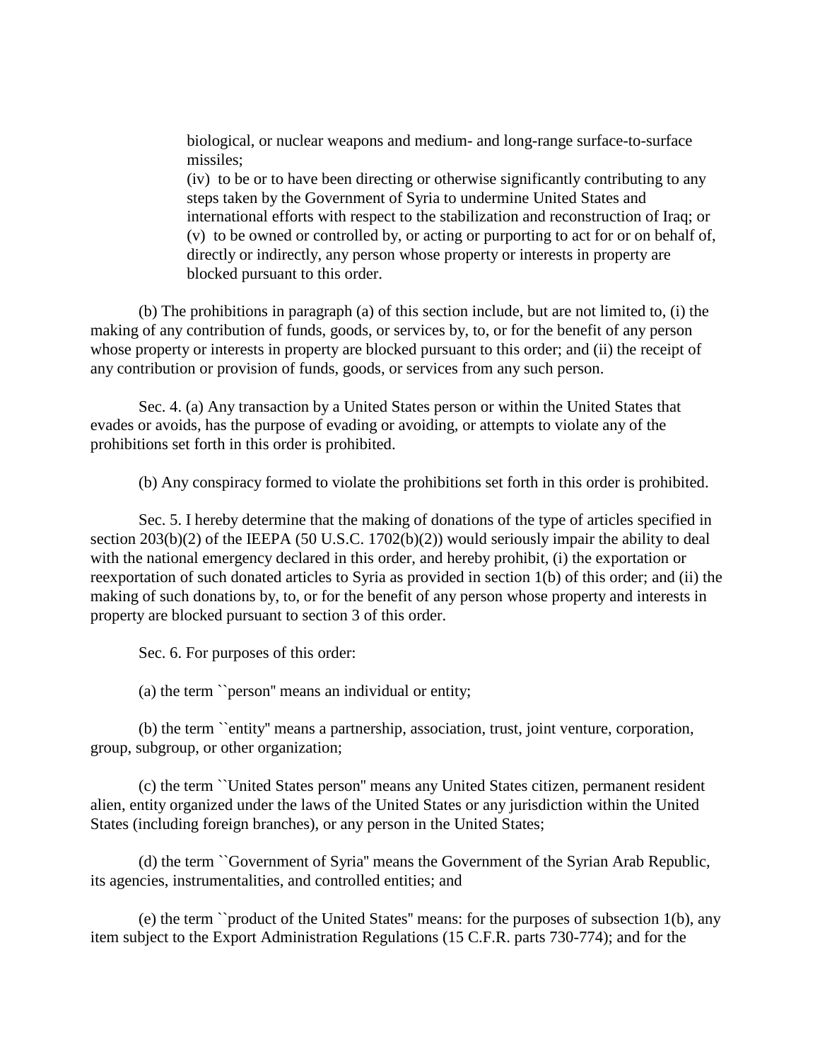biological, or nuclear weapons and medium- and long-range surface-to-surface missiles;

(iv) to be or to have been directing or otherwise significantly contributing to any steps taken by the Government of Syria to undermine United States and international efforts with respect to the stabilization and reconstruction of Iraq; or

(v) to be owned or controlled by, or acting or purporting to act for or on behalf of, directly or indirectly, any person whose property or interests in property are blocked pursuant to this order.

(b) The prohibitions in paragraph (a) of this section include, but are not limited to, (i) the making of any contribution of funds, goods, or services by, to, or for the benefit of any person whose property or interests in property are blocked pursuant to this order; and (ii) the receipt of any contribution or provision of funds, goods, or services from any such person.

Sec. 4. (a) Any transaction by a United States person or within the United States that evades or avoids, has the purpose of evading or avoiding, or attempts to violate any of the prohibitions set forth in this order is prohibited.

(b) Any conspiracy formed to violate the prohibitions set forth in this order is prohibited.

Sec. 5. I hereby determine that the making of donations of the type of articles specified in section 203(b)(2) of the IEEPA (50 U.S.C. 1702(b)(2)) would seriously impair the ability to deal with the national emergency declared in this order, and hereby prohibit, (i) the exportation or reexportation of such donated articles to Syria as provided in section 1(b) of this order; and (ii) the making of such donations by, to, or for the benefit of any person whose property and interests in property are blocked pursuant to section 3 of this order.

Sec. 6. For purposes of this order:

(a) the term ``person'' means an individual or entity;

(b) the term ``entity'' means a partnership, association, trust, joint venture, corporation, group, subgroup, or other organization;

(c) the term ``United States person'' means any United States citizen, permanent resident alien, entity organized under the laws of the United States or any jurisdiction within the United States (including foreign branches), or any person in the United States;

(d) the term ``Government of Syria'' means the Government of the Syrian Arab Republic, its agencies, instrumentalities, and controlled entities; and

(e) the term ``product of the United States'' means: for the purposes of subsection 1(b), any item subject to the Export Administration Regulations (15 C.F.R. parts 730-774); and for the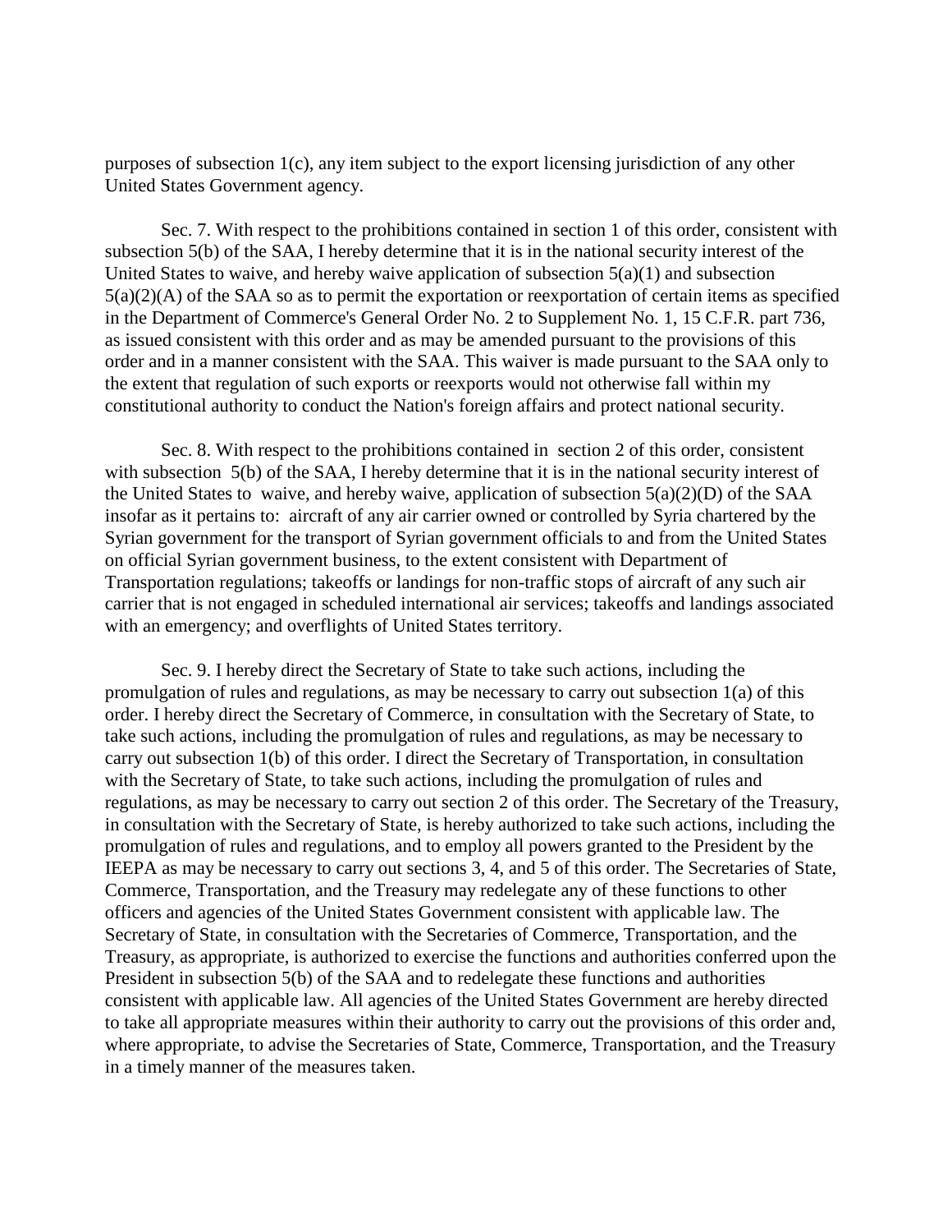purposes of subsection 1(c), any item subject to the export licensing jurisdiction of any other United States Government agency.

Sec. 7. With respect to the prohibitions contained in section 1 of this order, consistent with subsection 5(b) of the SAA, I hereby determine that it is in the national security interest of the United States to waive, and hereby waive application of subsection 5(a)(1) and subsection 5(a)(2)(A) of the SAA so as to permit the exportation or reexportation of certain items as specified in the Department of Commerce's General Order No. 2 to Supplement No. 1, 15 C.F.R. part 736, as issued consistent with this order and as may be amended pursuant to the provisions of this order and in a manner consistent with the SAA. This waiver is made pursuant to the SAA only to the extent that regulation of such exports or reexports would not otherwise fall within my constitutional authority to conduct the Nation's foreign affairs and protect national security.

Sec. 8. With respect to the prohibitions contained in section 2 of this order, consistent with subsection 5(b) of the SAA, I hereby determine that it is in the national security interest of the United States to waive, and hereby waive, application of subsection 5(a)(2)(D) of the SAA insofar as it pertains to: aircraft of any air carrier owned or controlled by Syria chartered by the Syrian government for the transport of Syrian government officials to and from the United States on official Syrian government business, to the extent consistent with Department of Transportation regulations; takeoffs or landings for non-traffic stops of aircraft of any such air carrier that is not engaged in scheduled international air services; takeoffs and landings associated with an emergency; and overflights of United States territory.

Sec. 9. I hereby direct the Secretary of State to take such actions, including the promulgation of rules and regulations, as may be necessary to carry out subsection 1(a) of this order. I hereby direct the Secretary of Commerce, in consultation with the Secretary of State, to take such actions, including the promulgation of rules and regulations, as may be necessary to carry out subsection 1(b) of this order. I direct the Secretary of Transportation, in consultation with the Secretary of State, to take such actions, including the promulgation of rules and regulations, as may be necessary to carry out section 2 of this order. The Secretary of the Treasury, in consultation with the Secretary of State, is hereby authorized to take such actions, including the promulgation of rules and regulations, and to employ all powers granted to the President by the IEEPA as may be necessary to carry out sections 3, 4, and 5 of this order. The Secretaries of State, Commerce, Transportation, and the Treasury may redelegate any of these functions to other officers and agencies of the United States Government consistent with applicable law. The Secretary of State, in consultation with the Secretaries of Commerce, Transportation, and the Treasury, as appropriate, is authorized to exercise the functions and authorities conferred upon the President in subsection 5(b) of the SAA and to redelegate these functions and authorities consistent with applicable law. All agencies of the United States Government are hereby directed to take all appropriate measures within their authority to carry out the provisions of this order and, where appropriate, to advise the Secretaries of State, Commerce, Transportation, and the Treasury in a timely manner of the measures taken.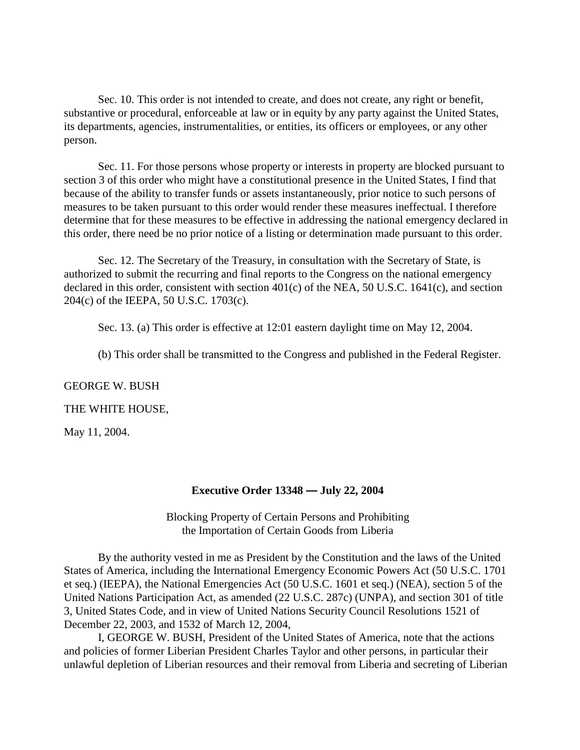Sec. 10. This order is not intended to create, and does not create, any right or benefit, substantive or procedural, enforceable at law or in equity by any party against the United States, its departments, agencies, instrumentalities, or entities, its officers or employees, or any other person.

Sec. 11. For those persons whose property or interests in property are blocked pursuant to section 3 of this order who might have a constitutional presence in the United States, I find that because of the ability to transfer funds or assets instantaneously, prior notice to such persons of measures to be taken pursuant to this order would render these measures ineffectual. I therefore determine that for these measures to be effective in addressing the national emergency declared in this order, there need be no prior notice of a listing or determination made pursuant to this order.

Sec. 12. The Secretary of the Treasury, in consultation with the Secretary of State, is authorized to submit the recurring and final reports to the Congress on the national emergency declared in this order, consistent with section 401(c) of the NEA, 50 U.S.C. 1641(c), and section 204(c) of the IEEPA, 50 U.S.C. 1703(c).

Sec. 13. (a) This order is effective at 12:01 eastern daylight time on May 12, 2004.

(b) This order shall be transmitted to the Congress and published in the Federal Register.

GEORGE W. BUSH

THE WHITE HOUSE,

May 11, 2004.

## Executive Order 13348 — July 22, 2004

Blocking Property of Certain Persons and Prohibiting the Importation of Certain Goods from Liberia

By the authority vested in me as President by the Constitution and the laws of the United States of America, including the International Emergency Economic Powers Act (50 U.S.C. 1701 et seq.) (IEEPA), the National Emergencies Act (50 U.S.C. 1601 et seq.) (NEA), section 5 of the United Nations Participation Act, as amended (22 U.S.C. 287c) (UNPA), and section 301 of title 3, United States Code, and in view of United Nations Security Council Resolutions 1521 of December 22, 2003, and 1532 of March 12, 2004,

I, GEORGE W. BUSH, President of the United States of America, note that the actions and policies of former Liberian President Charles Taylor and other persons, in particular their unlawful depletion of Liberian resources and their removal from Liberia and secreting of Liberian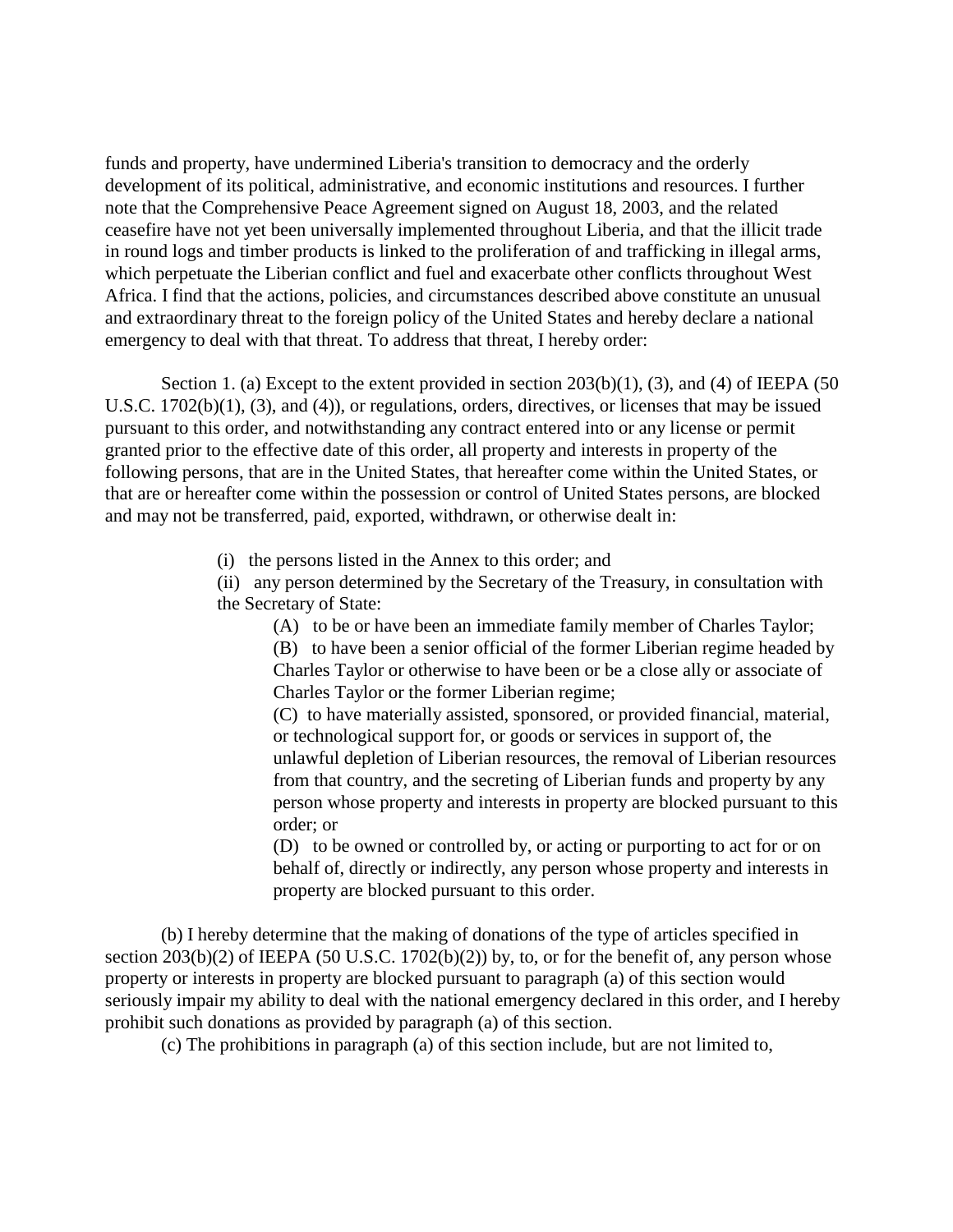funds and property, have undermined Liberia's transition to democracy and the orderly development of its political, administrative, and economic institutions and resources. I further note that the Comprehensive Peace Agreement signed on August 18, 2003, and the related ceasefire have not yet been universally implemented throughout Liberia, and that the illicit trade in round logs and timber products is linked to the proliferation of and trafficking in illegal arms, which perpetuate the Liberian conflict and fuel and exacerbate other conflicts throughout West Africa. I find that the actions, policies, and circumstances described above constitute an unusual and extraordinary threat to the foreign policy of the United States and hereby declare a national emergency to deal with that threat. To address that threat, I hereby order:

Section 1. (a) Except to the extent provided in section 203(b)(1), (3), and (4) of IEEPA (50 U.S.C. 1702(b)(1), (3), and (4)), or regulations, orders, directives, or licenses that may be issued pursuant to this order, and notwithstanding any contract entered into or any license or permit granted prior to the effective date of this order, all property and interests in property of the following persons, that are in the United States, that hereafter come within the United States, or that are or hereafter come within the possession or control of United States persons, are blocked and may not be transferred, paid, exported, withdrawn, or otherwise dealt in:

(i) the persons listed in the Annex to this order; and

(ii) any person determined by the Secretary of the Treasury, in consultation with the Secretary of State:

(A) to be or have been an immediate family member of Charles Taylor;

(B) to have been a senior official of the former Liberian regime headed by Charles Taylor or otherwise to have been or be a close ally or associate of Charles Taylor or the former Liberian regime;

(C) to have materially assisted, sponsored, or provided financial, material, or technological support for, or goods or services in support of, the unlawful depletion of Liberian resources, the removal of Liberian resources from that country, and the secreting of Liberian funds and property by any person whose property and interests in property are blocked pursuant to this order; or

(D) to be owned or controlled by, or acting or purporting to act for or on behalf of, directly or indirectly, any person whose property and interests in property are blocked pursuant to this order.

(b) I hereby determine that the making of donations of the type of articles specified in section 203(b)(2) of IEEPA (50 U.S.C. 1702(b)(2)) by, to, or for the benefit of, any person whose property or interests in property are blocked pursuant to paragraph (a) of this section would seriously impair my ability to deal with the national emergency declared in this order, and I hereby prohibit such donations as provided by paragraph (a) of this section.

(c) The prohibitions in paragraph (a) of this section include, but are not limited to,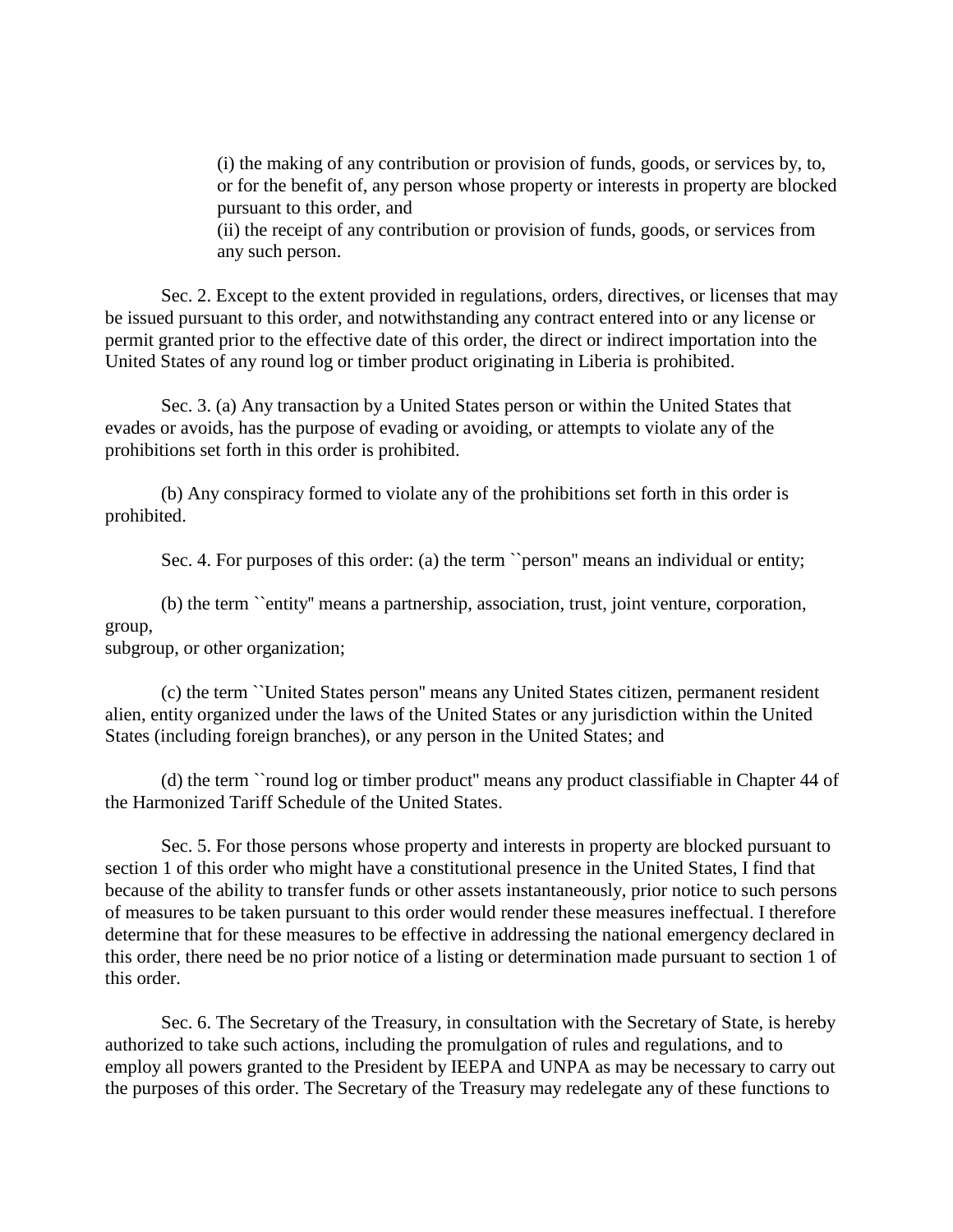(i) the making of any contribution or provision of funds, goods, or services by, to, or for the benefit of, any person whose property or interests in property are blocked pursuant to this order, and
(ii) the receipt of any contribution or provision of funds, goods, or services from any such person.

Sec. 2. Except to the extent provided in regulations, orders, directives, or licenses that may be issued pursuant to this order, and notwithstanding any contract entered into or any license or permit granted prior to the effective date of this order, the direct or indirect importation into the United States of any round log or timber product originating in Liberia is prohibited.

Sec. 3. (a) Any transaction by a United States person or within the United States that evades or avoids, has the purpose of evading or avoiding, or attempts to violate any of the prohibitions set forth in this order is prohibited.

(b) Any conspiracy formed to violate any of the prohibitions set forth in this order is prohibited.

Sec. 4. For purposes of this order: (a) the term ``person'' means an individual or entity;

(b) the term ``entity'' means a partnership, association, trust, joint venture, corporation, group,
subgroup, or other organization;

(c) the term ``United States person'' means any United States citizen, permanent resident alien, entity organized under the laws of the United States or any jurisdiction within the United States (including foreign branches), or any person in the United States; and

(d) the term ``round log or timber product'' means any product classifiable in Chapter 44 of the Harmonized Tariff Schedule of the United States.

Sec. 5. For those persons whose property and interests in property are blocked pursuant to section 1 of this order who might have a constitutional presence in the United States, I find that because of the ability to transfer funds or other assets instantaneously, prior notice to such persons of measures to be taken pursuant to this order would render these measures ineffectual. I therefore determine that for these measures to be effective in addressing the national emergency declared in this order, there need be no prior notice of a listing or determination made pursuant to section 1 of this order.

Sec. 6. The Secretary of the Treasury, in consultation with the Secretary of State, is hereby authorized to take such actions, including the promulgation of rules and regulations, and to employ all powers granted to the President by IEEPA and UNPA as may be necessary to carry out the purposes of this order. The Secretary of the Treasury may redelegate any of these functions to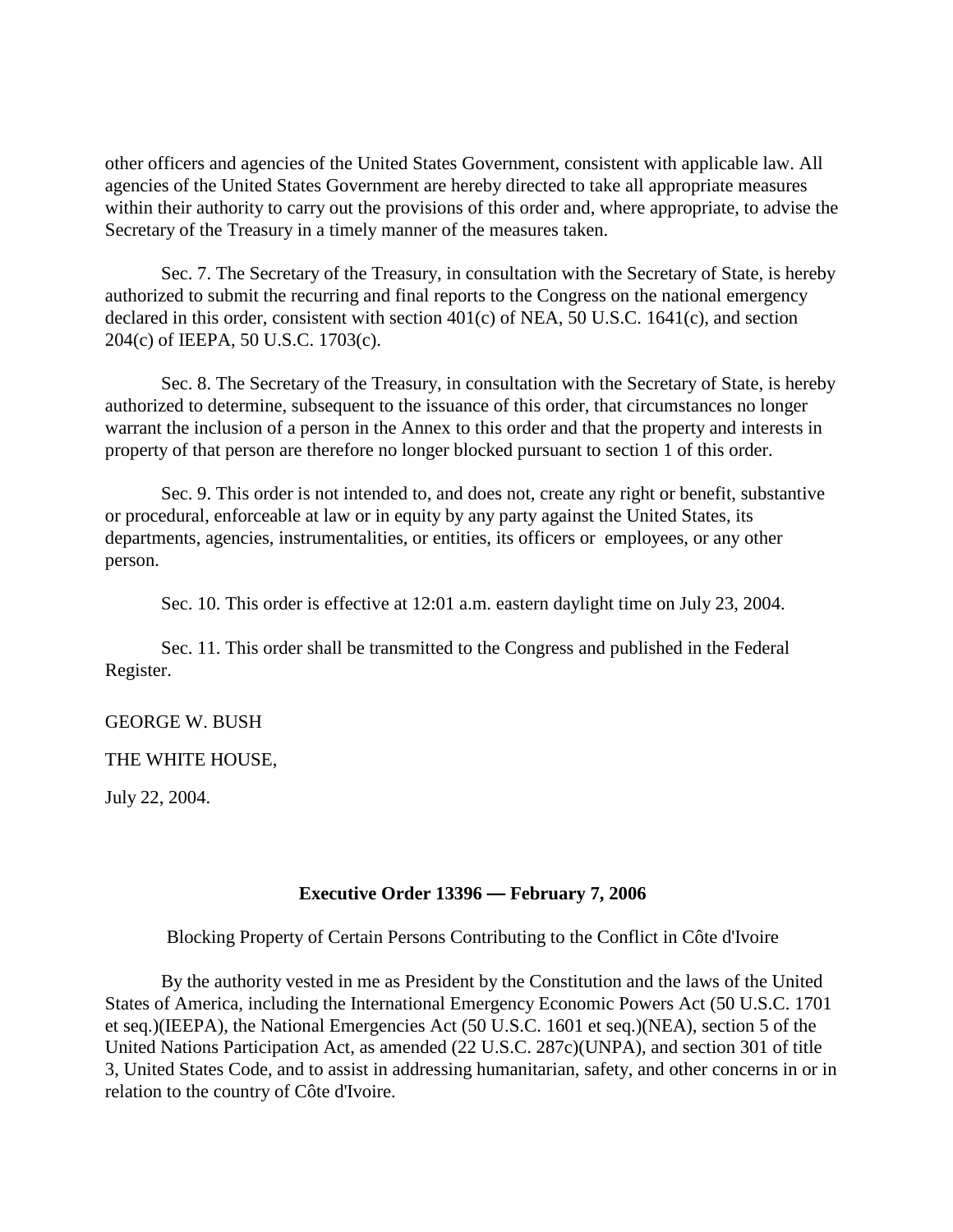other officers and agencies of the United States Government, consistent with applicable law. All agencies of the United States Government are hereby directed to take all appropriate measures within their authority to carry out the provisions of this order and, where appropriate, to advise the Secretary of the Treasury in a timely manner of the measures taken.

Sec. 7. The Secretary of the Treasury, in consultation with the Secretary of State, is hereby authorized to submit the recurring and final reports to the Congress on the national emergency declared in this order, consistent with section 401(c) of NEA, 50 U.S.C. 1641(c), and section 204(c) of IEEPA, 50 U.S.C. 1703(c).

Sec. 8. The Secretary of the Treasury, in consultation with the Secretary of State, is hereby authorized to determine, subsequent to the issuance of this order, that circumstances no longer warrant the inclusion of a person in the Annex to this order and that the property and interests in property of that person are therefore no longer blocked pursuant to section 1 of this order.

Sec. 9. This order is not intended to, and does not, create any right or benefit, substantive or procedural, enforceable at law or in equity by any party against the United States, its departments, agencies, instrumentalities, or entities, its officers or employees, or any other person.

Sec. 10. This order is effective at 12:01 a.m. eastern daylight time on July 23, 2004.

Sec. 11. This order shall be transmitted to the Congress and published in the Federal Register.

GEORGE W. BUSH

THE WHITE HOUSE,

July 22, 2004.

## Executive Order 13396 — February 7, 2006

Blocking Property of Certain Persons Contributing to the Conflict in Côte d'Ivoire

By the authority vested in me as President by the Constitution and the laws of the United States of America, including the International Emergency Economic Powers Act (50 U.S.C. 1701 et seq.)(IEEPA), the National Emergencies Act (50 U.S.C. 1601 et seq.)(NEA), section 5 of the United Nations Participation Act, as amended (22 U.S.C. 287c)(UNPA), and section 301 of title 3, United States Code, and to assist in addressing humanitarian, safety, and other concerns in or in relation to the country of Côte d'Ivoire.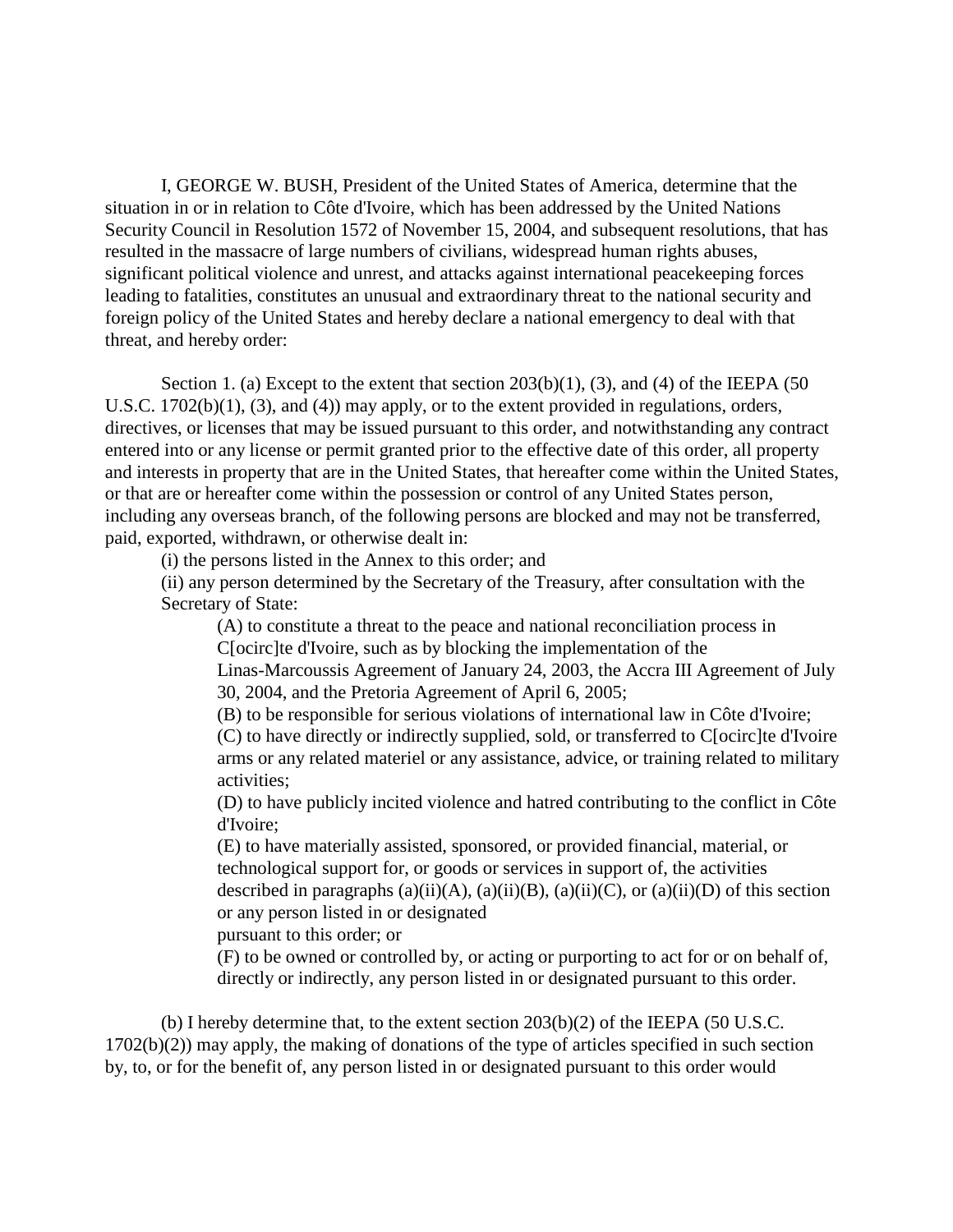I, GEORGE W. BUSH, President of the United States of America, determine that the situation in or in relation to Côte d'Ivoire, which has been addressed by the United Nations Security Council in Resolution 1572 of November 15, 2004, and subsequent resolutions, that has resulted in the massacre of large numbers of civilians, widespread human rights abuses, significant political violence and unrest, and attacks against international peacekeeping forces leading to fatalities, constitutes an unusual and extraordinary threat to the national security and foreign policy of the United States and hereby declare a national emergency to deal with that threat, and hereby order:

Section 1. (a) Except to the extent that section 203(b)(1), (3), and (4) of the IEEPA (50 U.S.C. 1702(b)(1), (3), and (4)) may apply, or to the extent provided in regulations, orders, directives, or licenses that may be issued pursuant to this order, and notwithstanding any contract entered into or any license or permit granted prior to the effective date of this order, all property and interests in property that are in the United States, that hereafter come within the United States, or that are or hereafter come within the possession or control of any United States person, including any overseas branch, of the following persons are blocked and may not be transferred, paid, exported, withdrawn, or otherwise dealt in:

(i) the persons listed in the Annex to this order; and

(ii) any person determined by the Secretary of the Treasury, after consultation with the Secretary of State:

(A) to constitute a threat to the peace and national reconciliation process in C[ocirc]te d'Ivoire, such as by blocking the implementation of the Linas-Marcoussis Agreement of January 24, 2003, the Accra III Agreement of July 30, 2004, and the Pretoria Agreement of April 6, 2005;

(B) to be responsible for serious violations of international law in Côte d'Ivoire;

(C) to have directly or indirectly supplied, sold, or transferred to C[ocirc]te d'Ivoire arms or any related materiel or any assistance, advice, or training related to military activities;

(D) to have publicly incited violence and hatred contributing to the conflict in Côte d'Ivoire;

(E) to have materially assisted, sponsored, or provided financial, material, or technological support for, or goods or services in support of, the activities described in paragraphs (a)(ii)(A), (a)(ii)(B), (a)(ii)(C), or (a)(ii)(D) of this section or any person listed in or designated pursuant to this order; or

(F) to be owned or controlled by, or acting or purporting to act for or on behalf of, directly or indirectly, any person listed in or designated pursuant to this order.

(b) I hereby determine that, to the extent section 203(b)(2) of the IEEPA (50 U.S.C. 1702(b)(2)) may apply, the making of donations of the type of articles specified in such section by, to, or for the benefit of, any person listed in or designated pursuant to this order would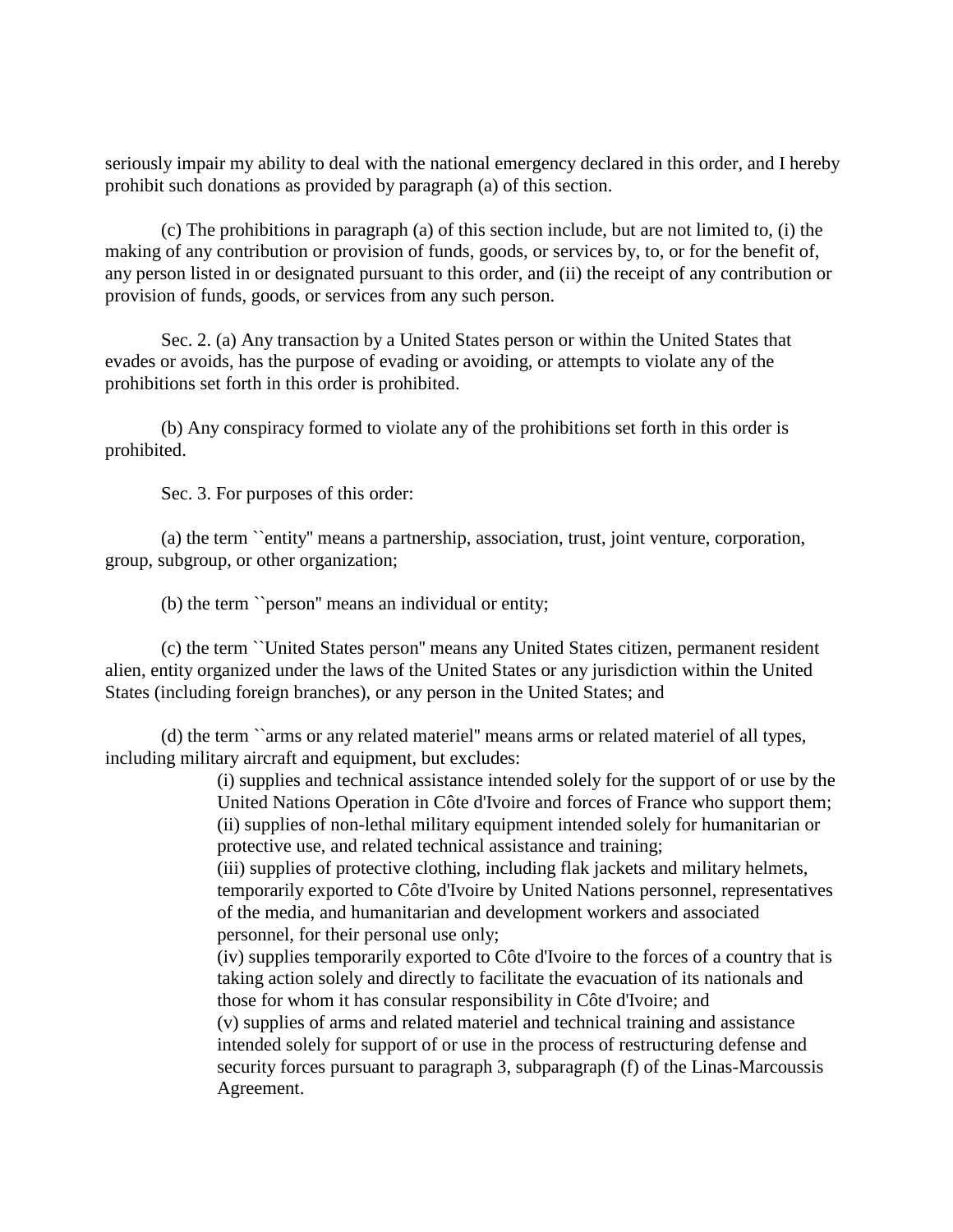seriously impair my ability to deal with the national emergency declared in this order, and I hereby prohibit such donations as provided by paragraph (a) of this section.

(c) The prohibitions in paragraph (a) of this section include, but are not limited to, (i) the making of any contribution or provision of funds, goods, or services by, to, or for the benefit of, any person listed in or designated pursuant to this order, and (ii) the receipt of any contribution or provision of funds, goods, or services from any such person.

Sec. 2. (a) Any transaction by a United States person or within the United States that evades or avoids, has the purpose of evading or avoiding, or attempts to violate any of the prohibitions set forth in this order is prohibited.

(b) Any conspiracy formed to violate any of the prohibitions set forth in this order is prohibited.

Sec. 3. For purposes of this order:

(a) the term ``entity'' means a partnership, association, trust, joint venture, corporation, group, subgroup, or other organization;

(b) the term ``person'' means an individual or entity;

(c) the term ``United States person'' means any United States citizen, permanent resident alien, entity organized under the laws of the United States or any jurisdiction within the United States (including foreign branches), or any person in the United States; and

(d) the term ``arms or any related materiel'' means arms or related materiel of all types, including military aircraft and equipment, but excludes:

(i) supplies and technical assistance intended solely for the support of or use by the United Nations Operation in Côte d'Ivoire and forces of France who support them;
(ii) supplies of non-lethal military equipment intended solely for humanitarian or protective use, and related technical assistance and training;
(iii) supplies of protective clothing, including flak jackets and military helmets, temporarily exported to Côte d'Ivoire by United Nations personnel, representatives of the media, and humanitarian and development workers and associated personnel, for their personal use only;
(iv) supplies temporarily exported to Côte d'Ivoire to the forces of a country that is taking action solely and directly to facilitate the evacuation of its nationals and those for whom it has consular responsibility in Côte d'Ivoire; and
(v) supplies of arms and related materiel and technical training and assistance intended solely for support of or use in the process of restructuring defense and security forces pursuant to paragraph 3, subparagraph (f) of the Linas-Marcoussis Agreement.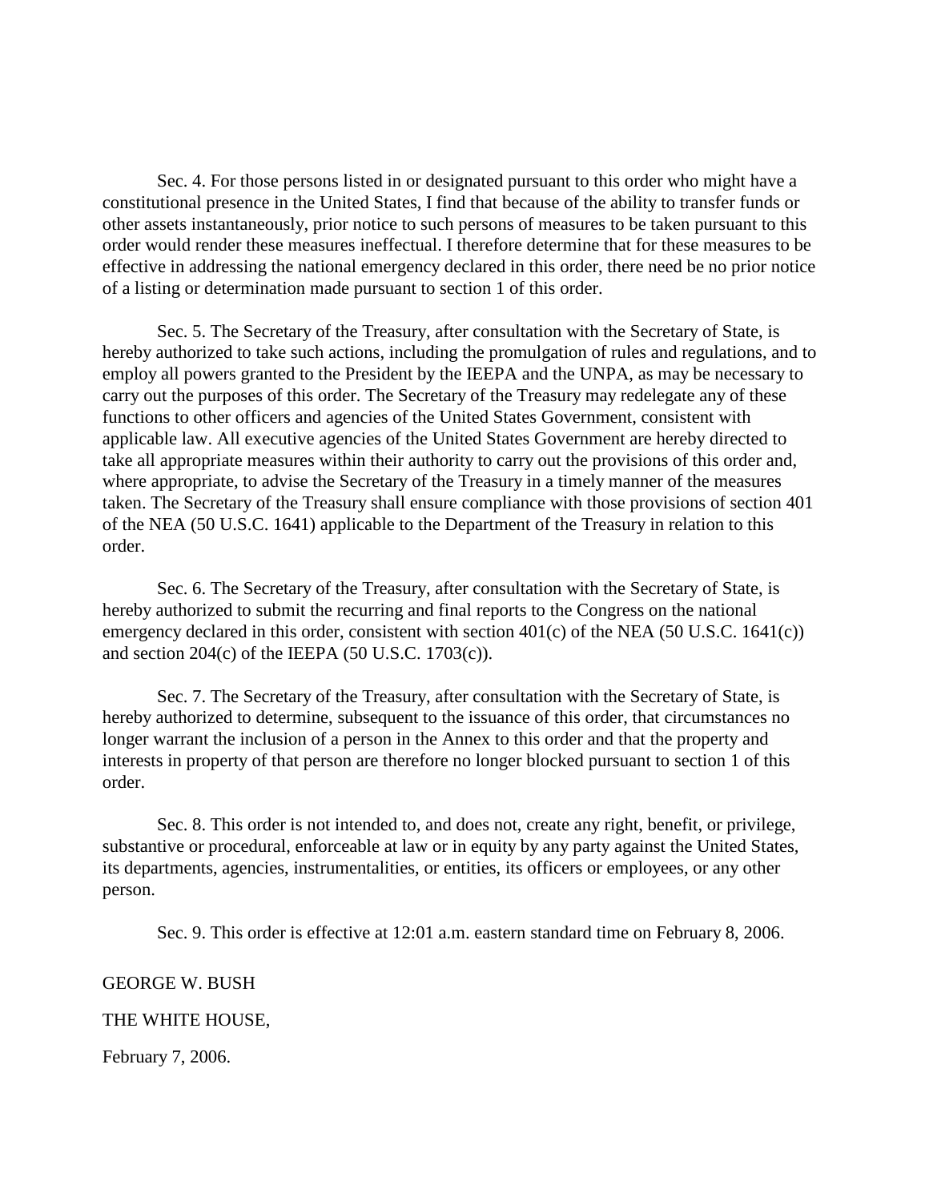Sec. 4. For those persons listed in or designated pursuant to this order who might have a constitutional presence in the United States, I find that because of the ability to transfer funds or other assets instantaneously, prior notice to such persons of measures to be taken pursuant to this order would render these measures ineffectual. I therefore determine that for these measures to be effective in addressing the national emergency declared in this order, there need be no prior notice of a listing or determination made pursuant to section 1 of this order.

Sec. 5. The Secretary of the Treasury, after consultation with the Secretary of State, is hereby authorized to take such actions, including the promulgation of rules and regulations, and to employ all powers granted to the President by the IEEPA and the UNPA, as may be necessary to carry out the purposes of this order. The Secretary of the Treasury may redelegate any of these functions to other officers and agencies of the United States Government, consistent with applicable law. All executive agencies of the United States Government are hereby directed to take all appropriate measures within their authority to carry out the provisions of this order and, where appropriate, to advise the Secretary of the Treasury in a timely manner of the measures taken. The Secretary of the Treasury shall ensure compliance with those provisions of section 401 of the NEA (50 U.S.C. 1641) applicable to the Department of the Treasury in relation to this order.

Sec. 6. The Secretary of the Treasury, after consultation with the Secretary of State, is hereby authorized to submit the recurring and final reports to the Congress on the national emergency declared in this order, consistent with section 401(c) of the NEA (50 U.S.C. 1641(c)) and section 204(c) of the IEEPA (50 U.S.C. 1703(c)).

Sec. 7. The Secretary of the Treasury, after consultation with the Secretary of State, is hereby authorized to determine, subsequent to the issuance of this order, that circumstances no longer warrant the inclusion of a person in the Annex to this order and that the property and interests in property of that person are therefore no longer blocked pursuant to section 1 of this order.

Sec. 8. This order is not intended to, and does not, create any right, benefit, or privilege, substantive or procedural, enforceable at law or in equity by any party against the United States, its departments, agencies, instrumentalities, or entities, its officers or employees, or any other person.

Sec. 9. This order is effective at 12:01 a.m. eastern standard time on February 8, 2006.

GEORGE W. BUSH

THE WHITE HOUSE,

February 7, 2006.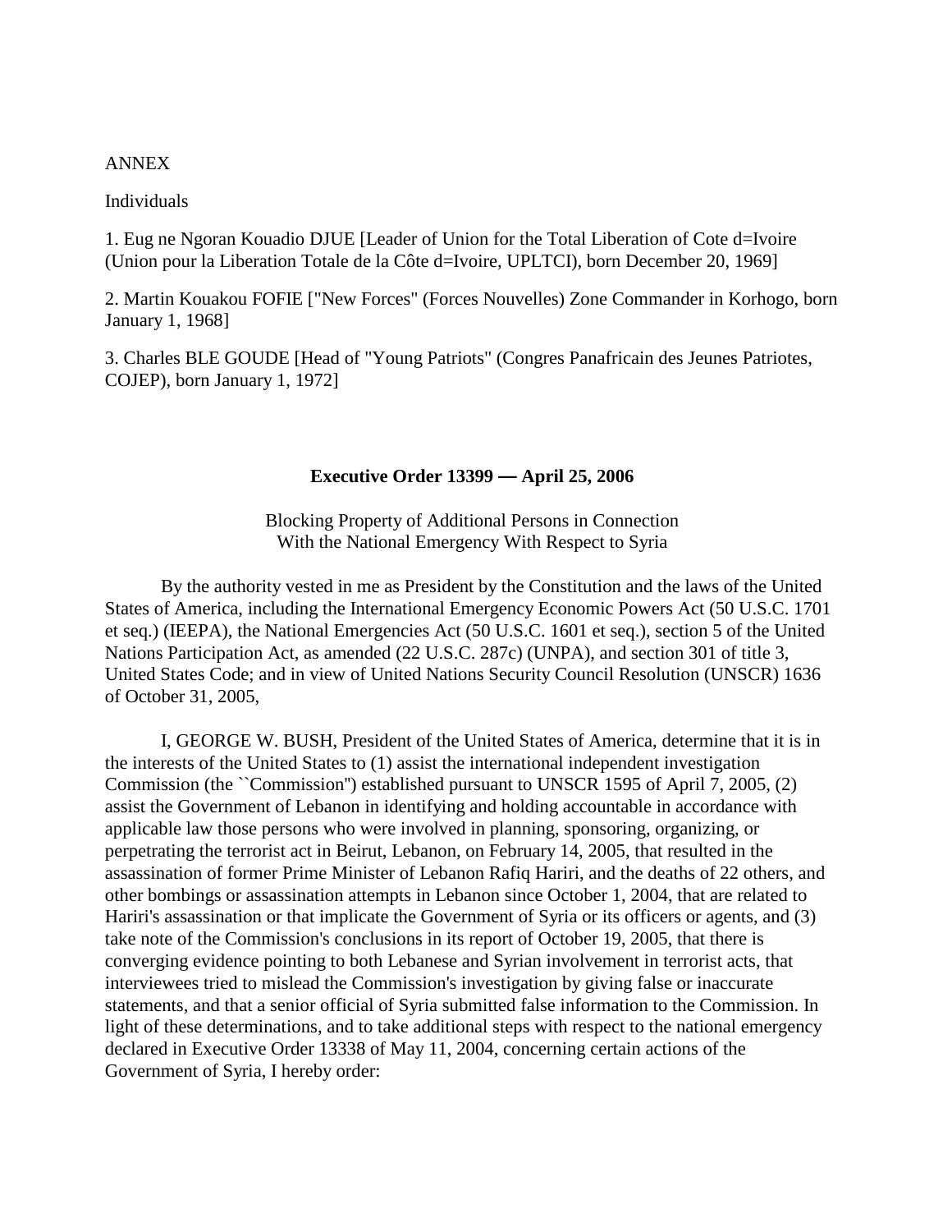ANNEX

Individuals

1. Eug ne Ngoran Kouadio DJUE [Leader of Union for the Total Liberation of Cote d=Ivoire (Union pour la Liberation Totale de la Côte d=Ivoire, UPLTCI), born December 20, 1969]

2. Martin Kouakou FOFIE ["New Forces" (Forces Nouvelles) Zone Commander in Korhogo, born January 1, 1968]

3. Charles BLE GOUDE [Head of "Young Patriots" (Congres Panafricain des Jeunes Patriotes, COJEP), born January 1, 1972]

**Executive Order 13399 — April 25, 2006**

Blocking Property of Additional Persons in Connection With the National Emergency With Respect to Syria

By the authority vested in me as President by the Constitution and the laws of the United States of America, including the International Emergency Economic Powers Act (50 U.S.C. 1701 et seq.) (IEEPA), the National Emergencies Act (50 U.S.C. 1601 et seq.), section 5 of the United Nations Participation Act, as amended (22 U.S.C. 287c) (UNPA), and section 301 of title 3, United States Code; and in view of United Nations Security Council Resolution (UNSCR) 1636 of October 31, 2005,

I, GEORGE W. BUSH, President of the United States of America, determine that it is in the interests of the United States to (1) assist the international independent investigation Commission (the ``Commission'') established pursuant to UNSCR 1595 of April 7, 2005, (2) assist the Government of Lebanon in identifying and holding accountable in accordance with applicable law those persons who were involved in planning, sponsoring, organizing, or perpetrating the terrorist act in Beirut, Lebanon, on February 14, 2005, that resulted in the assassination of former Prime Minister of Lebanon Rafiq Hariri, and the deaths of 22 others, and other bombings or assassination attempts in Lebanon since October 1, 2004, that are related to Hariri's assassination or that implicate the Government of Syria or its officers or agents, and (3) take note of the Commission's conclusions in its report of October 19, 2005, that there is converging evidence pointing to both Lebanese and Syrian involvement in terrorist acts, that interviewees tried to mislead the Commission's investigation by giving false or inaccurate statements, and that a senior official of Syria submitted false information to the Commission. In light of these determinations, and to take additional steps with respect to the national emergency declared in Executive Order 13338 of May 11, 2004, concerning certain actions of the Government of Syria, I hereby order: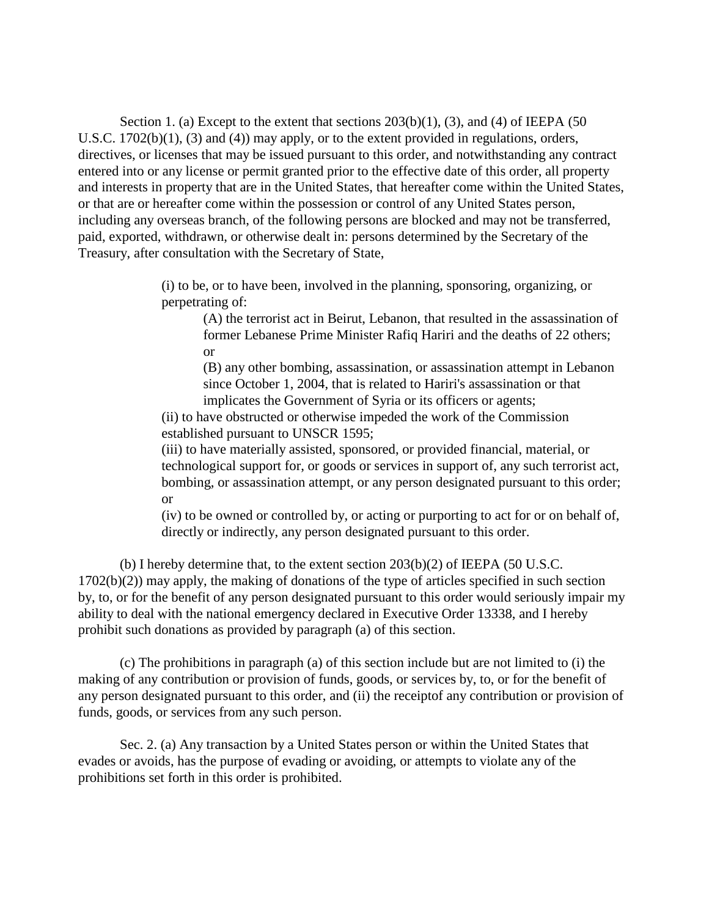Section 1. (a) Except to the extent that sections 203(b)(1), (3), and (4) of IEEPA (50 U.S.C. 1702(b)(1), (3) and (4)) may apply, or to the extent provided in regulations, orders, directives, or licenses that may be issued pursuant to this order, and notwithstanding any contract entered into or any license or permit granted prior to the effective date of this order, all property and interests in property that are in the United States, that hereafter come within the United States, or that are or hereafter come within the possession or control of any United States person, including any overseas branch, of the following persons are blocked and may not be transferred, paid, exported, withdrawn, or otherwise dealt in: persons determined by the Secretary of the Treasury, after consultation with the Secretary of State,

> (i) to be, or to have been, involved in the planning, sponsoring, organizing, or perpetrating of:
>
> > (A) the terrorist act in Beirut, Lebanon, that resulted in the assassination of former Lebanese Prime Minister Rafiq Hariri and the deaths of 22 others; or
> >
> > (B) any other bombing, assassination, or assassination attempt in Lebanon since October 1, 2004, that is related to Hariri's assassination or that implicates the Government of Syria or its officers or agents;
>
> (ii) to have obstructed or otherwise impeded the work of the Commission established pursuant to UNSCR 1595;
>
> (iii) to have materially assisted, sponsored, or provided financial, material, or technological support for, or goods or services in support of, any such terrorist act, bombing, or assassination attempt, or any person designated pursuant to this order; or
>
> (iv) to be owned or controlled by, or acting or purporting to act for or on behalf of, directly or indirectly, any person designated pursuant to this order.

(b) I hereby determine that, to the extent section 203(b)(2) of IEEPA (50 U.S.C. 1702(b)(2)) may apply, the making of donations of the type of articles specified in such section by, to, or for the benefit of any person designated pursuant to this order would seriously impair my ability to deal with the national emergency declared in Executive Order 13338, and I hereby prohibit such donations as provided by paragraph (a) of this section.

(c) The prohibitions in paragraph (a) of this section include but are not limited to (i) the making of any contribution or provision of funds, goods, or services by, to, or for the benefit of any person designated pursuant to this order, and (ii) the receiptof any contribution or provision of funds, goods, or services from any such person.

Sec. 2. (a) Any transaction by a United States person or within the United States that evades or avoids, has the purpose of evading or avoiding, or attempts to violate any of the prohibitions set forth in this order is prohibited.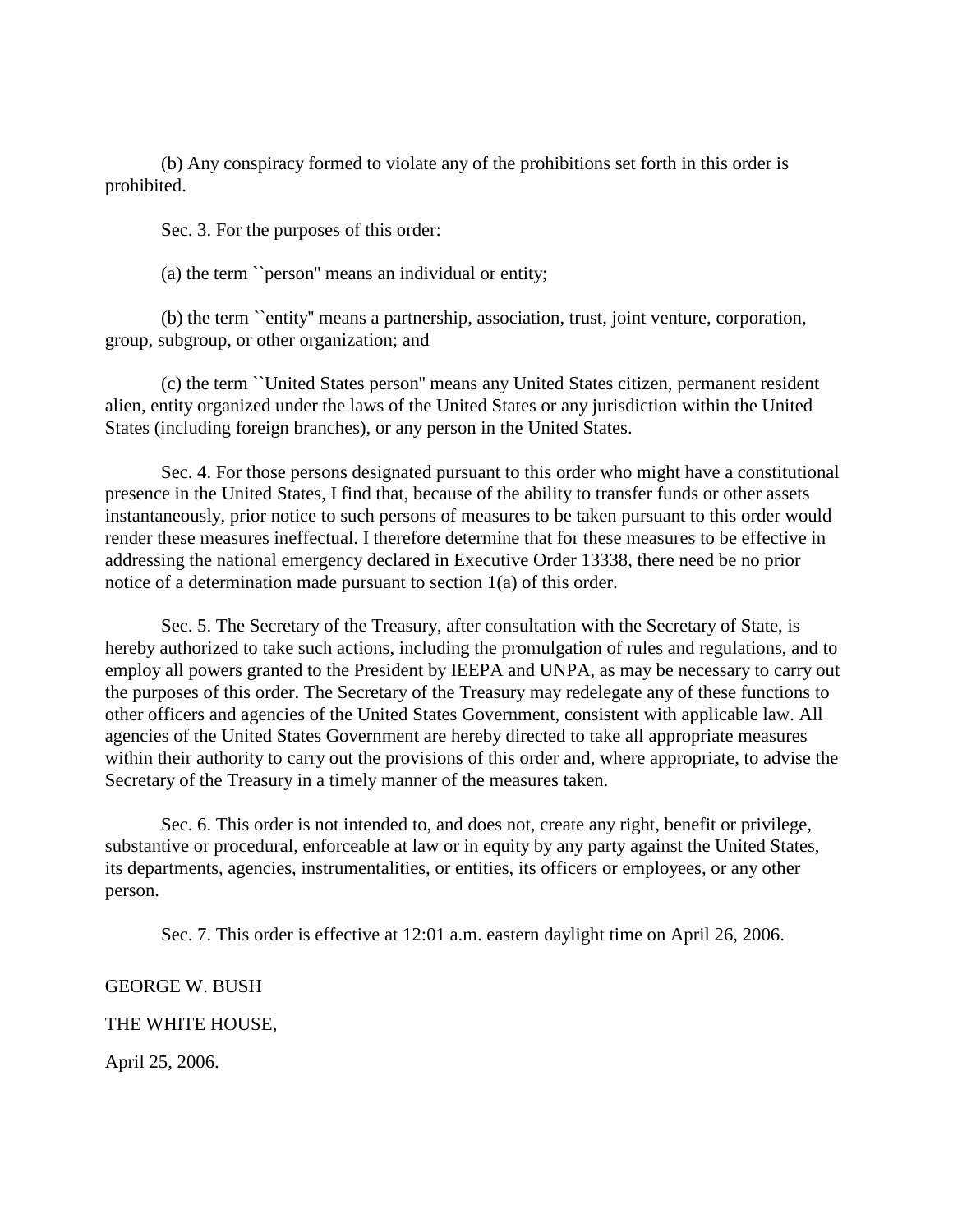(b) Any conspiracy formed to violate any of the prohibitions set forth in this order is prohibited.

Sec. 3. For the purposes of this order:

(a) the term ``person'' means an individual or entity;

(b) the term ``entity'' means a partnership, association, trust, joint venture, corporation, group, subgroup, or other organization; and

(c) the term ``United States person'' means any United States citizen, permanent resident alien, entity organized under the laws of the United States or any jurisdiction within the United States (including foreign branches), or any person in the United States.

Sec. 4. For those persons designated pursuant to this order who might have a constitutional presence in the United States, I find that, because of the ability to transfer funds or other assets instantaneously, prior notice to such persons of measures to be taken pursuant to this order would render these measures ineffectual. I therefore determine that for these measures to be effective in addressing the national emergency declared in Executive Order 13338, there need be no prior notice of a determination made pursuant to section 1(a) of this order.

Sec. 5. The Secretary of the Treasury, after consultation with the Secretary of State, is hereby authorized to take such actions, including the promulgation of rules and regulations, and to employ all powers granted to the President by IEEPA and UNPA, as may be necessary to carry out the purposes of this order. The Secretary of the Treasury may redelegate any of these functions to other officers and agencies of the United States Government, consistent with applicable law. All agencies of the United States Government are hereby directed to take all appropriate measures within their authority to carry out the provisions of this order and, where appropriate, to advise the Secretary of the Treasury in a timely manner of the measures taken.

Sec. 6. This order is not intended to, and does not, create any right, benefit or privilege, substantive or procedural, enforceable at law or in equity by any party against the United States, its departments, agencies, instrumentalities, or entities, its officers or employees, or any other person.

Sec. 7. This order is effective at 12:01 a.m. eastern daylight time on April 26, 2006.

GEORGE W. BUSH

THE WHITE HOUSE,

April 25, 2006.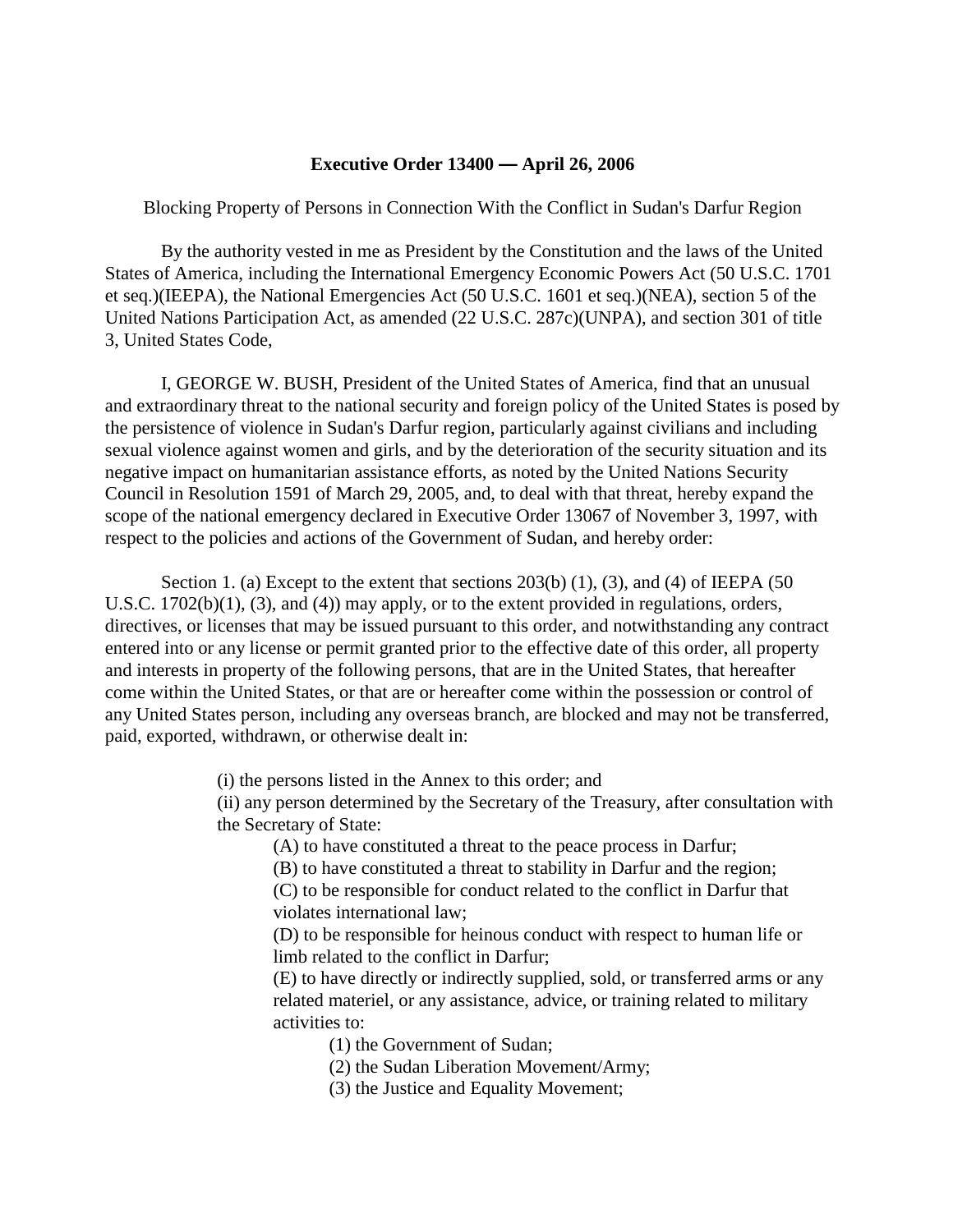**Executive Order 13400 — April 26, 2006**

Blocking Property of Persons in Connection With the Conflict in Sudan's Darfur Region

By the authority vested in me as President by the Constitution and the laws of the United States of America, including the International Emergency Economic Powers Act (50 U.S.C. 1701 et seq.)(IEEPA), the National Emergencies Act (50 U.S.C. 1601 et seq.)(NEA), section 5 of the United Nations Participation Act, as amended (22 U.S.C. 287c)(UNPA), and section 301 of title 3, United States Code,

I, GEORGE W. BUSH, President of the United States of America, find that an unusual and extraordinary threat to the national security and foreign policy of the United States is posed by the persistence of violence in Sudan's Darfur region, particularly against civilians and including sexual violence against women and girls, and by the deterioration of the security situation and its negative impact on humanitarian assistance efforts, as noted by the United Nations Security Council in Resolution 1591 of March 29, 2005, and, to deal with that threat, hereby expand the scope of the national emergency declared in Executive Order 13067 of November 3, 1997, with respect to the policies and actions of the Government of Sudan, and hereby order:

Section 1. (a) Except to the extent that sections 203(b) (1), (3), and (4) of IEEPA (50 U.S.C. 1702(b)(1), (3), and (4)) may apply, or to the extent provided in regulations, orders, directives, or licenses that may be issued pursuant to this order, and notwithstanding any contract entered into or any license or permit granted prior to the effective date of this order, all property and interests in property of the following persons, that are in the United States, that hereafter come within the United States, or that are or hereafter come within the possession or control of any United States person, including any overseas branch, are blocked and may not be transferred, paid, exported, withdrawn, or otherwise dealt in:

(i) the persons listed in the Annex to this order; and

(ii) any person determined by the Secretary of the Treasury, after consultation with the Secretary of State:

(A) to have constituted a threat to the peace process in Darfur;

(B) to have constituted a threat to stability in Darfur and the region;

(C) to be responsible for conduct related to the conflict in Darfur that violates international law;

(D) to be responsible for heinous conduct with respect to human life or limb related to the conflict in Darfur;

(E) to have directly or indirectly supplied, sold, or transferred arms or any related materiel, or any assistance, advice, or training related to military activities to:

(1) the Government of Sudan;

(2) the Sudan Liberation Movement/Army;

(3) the Justice and Equality Movement;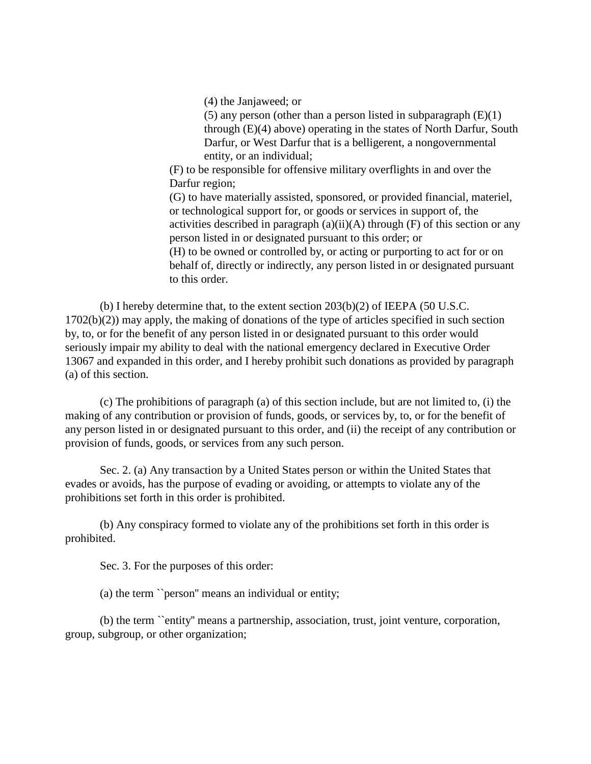(4) the Janjaweed; or

(5) any person (other than a person listed in subparagraph (E)(1) through (E)(4) above) operating in the states of North Darfur, South Darfur, or West Darfur that is a belligerent, a nongovernmental entity, or an individual;

(F) to be responsible for offensive military overflights in and over the Darfur region;

(G) to have materially assisted, sponsored, or provided financial, materiel, or technological support for, or goods or services in support of, the activities described in paragraph (a)(ii)(A) through (F) of this section or any person listed in or designated pursuant to this order; or

(H) to be owned or controlled by, or acting or purporting to act for or on behalf of, directly or indirectly, any person listed in or designated pursuant to this order.

(b) I hereby determine that, to the extent section 203(b)(2) of IEEPA (50 U.S.C. 1702(b)(2)) may apply, the making of donations of the type of articles specified in such section by, to, or for the benefit of any person listed in or designated pursuant to this order would seriously impair my ability to deal with the national emergency declared in Executive Order 13067 and expanded in this order, and I hereby prohibit such donations as provided by paragraph (a) of this section.

(c) The prohibitions of paragraph (a) of this section include, but are not limited to, (i) the making of any contribution or provision of funds, goods, or services by, to, or for the benefit of any person listed in or designated pursuant to this order, and (ii) the receipt of any contribution or provision of funds, goods, or services from any such person.

Sec. 2. (a) Any transaction by a United States person or within the United States that evades or avoids, has the purpose of evading or avoiding, or attempts to violate any of the prohibitions set forth in this order is prohibited.

(b) Any conspiracy formed to violate any of the prohibitions set forth in this order is prohibited.

Sec. 3. For the purposes of this order:

(a) the term ``person'' means an individual or entity;

(b) the term ``entity'' means a partnership, association, trust, joint venture, corporation, group, subgroup, or other organization;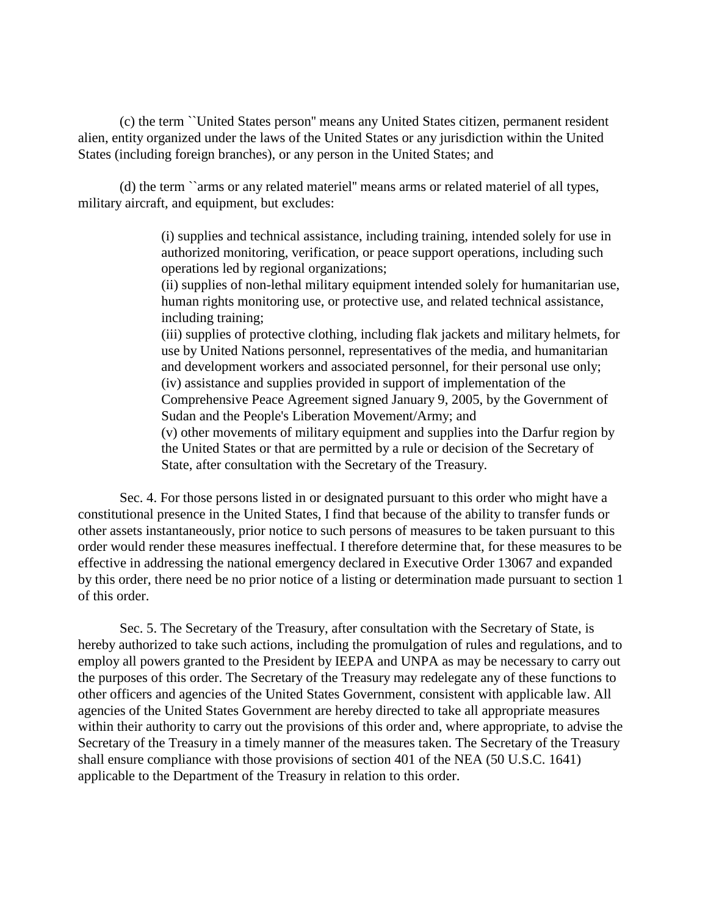(c) the term ``United States person'' means any United States citizen, permanent resident alien, entity organized under the laws of the United States or any jurisdiction within the United States (including foreign branches), or any person in the United States; and

(d) the term ``arms or any related materiel'' means arms or related materiel of all types, military aircraft, and equipment, but excludes:

> (i) supplies and technical assistance, including training, intended solely for use in authorized monitoring, verification, or peace support operations, including such operations led by regional organizations;
> (ii) supplies of non-lethal military equipment intended solely for humanitarian use, human rights monitoring use, or protective use, and related technical assistance, including training;
> (iii) supplies of protective clothing, including flak jackets and military helmets, for use by United Nations personnel, representatives of the media, and humanitarian and development workers and associated personnel, for their personal use only;
> (iv) assistance and supplies provided in support of implementation of the Comprehensive Peace Agreement signed January 9, 2005, by the Government of Sudan and the People's Liberation Movement/Army; and
> (v) other movements of military equipment and supplies into the Darfur region by the United States or that are permitted by a rule or decision of the Secretary of State, after consultation with the Secretary of the Treasury.

Sec. 4. For those persons listed in or designated pursuant to this order who might have a constitutional presence in the United States, I find that because of the ability to transfer funds or other assets instantaneously, prior notice to such persons of measures to be taken pursuant to this order would render these measures ineffectual. I therefore determine that, for these measures to be effective in addressing the national emergency declared in Executive Order 13067 and expanded by this order, there need be no prior notice of a listing or determination made pursuant to section 1 of this order.

Sec. 5. The Secretary of the Treasury, after consultation with the Secretary of State, is hereby authorized to take such actions, including the promulgation of rules and regulations, and to employ all powers granted to the President by IEEPA and UNPA as may be necessary to carry out the purposes of this order. The Secretary of the Treasury may redelegate any of these functions to other officers and agencies of the United States Government, consistent with applicable law. All agencies of the United States Government are hereby directed to take all appropriate measures within their authority to carry out the provisions of this order and, where appropriate, to advise the Secretary of the Treasury in a timely manner of the measures taken. The Secretary of the Treasury shall ensure compliance with those provisions of section 401 of the NEA (50 U.S.C. 1641) applicable to the Department of the Treasury in relation to this order.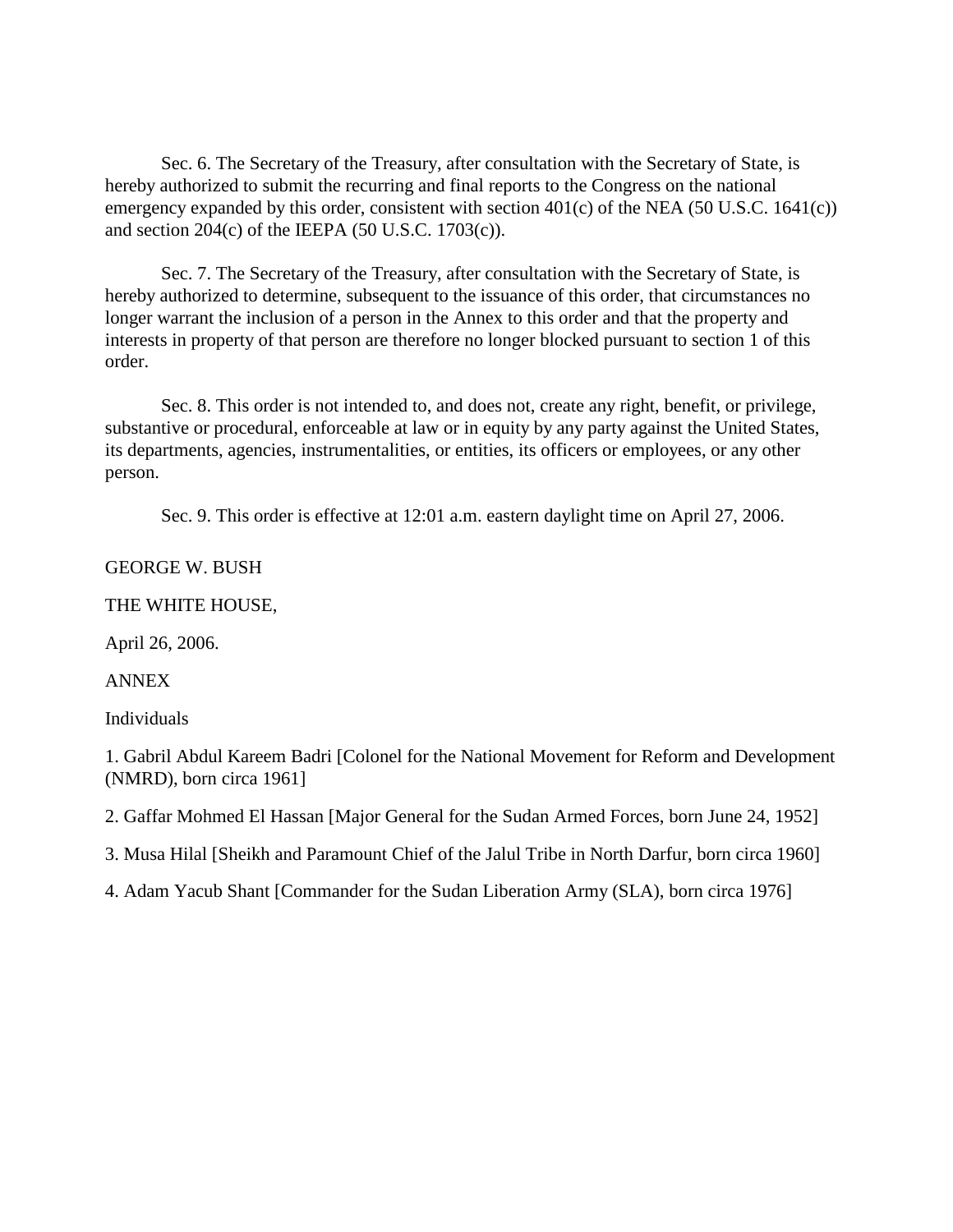Sec. 6. The Secretary of the Treasury, after consultation with the Secretary of State, is hereby authorized to submit the recurring and final reports to the Congress on the national emergency expanded by this order, consistent with section 401(c) of the NEA (50 U.S.C. 1641(c)) and section 204(c) of the IEEPA (50 U.S.C. 1703(c)).

Sec. 7. The Secretary of the Treasury, after consultation with the Secretary of State, is hereby authorized to determine, subsequent to the issuance of this order, that circumstances no longer warrant the inclusion of a person in the Annex to this order and that the property and interests in property of that person are therefore no longer blocked pursuant to section 1 of this order.

Sec. 8. This order is not intended to, and does not, create any right, benefit, or privilege, substantive or procedural, enforceable at law or in equity by any party against the United States, its departments, agencies, instrumentalities, or entities, its officers or employees, or any other person.

Sec. 9. This order is effective at 12:01 a.m. eastern daylight time on April 27, 2006.

GEORGE W. BUSH

THE WHITE HOUSE,

April 26, 2006.

ANNEX

Individuals

1. Gabril Abdul Kareem Badri [Colonel for the National Movement for Reform and Development (NMRD), born circa 1961]

2. Gaffar Mohmed El Hassan [Major General for the Sudan Armed Forces, born June 24, 1952]

3. Musa Hilal [Sheikh and Paramount Chief of the Jalul Tribe in North Darfur, born circa 1960]

4. Adam Yacub Shant [Commander for the Sudan Liberation Army (SLA), born circa 1976]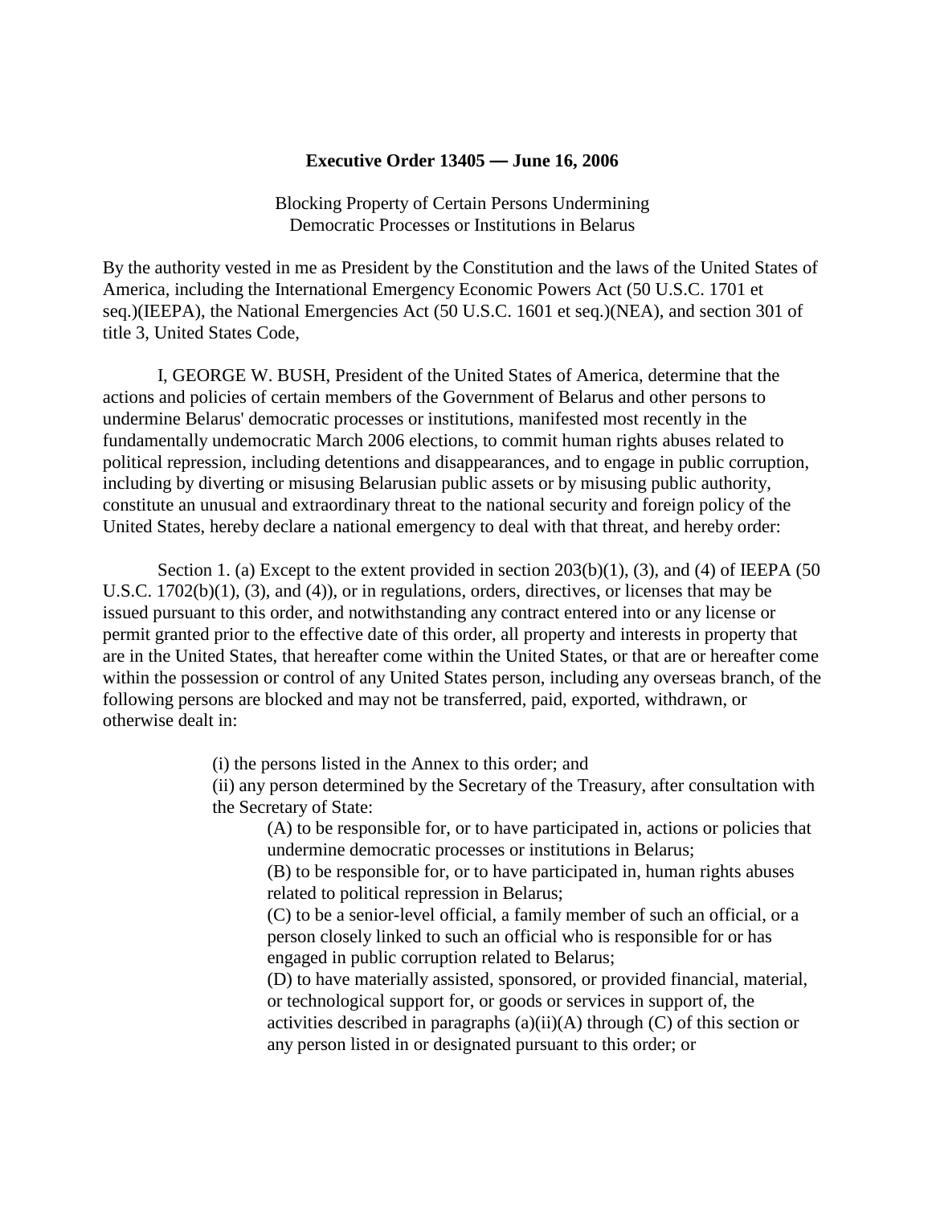**Executive Order 13405 — June 16, 2006**

Blocking Property of Certain Persons Undermining
Democratic Processes or Institutions in Belarus

By the authority vested in me as President by the Constitution and the laws of the United States of America, including the International Emergency Economic Powers Act (50 U.S.C. 1701 et seq.)(IEEPA), the National Emergencies Act (50 U.S.C. 1601 et seq.)(NEA), and section 301 of title 3, United States Code,

I, GEORGE W. BUSH, President of the United States of America, determine that the actions and policies of certain members of the Government of Belarus and other persons to undermine Belarus' democratic processes or institutions, manifested most recently in the fundamentally undemocratic March 2006 elections, to commit human rights abuses related to political repression, including detentions and disappearances, and to engage in public corruption, including by diverting or misusing Belarusian public assets or by misusing public authority, constitute an unusual and extraordinary threat to the national security and foreign policy of the United States, hereby declare a national emergency to deal with that threat, and hereby order:

Section 1. (a) Except to the extent provided in section 203(b)(1), (3), and (4) of IEEPA (50 U.S.C. 1702(b)(1), (3), and (4)), or in regulations, orders, directives, or licenses that may be issued pursuant to this order, and notwithstanding any contract entered into or any license or permit granted prior to the effective date of this order, all property and interests in property that are in the United States, that hereafter come within the United States, or that are or hereafter come within the possession or control of any United States person, including any overseas branch, of the following persons are blocked and may not be transferred, paid, exported, withdrawn, or otherwise dealt in:

(i) the persons listed in the Annex to this order; and

(ii) any person determined by the Secretary of the Treasury, after consultation with the Secretary of State:

(A) to be responsible for, or to have participated in, actions or policies that undermine democratic processes or institutions in Belarus;

(B) to be responsible for, or to have participated in, human rights abuses related to political repression in Belarus;

(C) to be a senior-level official, a family member of such an official, or a person closely linked to such an official who is responsible for or has engaged in public corruption related to Belarus;

(D) to have materially assisted, sponsored, or provided financial, material, or technological support for, or goods or services in support of, the activities described in paragraphs (a)(ii)(A) through (C) of this section or any person listed in or designated pursuant to this order; or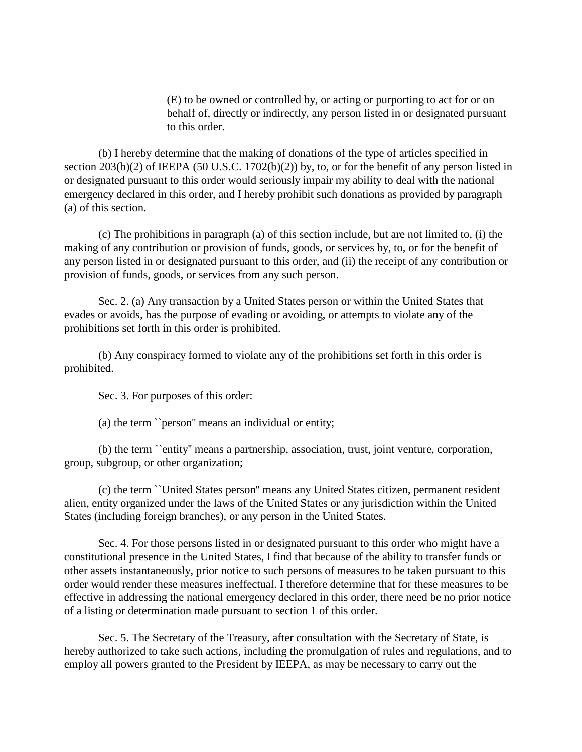(E) to be owned or controlled by, or acting or purporting to act for or on behalf of, directly or indirectly, any person listed in or designated pursuant to this order.

(b) I hereby determine that the making of donations of the type of articles specified in section 203(b)(2) of IEEPA (50 U.S.C. 1702(b)(2)) by, to, or for the benefit of any person listed in or designated pursuant to this order would seriously impair my ability to deal with the national emergency declared in this order, and I hereby prohibit such donations as provided by paragraph (a) of this section.

(c) The prohibitions in paragraph (a) of this section include, but are not limited to, (i) the making of any contribution or provision of funds, goods, or services by, to, or for the benefit of any person listed in or designated pursuant to this order, and (ii) the receipt of any contribution or provision of funds, goods, or services from any such person.

Sec. 2. (a) Any transaction by a United States person or within the United States that evades or avoids, has the purpose of evading or avoiding, or attempts to violate any of the prohibitions set forth in this order is prohibited.

(b) Any conspiracy formed to violate any of the prohibitions set forth in this order is prohibited.

Sec. 3. For purposes of this order:

(a) the term ``person'' means an individual or entity;

(b) the term ``entity'' means a partnership, association, trust, joint venture, corporation, group, subgroup, or other organization;

(c) the term ``United States person'' means any United States citizen, permanent resident alien, entity organized under the laws of the United States or any jurisdiction within the United States (including foreign branches), or any person in the United States.

Sec. 4. For those persons listed in or designated pursuant to this order who might have a constitutional presence in the United States, I find that because of the ability to transfer funds or other assets instantaneously, prior notice to such persons of measures to be taken pursuant to this order would render these measures ineffectual. I therefore determine that for these measures to be effective in addressing the national emergency declared in this order, there need be no prior notice of a listing or determination made pursuant to section 1 of this order.

Sec. 5. The Secretary of the Treasury, after consultation with the Secretary of State, is hereby authorized to take such actions, including the promulgation of rules and regulations, and to employ all powers granted to the President by IEEPA, as may be necessary to carry out the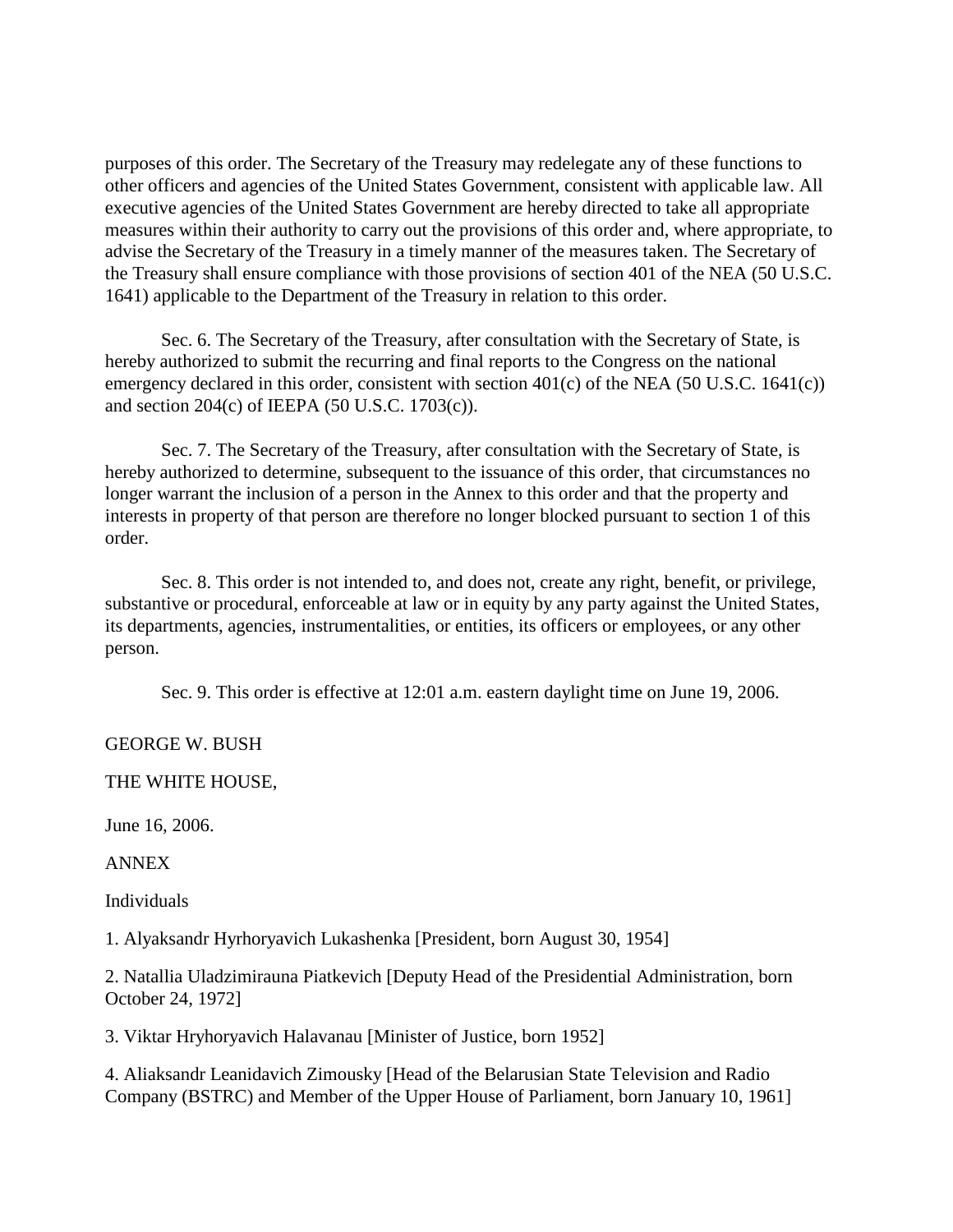purposes of this order. The Secretary of the Treasury may redelegate any of these functions to other officers and agencies of the United States Government, consistent with applicable law. All executive agencies of the United States Government are hereby directed to take all appropriate measures within their authority to carry out the provisions of this order and, where appropriate, to advise the Secretary of the Treasury in a timely manner of the measures taken. The Secretary of the Treasury shall ensure compliance with those provisions of section 401 of the NEA (50 U.S.C. 1641) applicable to the Department of the Treasury in relation to this order.

Sec. 6. The Secretary of the Treasury, after consultation with the Secretary of State, is hereby authorized to submit the recurring and final reports to the Congress on the national emergency declared in this order, consistent with section 401(c) of the NEA (50 U.S.C. 1641(c)) and section 204(c) of IEEPA (50 U.S.C. 1703(c)).

Sec. 7. The Secretary of the Treasury, after consultation with the Secretary of State, is hereby authorized to determine, subsequent to the issuance of this order, that circumstances no longer warrant the inclusion of a person in the Annex to this order and that the property and interests in property of that person are therefore no longer blocked pursuant to section 1 of this order.

Sec. 8. This order is not intended to, and does not, create any right, benefit, or privilege, substantive or procedural, enforceable at law or in equity by any party against the United States, its departments, agencies, instrumentalities, or entities, its officers or employees, or any other person.

Sec. 9. This order is effective at 12:01 a.m. eastern daylight time on June 19, 2006.

GEORGE W. BUSH

THE WHITE HOUSE,

June 16, 2006.

ANNEX

Individuals

1. Alyaksandr Hyrhoryavich Lukashenka [President, born August 30, 1954]

2. Natallia Uladzimirauna Piatkevich [Deputy Head of the Presidential Administration, born October 24, 1972]

3. Viktar Hryhoryavich Halavanau [Minister of Justice, born 1952]

4. Aliaksandr Leanidavich Zimousky [Head of the Belarusian State Television and Radio Company (BSTRC) and Member of the Upper House of Parliament, born January 10, 1961]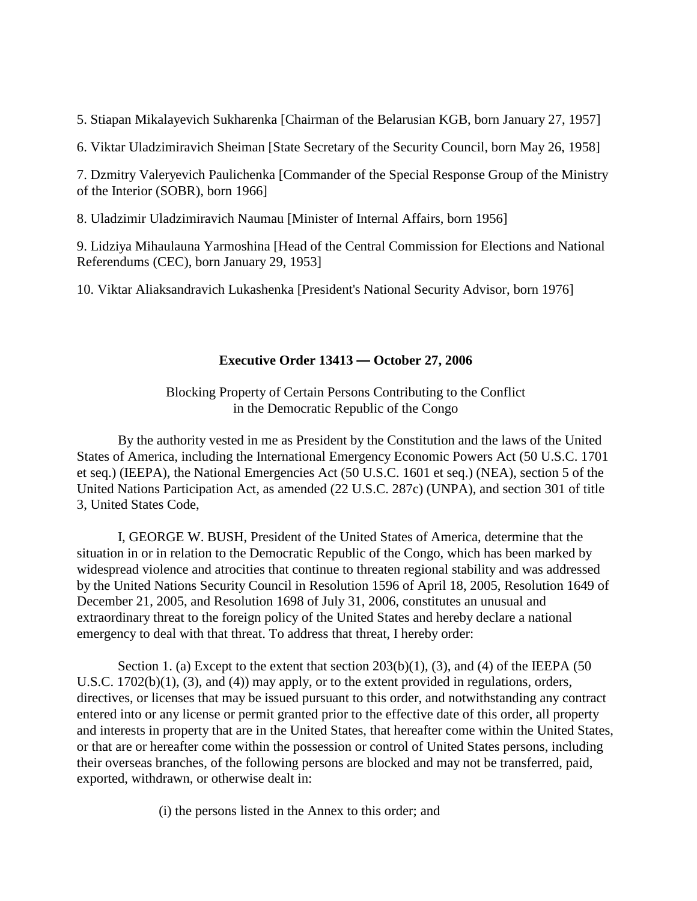5. Stiapan Mikalayevich Sukharenka [Chairman of the Belarusian KGB, born January 27, 1957]

6. Viktar Uladzimiravich Sheiman [State Secretary of the Security Council, born May 26, 1958]

7. Dzmitry Valeryevich Paulichenka [Commander of the Special Response Group of the Ministry of the Interior (SOBR), born 1966]

8. Uladzimir Uladzimiravich Naumau [Minister of Internal Affairs, born 1956]

9. Lidziya Mihaulauna Yarmoshina [Head of the Central Commission for Elections and National Referendums (CEC), born January 29, 1953]

10. Viktar Aliaksandravich Lukashenka [President's National Security Advisor, born 1976]

## Executive Order 13413 — October 27, 2006

Blocking Property of Certain Persons Contributing to the Conflict in the Democratic Republic of the Congo

By the authority vested in me as President by the Constitution and the laws of the United States of America, including the International Emergency Economic Powers Act (50 U.S.C. 1701 et seq.) (IEEPA), the National Emergencies Act (50 U.S.C. 1601 et seq.) (NEA), section 5 of the United Nations Participation Act, as amended (22 U.S.C. 287c) (UNPA), and section 301 of title 3, United States Code,

I, GEORGE W. BUSH, President of the United States of America, determine that the situation in or in relation to the Democratic Republic of the Congo, which has been marked by widespread violence and atrocities that continue to threaten regional stability and was addressed by the United Nations Security Council in Resolution 1596 of April 18, 2005, Resolution 1649 of December 21, 2005, and Resolution 1698 of July 31, 2006, constitutes an unusual and extraordinary threat to the foreign policy of the United States and hereby declare a national emergency to deal with that threat. To address that threat, I hereby order:

Section 1. (a) Except to the extent that section 203(b)(1), (3), and (4) of the IEEPA (50 U.S.C. 1702(b)(1), (3), and (4)) may apply, or to the extent provided in regulations, orders, directives, or licenses that may be issued pursuant to this order, and notwithstanding any contract entered into or any license or permit granted prior to the effective date of this order, all property and interests in property that are in the United States, that hereafter come within the United States, or that are or hereafter come within the possession or control of United States persons, including their overseas branches, of the following persons are blocked and may not be transferred, paid, exported, withdrawn, or otherwise dealt in:

(i) the persons listed in the Annex to this order; and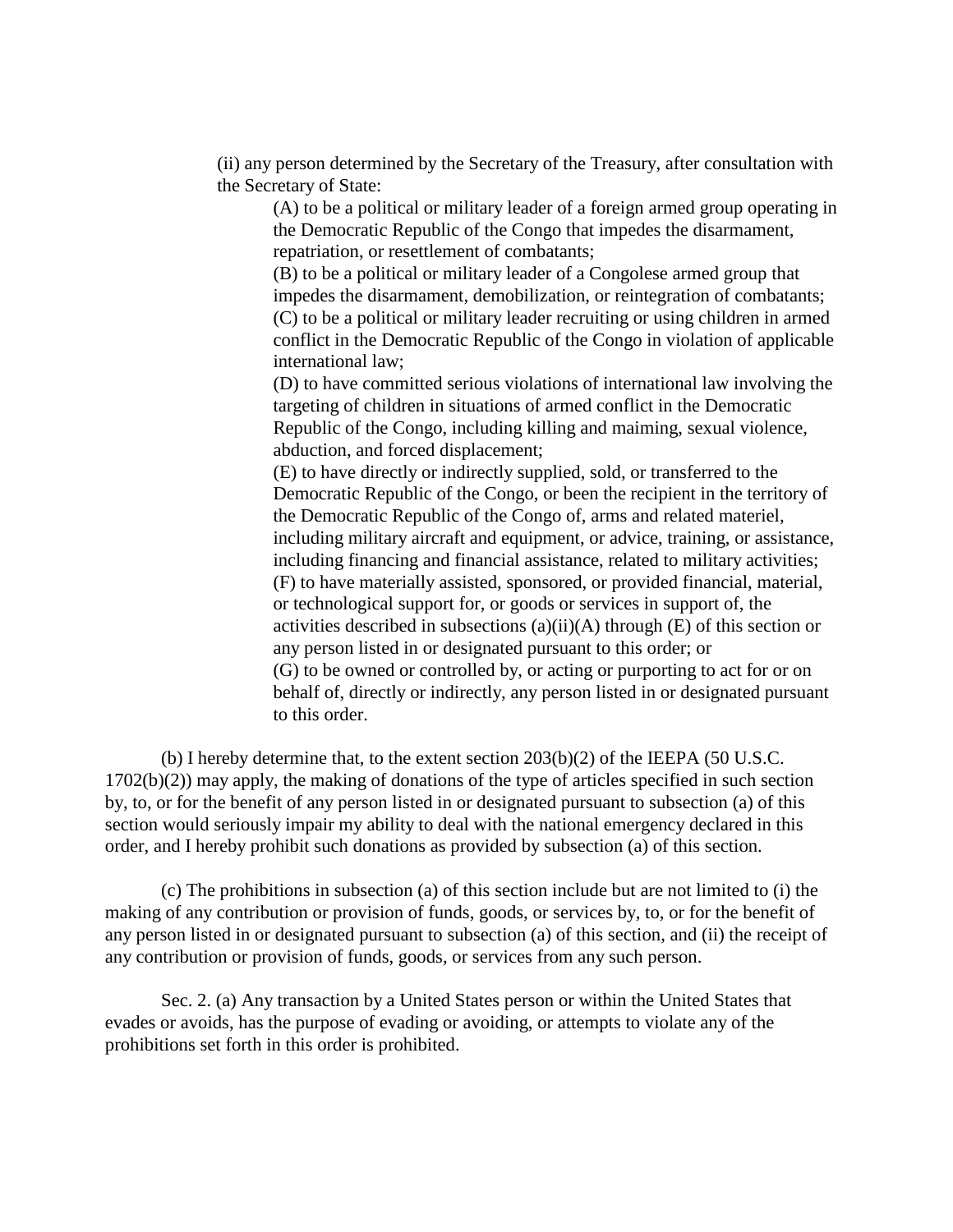(ii) any person determined by the Secretary of the Treasury, after consultation with the Secretary of State:

(A) to be a political or military leader of a foreign armed group operating in the Democratic Republic of the Congo that impedes the disarmament, repatriation, or resettlement of combatants;

(B) to be a political or military leader of a Congolese armed group that impedes the disarmament, demobilization, or reintegration of combatants;

(C) to be a political or military leader recruiting or using children in armed conflict in the Democratic Republic of the Congo in violation of applicable international law;

(D) to have committed serious violations of international law involving the targeting of children in situations of armed conflict in the Democratic Republic of the Congo, including killing and maiming, sexual violence, abduction, and forced displacement;

(E) to have directly or indirectly supplied, sold, or transferred to the Democratic Republic of the Congo, or been the recipient in the territory of the Democratic Republic of the Congo of, arms and related materiel, including military aircraft and equipment, or advice, training, or assistance, including financing and financial assistance, related to military activities;

(F) to have materially assisted, sponsored, or provided financial, material, or technological support for, or goods or services in support of, the activities described in subsections (a)(ii)(A) through (E) of this section or any person listed in or designated pursuant to this order; or

(G) to be owned or controlled by, or acting or purporting to act for or on behalf of, directly or indirectly, any person listed in or designated pursuant to this order.

(b) I hereby determine that, to the extent section 203(b)(2) of the IEEPA (50 U.S.C. 1702(b)(2)) may apply, the making of donations of the type of articles specified in such section by, to, or for the benefit of any person listed in or designated pursuant to subsection (a) of this section would seriously impair my ability to deal with the national emergency declared in this order, and I hereby prohibit such donations as provided by subsection (a) of this section.

(c) The prohibitions in subsection (a) of this section include but are not limited to (i) the making of any contribution or provision of funds, goods, or services by, to, or for the benefit of any person listed in or designated pursuant to subsection (a) of this section, and (ii) the receipt of any contribution or provision of funds, goods, or services from any such person.

Sec. 2. (a) Any transaction by a United States person or within the United States that evades or avoids, has the purpose of evading or avoiding, or attempts to violate any of the prohibitions set forth in this order is prohibited.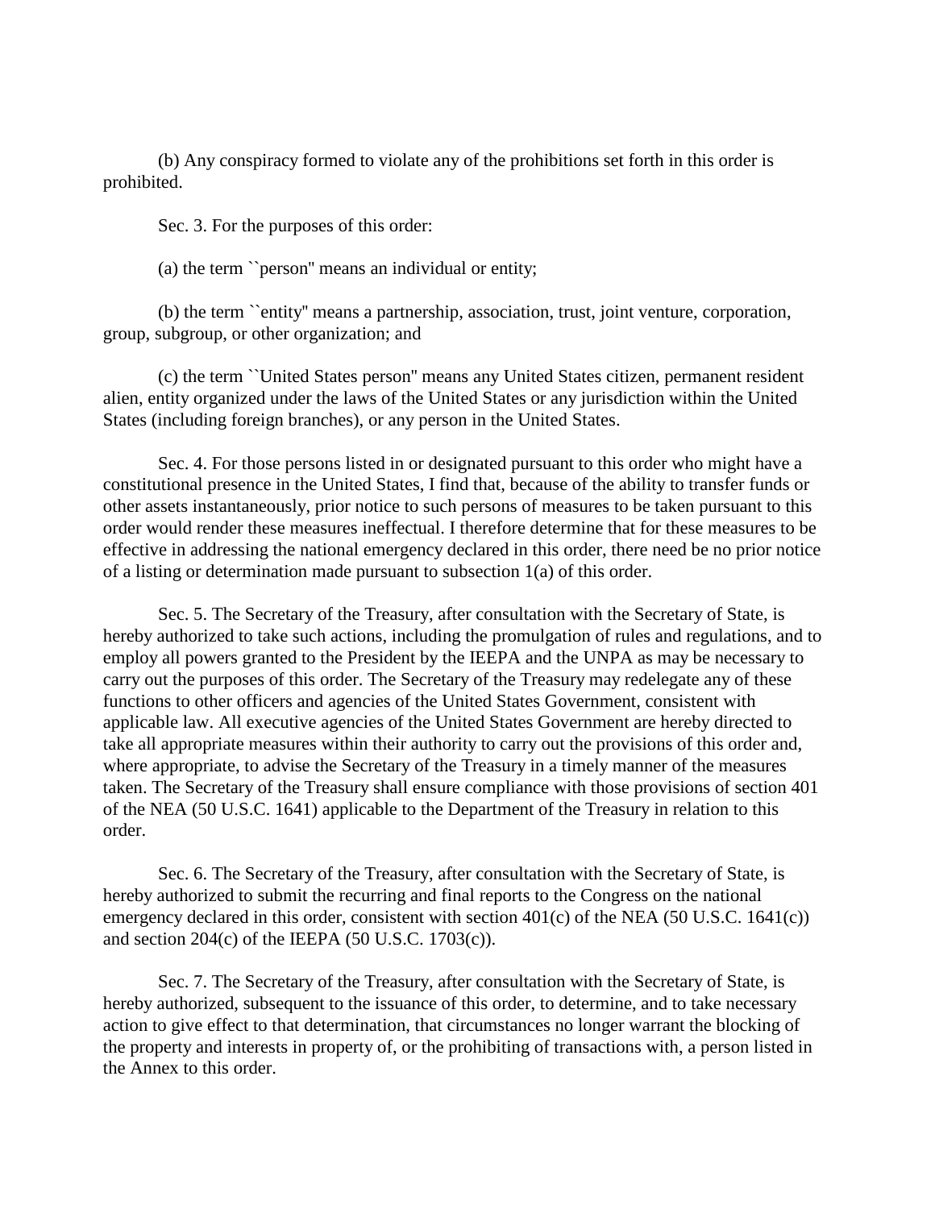(b) Any conspiracy formed to violate any of the prohibitions set forth in this order is prohibited.

Sec. 3. For the purposes of this order:

(a) the term ``person'' means an individual or entity;

(b) the term ``entity'' means a partnership, association, trust, joint venture, corporation, group, subgroup, or other organization; and

(c) the term ``United States person'' means any United States citizen, permanent resident alien, entity organized under the laws of the United States or any jurisdiction within the United States (including foreign branches), or any person in the United States.

Sec. 4. For those persons listed in or designated pursuant to this order who might have a constitutional presence in the United States, I find that, because of the ability to transfer funds or other assets instantaneously, prior notice to such persons of measures to be taken pursuant to this order would render these measures ineffectual. I therefore determine that for these measures to be effective in addressing the national emergency declared in this order, there need be no prior notice of a listing or determination made pursuant to subsection 1(a) of this order.

Sec. 5. The Secretary of the Treasury, after consultation with the Secretary of State, is hereby authorized to take such actions, including the promulgation of rules and regulations, and to employ all powers granted to the President by the IEEPA and the UNPA as may be necessary to carry out the purposes of this order. The Secretary of the Treasury may redelegate any of these functions to other officers and agencies of the United States Government, consistent with applicable law. All executive agencies of the United States Government are hereby directed to take all appropriate measures within their authority to carry out the provisions of this order and, where appropriate, to advise the Secretary of the Treasury in a timely manner of the measures taken. The Secretary of the Treasury shall ensure compliance with those provisions of section 401 of the NEA (50 U.S.C. 1641) applicable to the Department of the Treasury in relation to this order.

Sec. 6. The Secretary of the Treasury, after consultation with the Secretary of State, is hereby authorized to submit the recurring and final reports to the Congress on the national emergency declared in this order, consistent with section 401(c) of the NEA (50 U.S.C. 1641(c)) and section 204(c) of the IEEPA (50 U.S.C. 1703(c)).

Sec. 7. The Secretary of the Treasury, after consultation with the Secretary of State, is hereby authorized, subsequent to the issuance of this order, to determine, and to take necessary action to give effect to that determination, that circumstances no longer warrant the blocking of the property and interests in property of, or the prohibiting of transactions with, a person listed in the Annex to this order.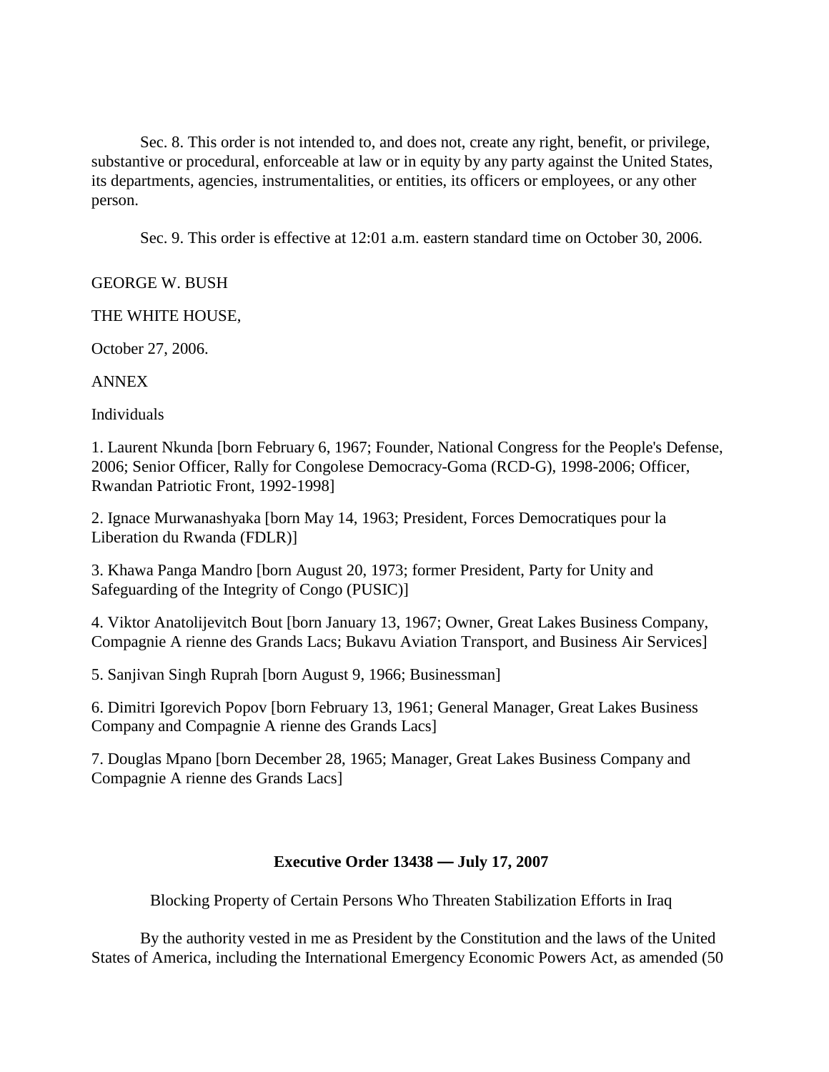Sec. 8. This order is not intended to, and does not, create any right, benefit, or privilege, substantive or procedural, enforceable at law or in equity by any party against the United States, its departments, agencies, instrumentalities, or entities, its officers or employees, or any other person.

Sec. 9. This order is effective at 12:01 a.m. eastern standard time on October 30, 2006.

GEORGE W. BUSH

THE WHITE HOUSE,

October 27, 2006.

ANNEX

Individuals

1. Laurent Nkunda [born February 6, 1967; Founder, National Congress for the People's Defense, 2006; Senior Officer, Rally for Congolese Democracy-Goma (RCD-G), 1998-2006; Officer, Rwandan Patriotic Front, 1992-1998]

2. Ignace Murwanashyaka [born May 14, 1963; President, Forces Democratiques pour la Liberation du Rwanda (FDLR)]

3. Khawa Panga Mandro [born August 20, 1973; former President, Party for Unity and Safeguarding of the Integrity of Congo (PUSIC)]

4. Viktor Anatolijevitch Bout [born January 13, 1967; Owner, Great Lakes Business Company, Compagnie A rienne des Grands Lacs; Bukavu Aviation Transport, and Business Air Services]

5. Sanjivan Singh Ruprah [born August 9, 1966; Businessman]

6. Dimitri Igorevich Popov [born February 13, 1961; General Manager, Great Lakes Business Company and Compagnie A rienne des Grands Lacs]

7. Douglas Mpano [born December 28, 1965; Manager, Great Lakes Business Company and Compagnie A rienne des Grands Lacs]

## Executive Order 13438 — July 17, 2007

Blocking Property of Certain Persons Who Threaten Stabilization Efforts in Iraq

By the authority vested in me as President by the Constitution and the laws of the United States of America, including the International Emergency Economic Powers Act, as amended (50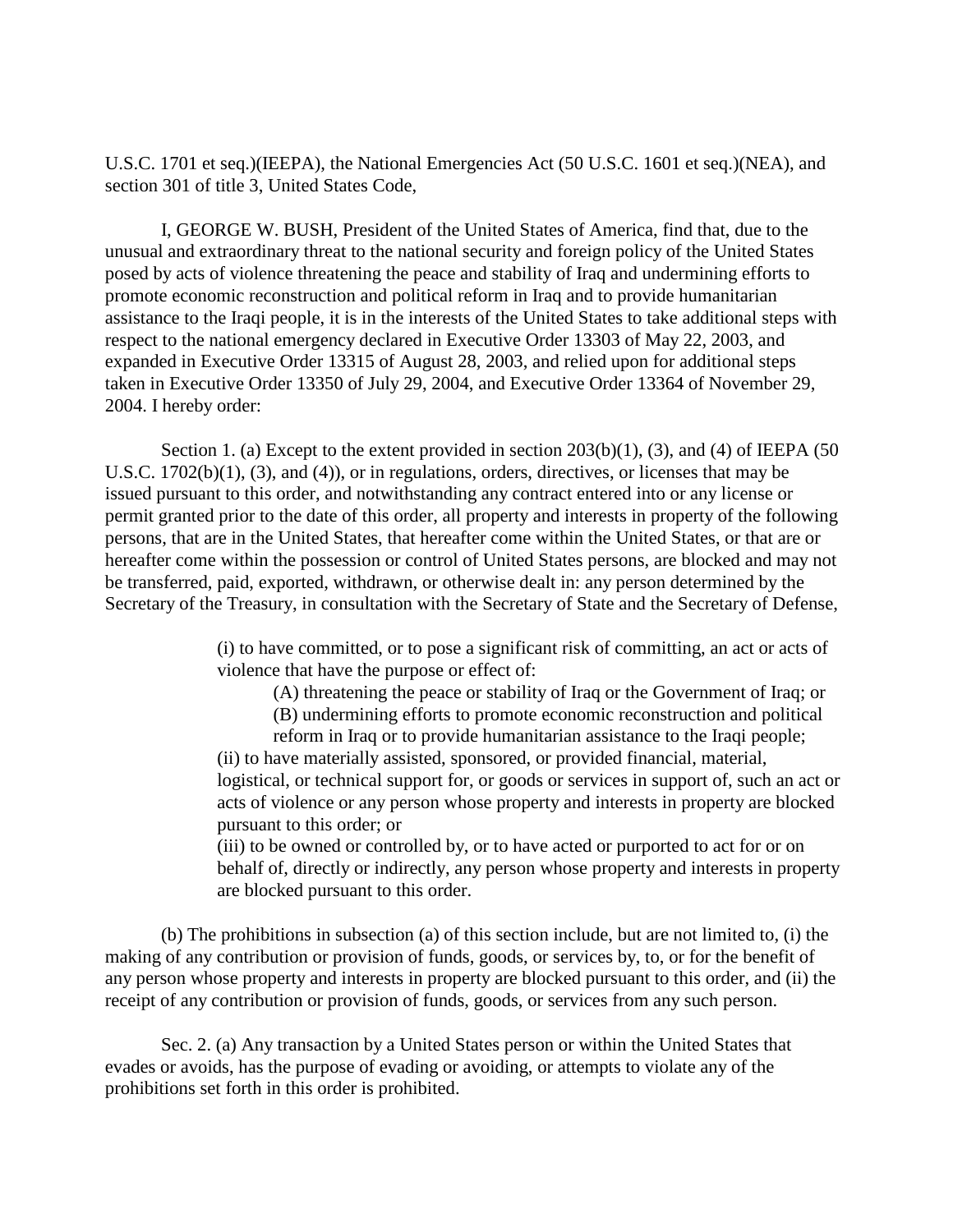U.S.C. 1701 et seq.)(IEEPA), the National Emergencies Act (50 U.S.C. 1601 et seq.)(NEA), and section 301 of title 3, United States Code,

I, GEORGE W. BUSH, President of the United States of America, find that, due to the unusual and extraordinary threat to the national security and foreign policy of the United States posed by acts of violence threatening the peace and stability of Iraq and undermining efforts to promote economic reconstruction and political reform in Iraq and to provide humanitarian assistance to the Iraqi people, it is in the interests of the United States to take additional steps with respect to the national emergency declared in Executive Order 13303 of May 22, 2003, and expanded in Executive Order 13315 of August 28, 2003, and relied upon for additional steps taken in Executive Order 13350 of July 29, 2004, and Executive Order 13364 of November 29, 2004. I hereby order:

Section 1. (a) Except to the extent provided in section 203(b)(1), (3), and (4) of IEEPA (50 U.S.C. 1702(b)(1), (3), and (4)), or in regulations, orders, directives, or licenses that may be issued pursuant to this order, and notwithstanding any contract entered into or any license or permit granted prior to the date of this order, all property and interests in property of the following persons, that are in the United States, that hereafter come within the United States, or that are or hereafter come within the possession or control of United States persons, are blocked and may not be transferred, paid, exported, withdrawn, or otherwise dealt in: any person determined by the Secretary of the Treasury, in consultation with the Secretary of State and the Secretary of Defense,

> (i) to have committed, or to pose a significant risk of committing, an act or acts of violence that have the purpose or effect of:
>
> > (A) threatening the peace or stability of Iraq or the Government of Iraq; or
> >
> > (B) undermining efforts to promote economic reconstruction and political reform in Iraq or to provide humanitarian assistance to the Iraqi people;
>
> (ii) to have materially assisted, sponsored, or provided financial, material, logistical, or technical support for, or goods or services in support of, such an act or acts of violence or any person whose property and interests in property are blocked pursuant to this order; or
>
> (iii) to be owned or controlled by, or to have acted or purported to act for or on behalf of, directly or indirectly, any person whose property and interests in property are blocked pursuant to this order.

(b) The prohibitions in subsection (a) of this section include, but are not limited to, (i) the making of any contribution or provision of funds, goods, or services by, to, or for the benefit of any person whose property and interests in property are blocked pursuant to this order, and (ii) the receipt of any contribution or provision of funds, goods, or services from any such person.

Sec. 2. (a) Any transaction by a United States person or within the United States that evades or avoids, has the purpose of evading or avoiding, or attempts to violate any of the prohibitions set forth in this order is prohibited.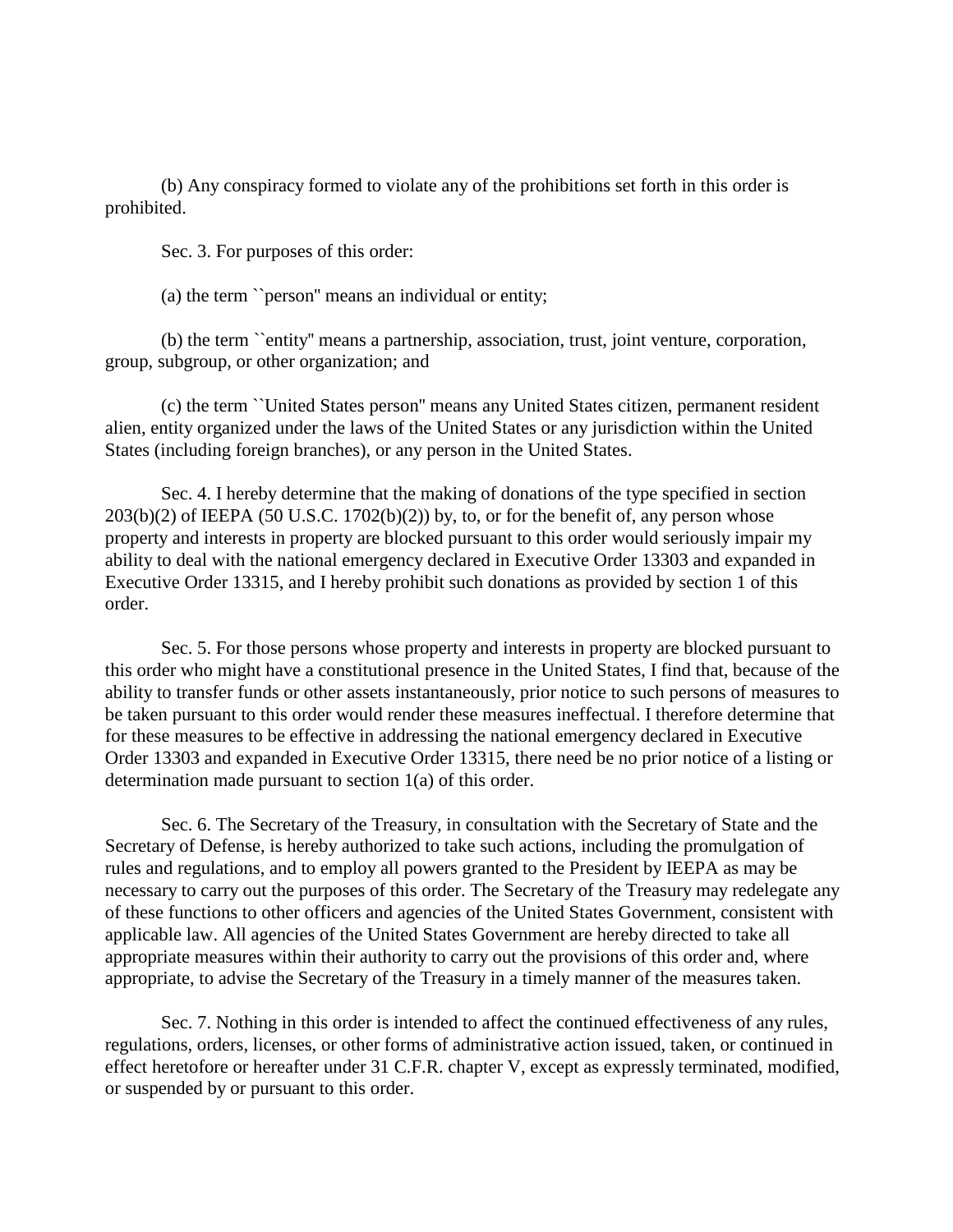(b) Any conspiracy formed to violate any of the prohibitions set forth in this order is prohibited.

Sec. 3. For purposes of this order:

(a) the term ``person'' means an individual or entity;

(b) the term ``entity'' means a partnership, association, trust, joint venture, corporation, group, subgroup, or other organization; and

(c) the term ``United States person'' means any United States citizen, permanent resident alien, entity organized under the laws of the United States or any jurisdiction within the United States (including foreign branches), or any person in the United States.

Sec. 4. I hereby determine that the making of donations of the type specified in section 203(b)(2) of IEEPA (50 U.S.C. 1702(b)(2)) by, to, or for the benefit of, any person whose property and interests in property are blocked pursuant to this order would seriously impair my ability to deal with the national emergency declared in Executive Order 13303 and expanded in Executive Order 13315, and I hereby prohibit such donations as provided by section 1 of this order.

Sec. 5. For those persons whose property and interests in property are blocked pursuant to this order who might have a constitutional presence in the United States, I find that, because of the ability to transfer funds or other assets instantaneously, prior notice to such persons of measures to be taken pursuant to this order would render these measures ineffectual. I therefore determine that for these measures to be effective in addressing the national emergency declared in Executive Order 13303 and expanded in Executive Order 13315, there need be no prior notice of a listing or determination made pursuant to section 1(a) of this order.

Sec. 6. The Secretary of the Treasury, in consultation with the Secretary of State and the Secretary of Defense, is hereby authorized to take such actions, including the promulgation of rules and regulations, and to employ all powers granted to the President by IEEPA as may be necessary to carry out the purposes of this order. The Secretary of the Treasury may redelegate any of these functions to other officers and agencies of the United States Government, consistent with applicable law. All agencies of the United States Government are hereby directed to take all appropriate measures within their authority to carry out the provisions of this order and, where appropriate, to advise the Secretary of the Treasury in a timely manner of the measures taken.

Sec. 7. Nothing in this order is intended to affect the continued effectiveness of any rules, regulations, orders, licenses, or other forms of administrative action issued, taken, or continued in effect heretofore or hereafter under 31 C.F.R. chapter V, except as expressly terminated, modified, or suspended by or pursuant to this order.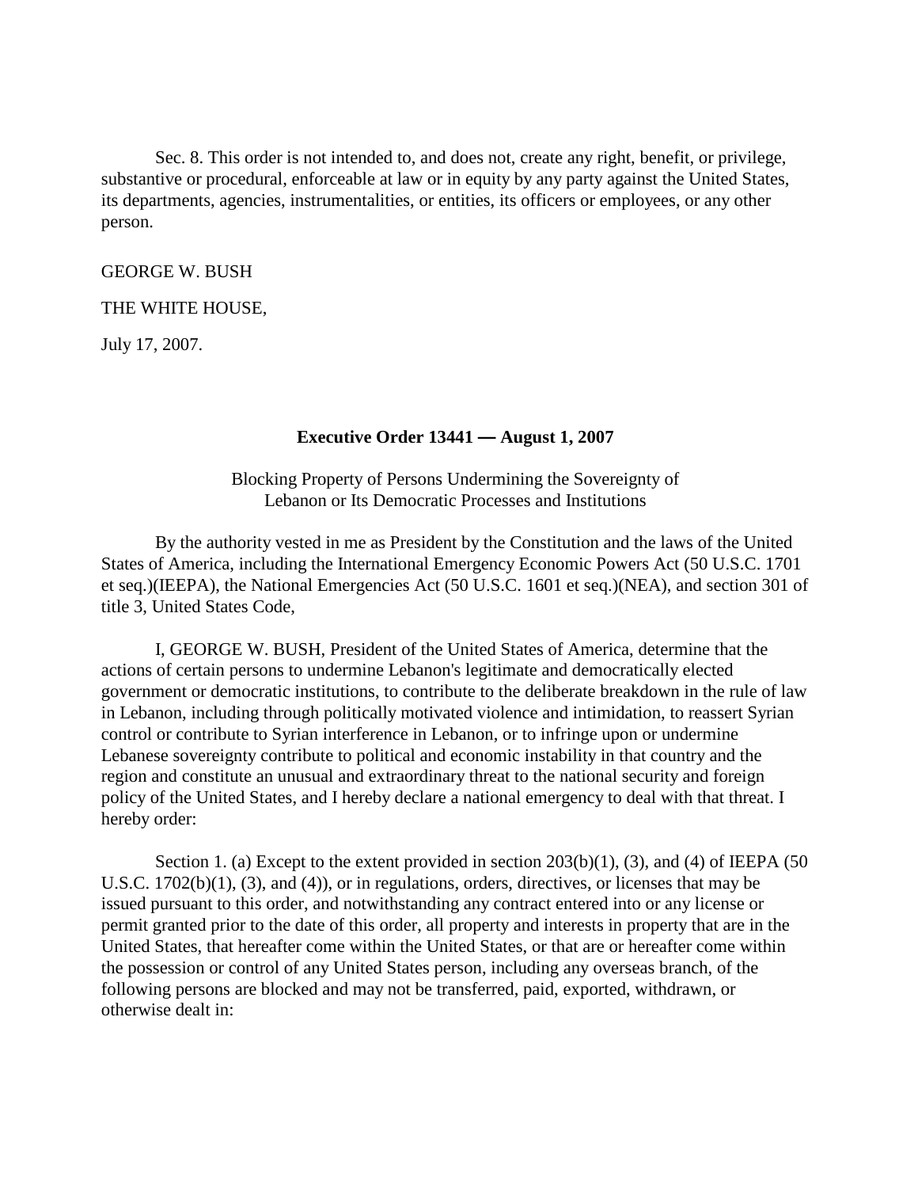Sec. 8. This order is not intended to, and does not, create any right, benefit, or privilege, substantive or procedural, enforceable at law or in equity by any party against the United States, its departments, agencies, instrumentalities, or entities, its officers or employees, or any other person.

GEORGE W. BUSH

THE WHITE HOUSE,

July 17, 2007.

**Executive Order 13441 — August 1, 2007**

Blocking Property of Persons Undermining the Sovereignty of Lebanon or Its Democratic Processes and Institutions

By the authority vested in me as President by the Constitution and the laws of the United States of America, including the International Emergency Economic Powers Act (50 U.S.C. 1701 et seq.)(IEEPA), the National Emergencies Act (50 U.S.C. 1601 et seq.)(NEA), and section 301 of title 3, United States Code,

I, GEORGE W. BUSH, President of the United States of America, determine that the actions of certain persons to undermine Lebanon's legitimate and democratically elected government or democratic institutions, to contribute to the deliberate breakdown in the rule of law in Lebanon, including through politically motivated violence and intimidation, to reassert Syrian control or contribute to Syrian interference in Lebanon, or to infringe upon or undermine Lebanese sovereignty contribute to political and economic instability in that country and the region and constitute an unusual and extraordinary threat to the national security and foreign policy of the United States, and I hereby declare a national emergency to deal with that threat. I hereby order:

Section 1. (a) Except to the extent provided in section 203(b)(1), (3), and (4) of IEEPA (50 U.S.C. 1702(b)(1), (3), and (4)), or in regulations, orders, directives, or licenses that may be issued pursuant to this order, and notwithstanding any contract entered into or any license or permit granted prior to the date of this order, all property and interests in property that are in the United States, that hereafter come within the United States, or that are or hereafter come within the possession or control of any United States person, including any overseas branch, of the following persons are blocked and may not be transferred, paid, exported, withdrawn, or otherwise dealt in: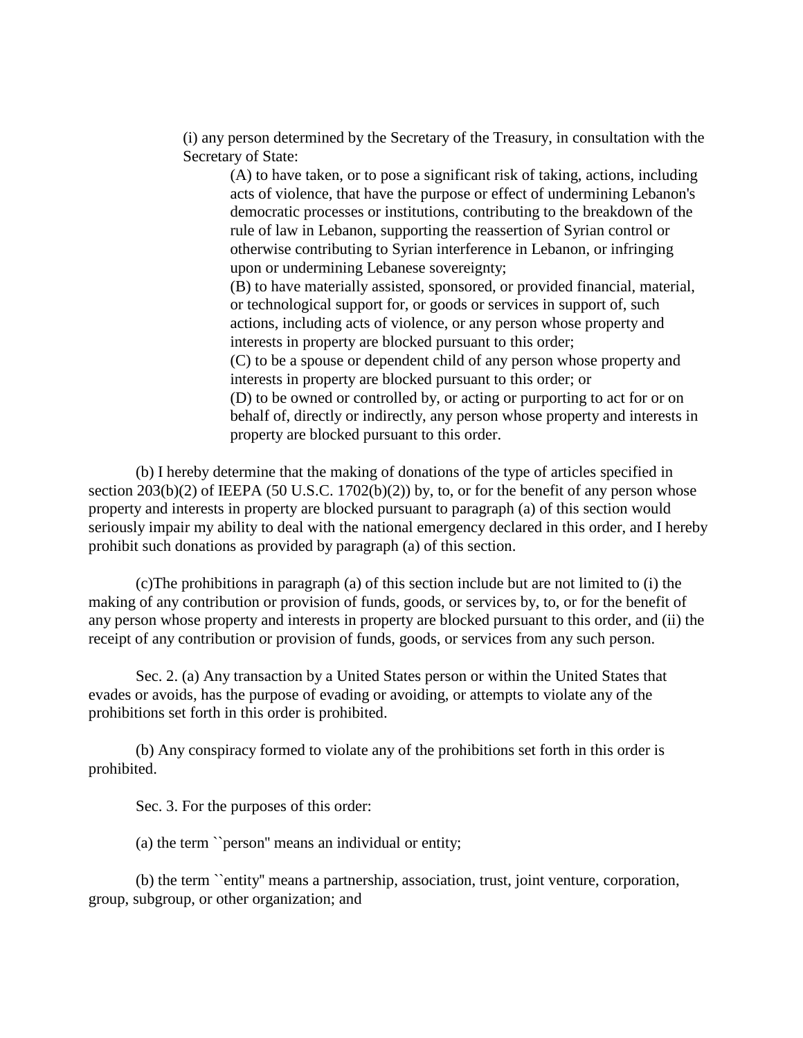(i) any person determined by the Secretary of the Treasury, in consultation with the Secretary of State:

(A) to have taken, or to pose a significant risk of taking, actions, including acts of violence, that have the purpose or effect of undermining Lebanon's democratic processes or institutions, contributing to the breakdown of the rule of law in Lebanon, supporting the reassertion of Syrian control or otherwise contributing to Syrian interference in Lebanon, or infringing upon or undermining Lebanese sovereignty;

(B) to have materially assisted, sponsored, or provided financial, material, or technological support for, or goods or services in support of, such actions, including acts of violence, or any person whose property and interests in property are blocked pursuant to this order;

(C) to be a spouse or dependent child of any person whose property and interests in property are blocked pursuant to this order; or

(D) to be owned or controlled by, or acting or purporting to act for or on behalf of, directly or indirectly, any person whose property and interests in property are blocked pursuant to this order.

(b) I hereby determine that the making of donations of the type of articles specified in section 203(b)(2) of IEEPA (50 U.S.C. 1702(b)(2)) by, to, or for the benefit of any person whose property and interests in property are blocked pursuant to paragraph (a) of this section would seriously impair my ability to deal with the national emergency declared in this order, and I hereby prohibit such donations as provided by paragraph (a) of this section.

(c)The prohibitions in paragraph (a) of this section include but are not limited to (i) the making of any contribution or provision of funds, goods, or services by, to, or for the benefit of any person whose property and interests in property are blocked pursuant to this order, and (ii) the receipt of any contribution or provision of funds, goods, or services from any such person.

Sec. 2. (a) Any transaction by a United States person or within the United States that evades or avoids, has the purpose of evading or avoiding, or attempts to violate any of the prohibitions set forth in this order is prohibited.

(b) Any conspiracy formed to violate any of the prohibitions set forth in this order is prohibited.

Sec. 3. For the purposes of this order:

(a) the term ``person'' means an individual or entity;

(b) the term ``entity'' means a partnership, association, trust, joint venture, corporation, group, subgroup, or other organization; and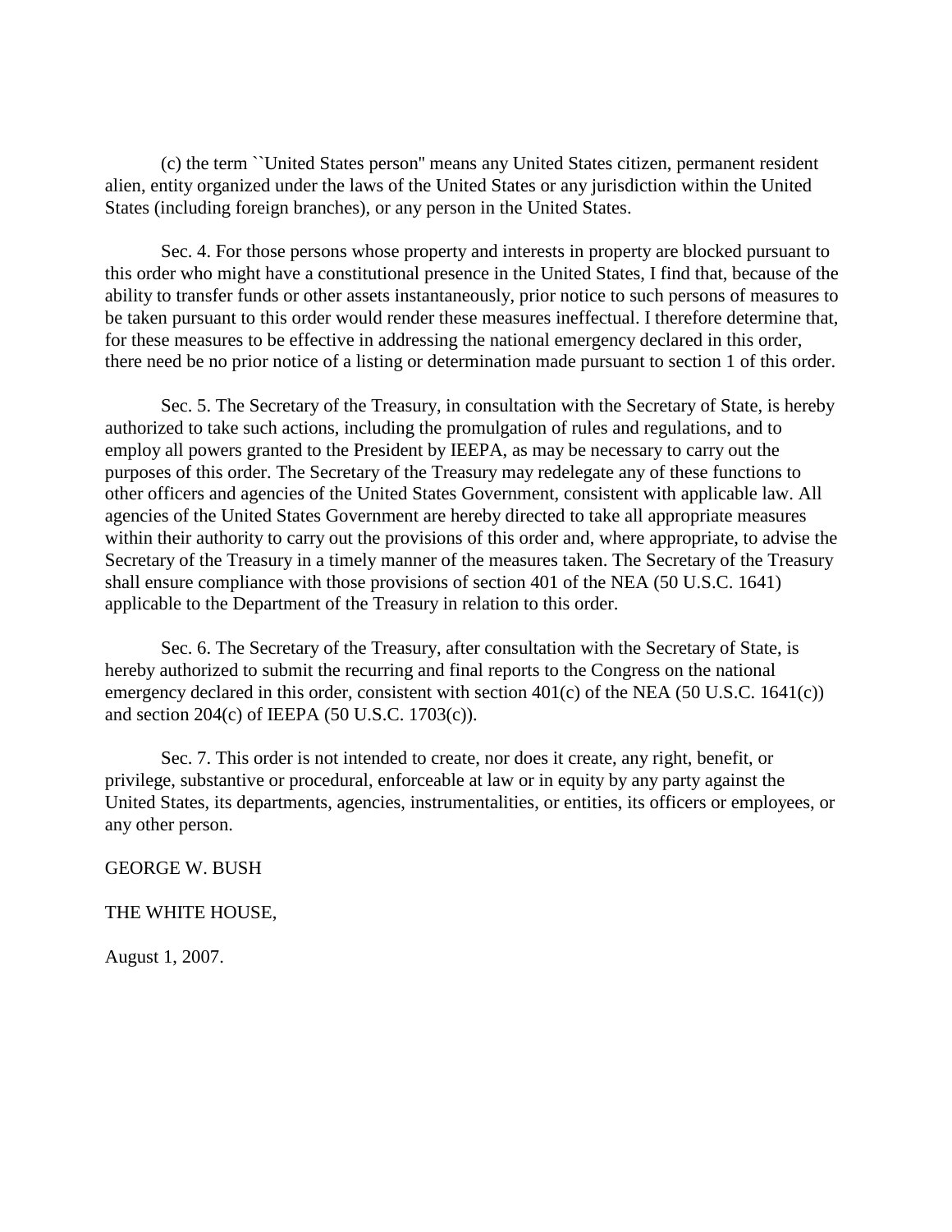(c) the term ``United States person'' means any United States citizen, permanent resident alien, entity organized under the laws of the United States or any jurisdiction within the United States (including foreign branches), or any person in the United States.

Sec. 4. For those persons whose property and interests in property are blocked pursuant to this order who might have a constitutional presence in the United States, I find that, because of the ability to transfer funds or other assets instantaneously, prior notice to such persons of measures to be taken pursuant to this order would render these measures ineffectual. I therefore determine that, for these measures to be effective in addressing the national emergency declared in this order, there need be no prior notice of a listing or determination made pursuant to section 1 of this order.

Sec. 5. The Secretary of the Treasury, in consultation with the Secretary of State, is hereby authorized to take such actions, including the promulgation of rules and regulations, and to employ all powers granted to the President by IEEPA, as may be necessary to carry out the purposes of this order. The Secretary of the Treasury may redelegate any of these functions to other officers and agencies of the United States Government, consistent with applicable law. All agencies of the United States Government are hereby directed to take all appropriate measures within their authority to carry out the provisions of this order and, where appropriate, to advise the Secretary of the Treasury in a timely manner of the measures taken. The Secretary of the Treasury shall ensure compliance with those provisions of section 401 of the NEA (50 U.S.C. 1641) applicable to the Department of the Treasury in relation to this order.

Sec. 6. The Secretary of the Treasury, after consultation with the Secretary of State, is hereby authorized to submit the recurring and final reports to the Congress on the national emergency declared in this order, consistent with section 401(c) of the NEA (50 U.S.C. 1641(c)) and section 204(c) of IEEPA (50 U.S.C. 1703(c)).

Sec. 7. This order is not intended to create, nor does it create, any right, benefit, or privilege, substantive or procedural, enforceable at law or in equity by any party against the United States, its departments, agencies, instrumentalities, or entities, its officers or employees, or any other person.

GEORGE W. BUSH

THE WHITE HOUSE,

August 1, 2007.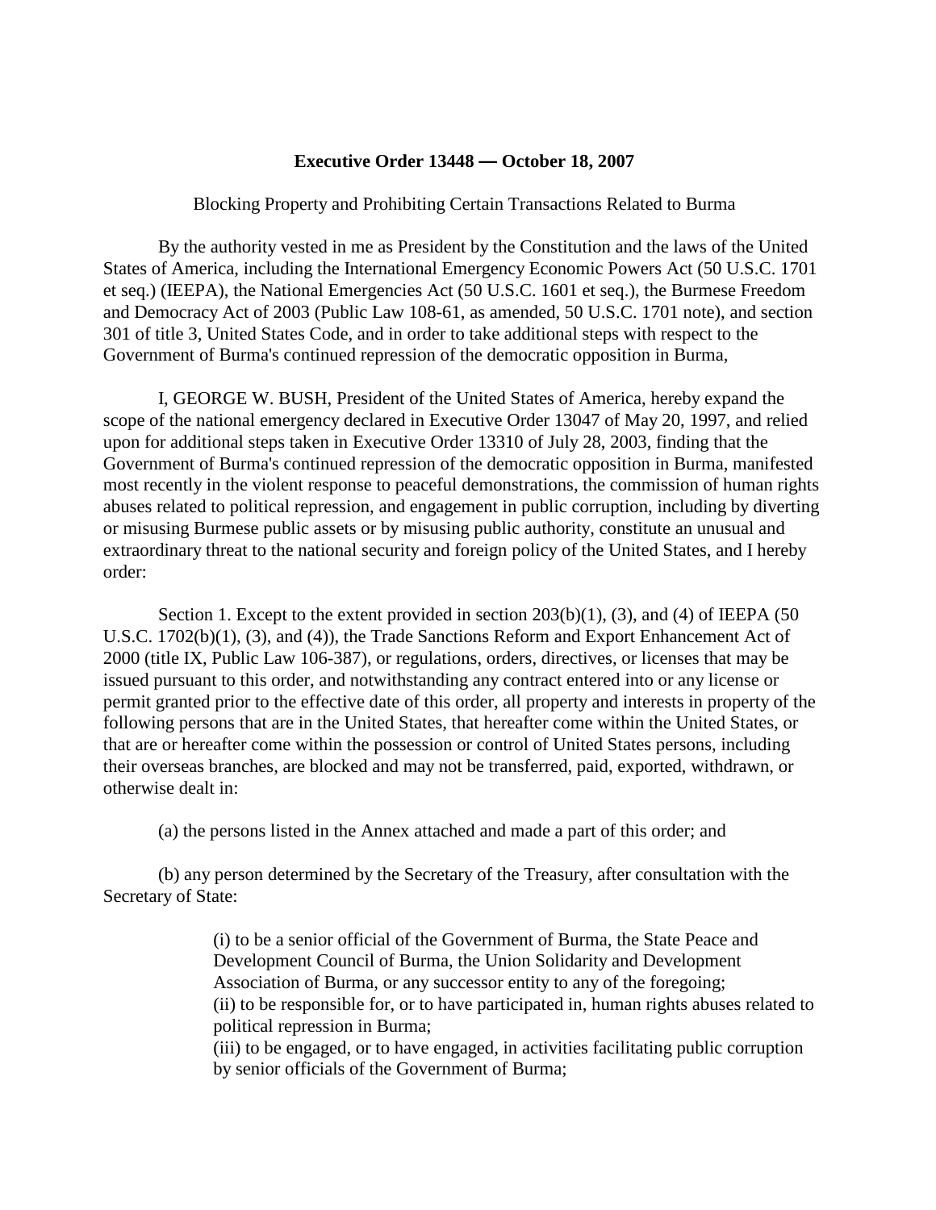**Executive Order 13448 — October 18, 2007**

Blocking Property and Prohibiting Certain Transactions Related to Burma

By the authority vested in me as President by the Constitution and the laws of the United States of America, including the International Emergency Economic Powers Act (50 U.S.C. 1701 et seq.) (IEEPA), the National Emergencies Act (50 U.S.C. 1601 et seq.), the Burmese Freedom and Democracy Act of 2003 (Public Law 108-61, as amended, 50 U.S.C. 1701 note), and section 301 of title 3, United States Code, and in order to take additional steps with respect to the Government of Burma's continued repression of the democratic opposition in Burma,

I, GEORGE W. BUSH, President of the United States of America, hereby expand the scope of the national emergency declared in Executive Order 13047 of May 20, 1997, and relied upon for additional steps taken in Executive Order 13310 of July 28, 2003, finding that the Government of Burma's continued repression of the democratic opposition in Burma, manifested most recently in the violent response to peaceful demonstrations, the commission of human rights abuses related to political repression, and engagement in public corruption, including by diverting or misusing Burmese public assets or by misusing public authority, constitute an unusual and extraordinary threat to the national security and foreign policy of the United States, and I hereby order:

Section 1. Except to the extent provided in section 203(b)(1), (3), and (4) of IEEPA (50 U.S.C. 1702(b)(1), (3), and (4)), the Trade Sanctions Reform and Export Enhancement Act of 2000 (title IX, Public Law 106-387), or regulations, orders, directives, or licenses that may be issued pursuant to this order, and notwithstanding any contract entered into or any license or permit granted prior to the effective date of this order, all property and interests in property of the following persons that are in the United States, that hereafter come within the United States, or that are or hereafter come within the possession or control of United States persons, including their overseas branches, are blocked and may not be transferred, paid, exported, withdrawn, or otherwise dealt in:

(a) the persons listed in the Annex attached and made a part of this order; and

(b) any person determined by the Secretary of the Treasury, after consultation with the Secretary of State:

(i) to be a senior official of the Government of Burma, the State Peace and Development Council of Burma, the Union Solidarity and Development Association of Burma, or any successor entity to any of the foregoing;
(ii) to be responsible for, or to have participated in, human rights abuses related to political repression in Burma;
(iii) to be engaged, or to have engaged, in activities facilitating public corruption by senior officials of the Government of Burma;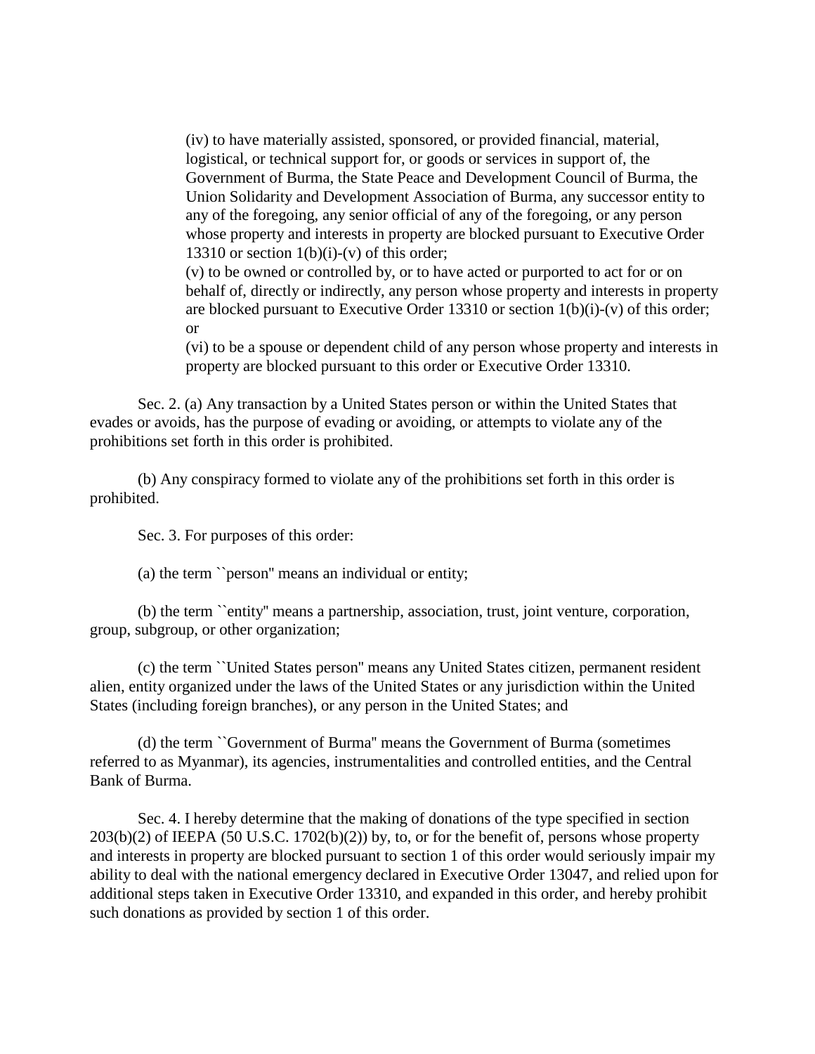(iv) to have materially assisted, sponsored, or provided financial, material, logistical, or technical support for, or goods or services in support of, the Government of Burma, the State Peace and Development Council of Burma, the Union Solidarity and Development Association of Burma, any successor entity to any of the foregoing, any senior official of any of the foregoing, or any person whose property and interests in property are blocked pursuant to Executive Order 13310 or section 1(b)(i)-(v) of this order;

(v) to be owned or controlled by, or to have acted or purported to act for or on behalf of, directly or indirectly, any person whose property and interests in property are blocked pursuant to Executive Order 13310 or section 1(b)(i)-(v) of this order; or

(vi) to be a spouse or dependent child of any person whose property and interests in property are blocked pursuant to this order or Executive Order 13310.

Sec. 2. (a) Any transaction by a United States person or within the United States that evades or avoids, has the purpose of evading or avoiding, or attempts to violate any of the prohibitions set forth in this order is prohibited.

(b) Any conspiracy formed to violate any of the prohibitions set forth in this order is prohibited.

Sec. 3. For purposes of this order:

(a) the term ``person'' means an individual or entity;

(b) the term ``entity'' means a partnership, association, trust, joint venture, corporation, group, subgroup, or other organization;

(c) the term ``United States person'' means any United States citizen, permanent resident alien, entity organized under the laws of the United States or any jurisdiction within the United States (including foreign branches), or any person in the United States; and

(d) the term ``Government of Burma'' means the Government of Burma (sometimes referred to as Myanmar), its agencies, instrumentalities and controlled entities, and the Central Bank of Burma.

Sec. 4. I hereby determine that the making of donations of the type specified in section 203(b)(2) of IEEPA (50 U.S.C. 1702(b)(2)) by, to, or for the benefit of, persons whose property and interests in property are blocked pursuant to section 1 of this order would seriously impair my ability to deal with the national emergency declared in Executive Order 13047, and relied upon for additional steps taken in Executive Order 13310, and expanded in this order, and hereby prohibit such donations as provided by section 1 of this order.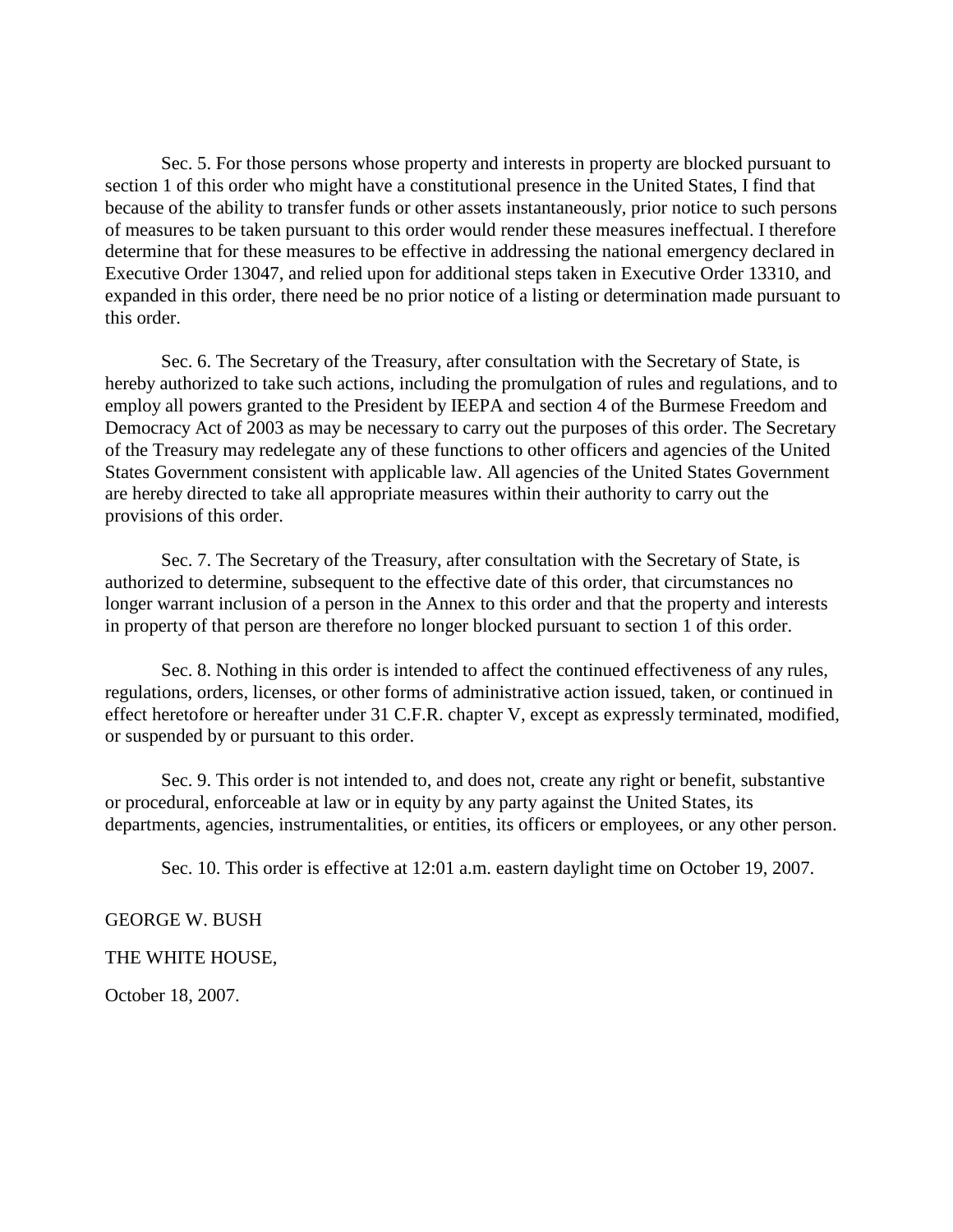Sec. 5. For those persons whose property and interests in property are blocked pursuant to section 1 of this order who might have a constitutional presence in the United States, I find that because of the ability to transfer funds or other assets instantaneously, prior notice to such persons of measures to be taken pursuant to this order would render these measures ineffectual. I therefore determine that for these measures to be effective in addressing the national emergency declared in Executive Order 13047, and relied upon for additional steps taken in Executive Order 13310, and expanded in this order, there need be no prior notice of a listing or determination made pursuant to this order.

Sec. 6. The Secretary of the Treasury, after consultation with the Secretary of State, is hereby authorized to take such actions, including the promulgation of rules and regulations, and to employ all powers granted to the President by IEEPA and section 4 of the Burmese Freedom and Democracy Act of 2003 as may be necessary to carry out the purposes of this order. The Secretary of the Treasury may redelegate any of these functions to other officers and agencies of the United States Government consistent with applicable law. All agencies of the United States Government are hereby directed to take all appropriate measures within their authority to carry out the provisions of this order.

Sec. 7. The Secretary of the Treasury, after consultation with the Secretary of State, is authorized to determine, subsequent to the effective date of this order, that circumstances no longer warrant inclusion of a person in the Annex to this order and that the property and interests in property of that person are therefore no longer blocked pursuant to section 1 of this order.

Sec. 8. Nothing in this order is intended to affect the continued effectiveness of any rules, regulations, orders, licenses, or other forms of administrative action issued, taken, or continued in effect heretofore or hereafter under 31 C.F.R. chapter V, except as expressly terminated, modified, or suspended by or pursuant to this order.

Sec. 9. This order is not intended to, and does not, create any right or benefit, substantive or procedural, enforceable at law or in equity by any party against the United States, its departments, agencies, instrumentalities, or entities, its officers or employees, or any other person.

Sec. 10. This order is effective at 12:01 a.m. eastern daylight time on October 19, 2007.

GEORGE W. BUSH

THE WHITE HOUSE,

October 18, 2007.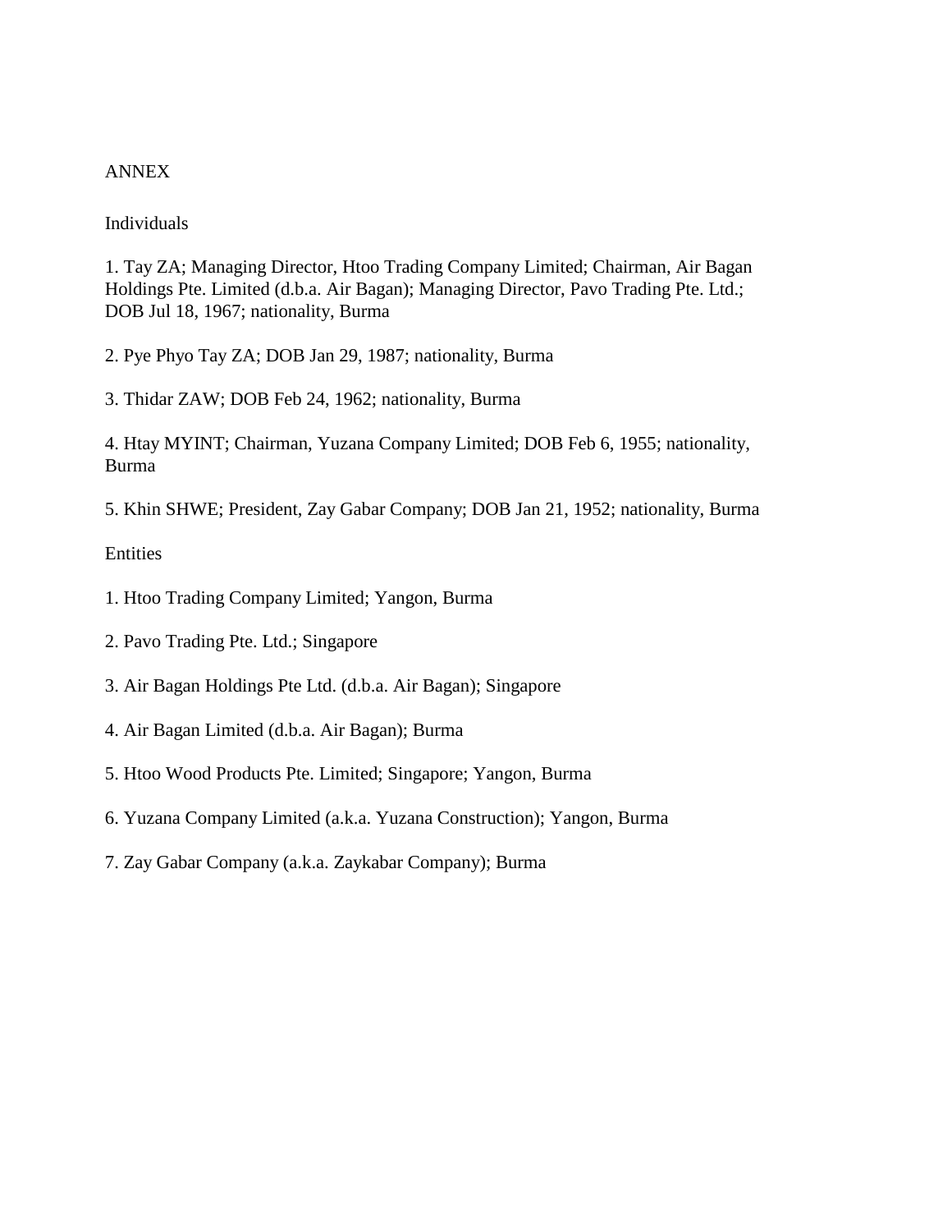# ANNEX

## Individuals

1. Tay ZA; Managing Director, Htoo Trading Company Limited; Chairman, Air Bagan Holdings Pte. Limited (d.b.a. Air Bagan); Managing Director, Pavo Trading Pte. Ltd.; DOB Jul 18, 1967; nationality, Burma

2. Pye Phyo Tay ZA; DOB Jan 29, 1987; nationality, Burma

3. Thidar ZAW; DOB Feb 24, 1962; nationality, Burma

4. Htay MYINT; Chairman, Yuzana Company Limited; DOB Feb 6, 1955; nationality, Burma

5. Khin SHWE; President, Zay Gabar Company; DOB Jan 21, 1952; nationality, Burma

## Entities

1. Htoo Trading Company Limited; Yangon, Burma

2. Pavo Trading Pte. Ltd.; Singapore

3. Air Bagan Holdings Pte Ltd. (d.b.a. Air Bagan); Singapore

4. Air Bagan Limited (d.b.a. Air Bagan); Burma

5. Htoo Wood Products Pte. Limited; Singapore; Yangon, Burma

6. Yuzana Company Limited (a.k.a. Yuzana Construction); Yangon, Burma

7. Zay Gabar Company (a.k.a. Zaykabar Company); Burma